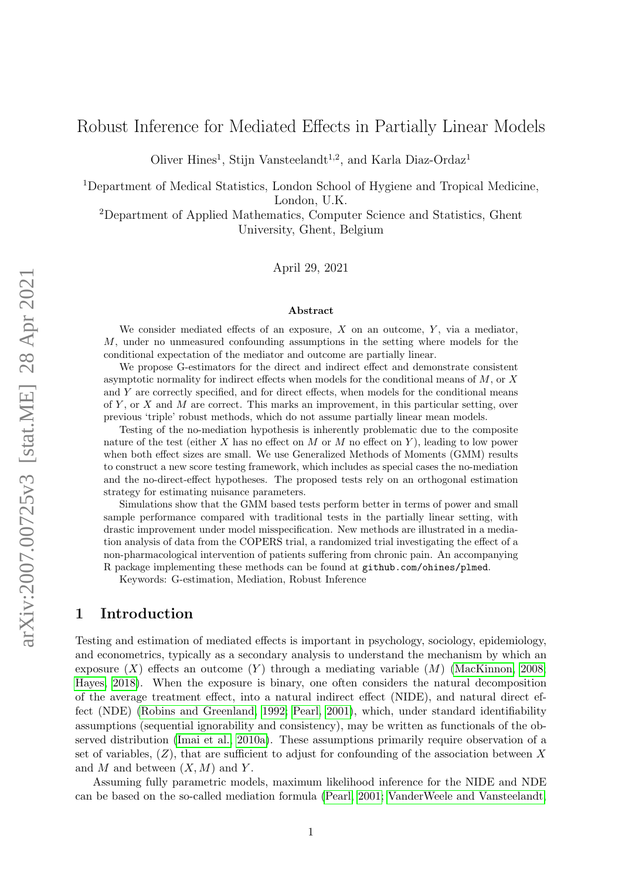# Robust Inference for Mediated Effects in Partially Linear Models

Oliver Hines[1], Stijn Vansteelandt[1,2], and Karla Diaz-Ordaz[1]

[1]Department of Medical Statistics, London School of Hygiene and Tropical Medicine, London, U.K.

[2]Department of Applied Mathematics, Computer Science and Statistics, Ghent University, Ghent, Belgium

April 29, 2021

### Abstract

We consider mediated effects of an exposure, $X$ on an outcome, $Y$, via a mediator, $M$, under no unmeasured confounding assumptions in the setting where models for the conditional expectation of the mediator and outcome are partially linear.

We propose G-estimators for the direct and indirect effect and demonstrate consistent asymptotic normality for indirect effects when models for the conditional means of $M$, or $X$ and $Y$ are correctly specified, and for direct effects, when models for the conditional means of $Y$, or $X$ and $M$ are correct. This marks an improvement, in this particular setting, over previous 'triple' robust methods, which do not assume partially linear mean models.

Testing of the no-mediation hypothesis is inherently problematic due to the composite nature of the test (either $X$ has no effect on $M$ or $M$ no effect on $Y$), leading to low power when both effect sizes are small. We use Generalized Methods of Moments (GMM) results to construct a new score testing framework, which includes as special cases the no-mediation and the no-direct-effect hypotheses. The proposed tests rely on an orthogonal estimation strategy for estimating nuisance parameters.

Simulations show that the GMM based tests perform better in terms of power and small sample performance compared with traditional tests in the partially linear setting, with drastic improvement under model misspecification. New methods are illustrated in a mediation analysis of data from the COPERS trial, a randomized trial investigating the effect of a non-pharmacological intervention of patients suffering from chronic pain. An accompanying R package implementing these methods can be found at github.com/ohines/plmed.

Keywords: G-estimation, Mediation, Robust Inference

## 1 Introduction

Testing and estimation of mediated effects is important in psychology, sociology, epidemiology, and econometrics, typically as a secondary analysis to understand the mechanism by which an exposure ($X$) effects an outcome ($Y$) through a mediating variable ($M$) (MacKinnon, 2008; Hayes, 2018). When the exposure is binary, one often considers the natural decomposition of the average treatment effect, into a natural indirect effect (NIDE), and natural direct effect (NDE) (Robins and Greenland, 1992; Pearl, 2001), which, under standard identifiability assumptions (sequential ignorability and consistency), may be written as functionals of the observed distribution (Imai et al., 2010a). These assumptions primarily require observation of a set of variables, ($Z$), that are sufficient to adjust for confounding of the association between $X$ and $M$ and between $(X, M)$ and $Y$.

Assuming fully parametric models, maximum likelihood inference for the NIDE and NDE can be based on the so-called mediation formula (Pearl, 2001; VanderWeele and Vansteelandt,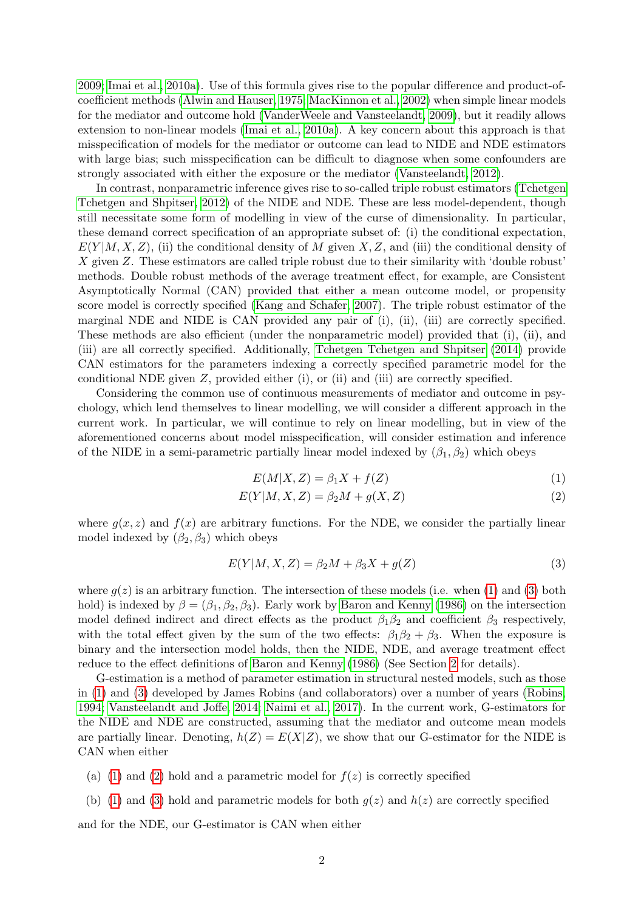2009; Imai et al., 2010a). Use of this formula gives rise to the popular difference and product-of-coefficient methods (Alwin and Hauser, 1975; MacKinnon et al., 2002) when simple linear models for the mediator and outcome hold (VanderWeele and Vansteelandt, 2009), but it readily allows extension to non-linear models (Imai et al., 2010a). A key concern about this approach is that misspecification of models for the mediator or outcome can lead to NIDE and NDE estimators with large bias; such misspecification can be difficult to diagnose when some confounders are strongly associated with either the exposure or the mediator (Vansteelandt, 2012).

In contrast, nonparametric inference gives rise to so-called triple robust estimators (Tchetgen Tchetgen and Shpitser, 2012) of the NIDE and NDE. These are less model-dependent, though still necessitate some form of modelling in view of the curse of dimensionality. In particular, these demand correct specification of an appropriate subset of: (i) the conditional expectation, $E(Y|M, X, Z)$, (ii) the conditional density of $M$ given $X, Z$, and (iii) the conditional density of $X$ given $Z$. These estimators are called triple robust due to their similarity with 'double robust' methods. Double robust methods of the average treatment effect, for example, are Consistent Asymptotically Normal (CAN) provided that either a mean outcome model, or propensity score model is correctly specified (Kang and Schafer, 2007). The triple robust estimator of the marginal NDE and NIDE is CAN provided any pair of (i), (ii), (iii) are correctly specified. These methods are also efficient (under the nonparametric model) provided that (i), (ii), and (iii) are all correctly specified. Additionally, Tchetgen Tchetgen and Shpitser (2014) provide CAN estimators for the parameters indexing a correctly specified parametric model for the conditional NDE given $Z$, provided either (i), or (ii) and (iii) are correctly specified.

Considering the common use of continuous measurements of mediator and outcome in psychology, which lend themselves to linear modelling, we will consider a different approach in the current work. In particular, we will continue to rely on linear modelling, but in view of the aforementioned concerns about model misspecification, will consider estimation and inference of the NIDE in a semi-parametric partially linear model indexed by $(\beta_1, \beta_2)$ which obeys

$$E(M|X, Z) = \beta_1 X + f(Z) \tag{1}$$

$$E(Y|M, X, Z) = \beta_2 M + g(X, Z) \tag{2}$$

where $g(x, z)$ and $f(x)$ are arbitrary functions. For the NDE, we consider the partially linear model indexed by $(\beta_2, \beta_3)$ which obeys

$$E(Y|M, X, Z) = \beta_2 M + \beta_3 X + g(Z) \tag{3}$$

where $g(z)$ is an arbitrary function. The intersection of these models (i.e. when (1) and (3) both hold) is indexed by $\beta = (\beta_1, \beta_2, \beta_3)$. Early work by Baron and Kenny (1986) on the intersection model defined indirect and direct effects as the product $\beta_1\beta_2$ and coefficient $\beta_3$ respectively, with the total effect given by the sum of the two effects: $\beta_1\beta_2 + \beta_3$. When the exposure is binary and the intersection model holds, then the NIDE, NDE, and average treatment effect reduce to the effect definitions of Baron and Kenny (1986) (See Section 2 for details).

G-estimation is a method of parameter estimation in structural nested models, such as those in (1) and (3) developed by James Robins (and collaborators) over a number of years (Robins, 1994; Vansteelandt and Joffe, 2014; Naimi et al., 2017). In the current work, G-estimators for the NIDE and NDE are constructed, assuming that the mediator and outcome mean models are partially linear. Denoting, $h(Z) = E(X|Z)$, we show that our G-estimator for the NIDE is CAN when either

(a) (1) and (2) hold and a parametric model for $f(z)$ is correctly specified

(b) (1) and (3) hold and parametric models for both $g(z)$ and $h(z)$ are correctly specified

and for the NDE, our G-estimator is CAN when either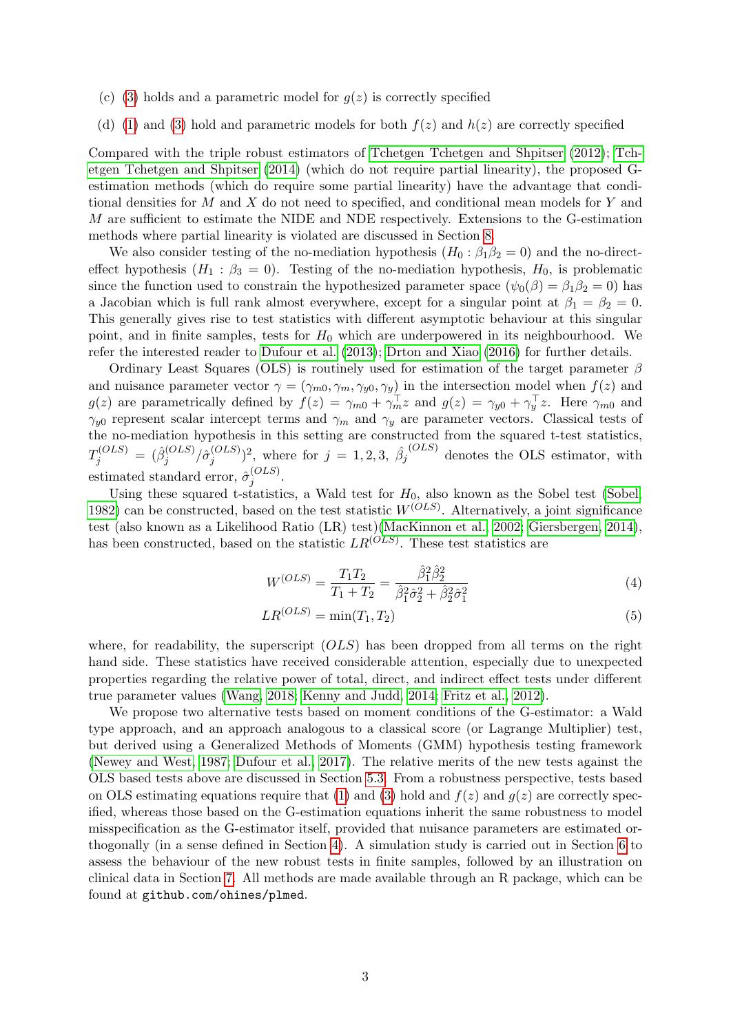(c) (3) holds and a parametric model for $g(z)$ is correctly specified

(d) (1) and (3) hold and parametric models for both $f(z)$ and $h(z)$ are correctly specified

Compared with the triple robust estimators of Tchetgen Tchetgen and Shpitser (2012); Tchetgen Tchetgen and Shpitser (2014) (which do not require partial linearity), the proposed G-estimation methods (which do require some partial linearity) have the advantage that conditional densities for $M$ and $X$ do not need to specified, and conditional mean models for $Y$ and $M$ are sufficient to estimate the NIDE and NDE respectively. Extensions to the G-estimation methods where partial linearity is violated are discussed in Section 8.

We also consider testing of the no-mediation hypothesis ($H_0 : \beta_1\beta_2 = 0$) and the no-direct-effect hypothesis ($H_1 : \beta_3 = 0$). Testing of the no-mediation hypothesis, $H_0$, is problematic since the function used to constrain the hypothesized parameter space ($\psi_0(\beta) = \beta_1\beta_2 = 0$) has a Jacobian which is full rank almost everywhere, except for a singular point at $\beta_1 = \beta_2 = 0$. This generally gives rise to test statistics with different asymptotic behaviour at this singular point, and in finite samples, tests for $H_0$ which are underpowered in its neighbourhood. We refer the interested reader to Dufour et al. (2013); Drton and Xiao (2016) for further details.

Ordinary Least Squares (OLS) is routinely used for estimation of the target parameter $\beta$ and nuisance parameter vector $\gamma = (\gamma_{m0}, \gamma_m, \gamma_{y0}, \gamma_y)$ in the intersection model when $f(z)$ and $g(z)$ are parametrically defined by $f(z) = \gamma_{m0} + \gamma_m^\top z$ and $g(z) = \gamma_{y0} + \gamma_y^\top z$. Here $\gamma_{m0}$ and $\gamma_{y0}$ represent scalar intercept terms and $\gamma_m$ and $\gamma_y$ are parameter vectors. Classical tests of the no-mediation hypothesis in this setting are constructed from the squared t-test statistics, $T_j^{(OLS)} = (\hat{\beta}_j^{(OLS)}/\hat{\sigma}_j^{(OLS)})^2$, where for $j = 1, 2, 3$, $\hat{\beta}_j^{(OLS)}$ denotes the OLS estimator, with estimated standard error, $\hat{\sigma}_j^{(OLS)}$.

Using these squared t-statistics, a Wald test for $H_0$, also known as the Sobel test (Sobel, 1982) can be constructed, based on the test statistic $W^{(OLS)}$. Alternatively, a joint significance test (also known as a Likelihood Ratio (LR) test)(MacKinnon et al., 2002; Giersbergen, 2014), has been constructed, based on the statistic $LR^{(OLS)}$. These test statistics are

$$W^{(OLS)} = \frac{T_1 T_2}{T_1 + T_2} = \frac{\hat{\beta}_1^2 \hat{\beta}_2^2}{\hat{\beta}_1^2 \hat{\sigma}_2^2 + \hat{\beta}_2^2 \hat{\sigma}_1^2} \tag{4}$$

$$LR^{(OLS)} = \min(T_1, T_2) \tag{5}$$

where, for readability, the superscript $(OLS)$ has been dropped from all terms on the right hand side. These statistics have received considerable attention, especially due to unexpected properties regarding the relative power of total, direct, and indirect effect tests under different true parameter values (Wang, 2018; Kenny and Judd, 2014; Fritz et al., 2012).

We propose two alternative tests based on moment conditions of the G-estimator: a Wald type approach, and an approach analogous to a classical score (or Lagrange Multiplier) test, but derived using a Generalized Methods of Moments (GMM) hypothesis testing framework (Newey and West, 1987; Dufour et al., 2017). The relative merits of the new tests against the OLS based tests above are discussed in Section 5.3. From a robustness perspective, tests based on OLS estimating equations require that (1) and (3) hold and $f(z)$ and $g(z)$ are correctly specified, whereas those based on the G-estimation equations inherit the same robustness to model misspecification as the G-estimator itself, provided that nuisance parameters are estimated orthogonally (in a sense defined in Section 4). A simulation study is carried out in Section 6 to assess the behaviour of the new robust tests in finite samples, followed by an illustration on clinical data in Section 7. All methods are made available through an R package, which can be found at github.com/ohines/plmed.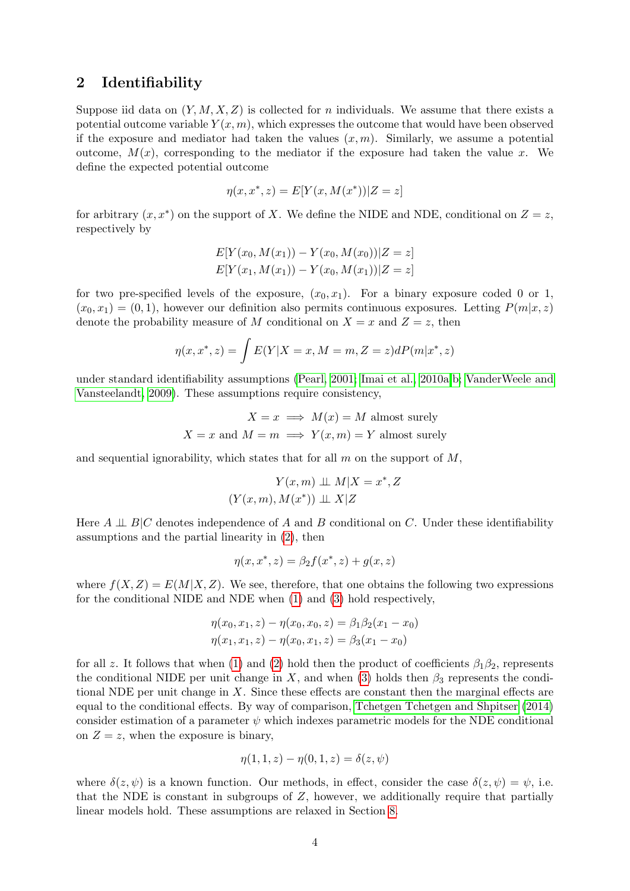## 2 Identifiability

Suppose iid data on $(Y, M, X, Z)$ is collected for $n$ individuals. We assume that there exists a potential outcome variable $Y(x, m)$, which expresses the outcome that would have been observed if the exposure and mediator had taken the values $(x, m)$. Similarly, we assume a potential outcome, $M(x)$, corresponding to the mediator if the exposure had taken the value $x$. We define the expected potential outcome

$$\eta(x, x^*, z) = E[Y(x, M(x^*))|Z = z]$$

for arbitrary $(x, x^*)$ on the support of $X$. We define the NIDE and NDE, conditional on $Z = z$, respectively by

$$E[Y(x_0, M(x_1)) - Y(x_0, M(x_0))|Z = z]$$
$$E[Y(x_1, M(x_1)) - Y(x_0, M(x_1))|Z = z]$$

for two pre-specified levels of the exposure, $(x_0, x_1)$. For a binary exposure coded 0 or 1, $(x_0, x_1) = (0, 1)$, however our definition also permits continuous exposures. Letting $P(m|x, z)$ denote the probability measure of $M$ conditional on $X = x$ and $Z = z$, then

$$\eta(x, x^*, z) = \int E(Y|X = x, M = m, Z = z)dP(m|x^*, z)$$

under standard identifiability assumptions (Pearl, 2001; Imai et al., 2010a,b; VanderWeele and Vansteelandt, 2009). These assumptions require consistency,

$$X = x \implies M(x) = M \text{ almost surely}$$
$$X = x \text{ and } M = m \implies Y(x, m) = Y \text{ almost surely}$$

and sequential ignorability, which states that for all $m$ on the support of $M$,

$$Y(x, m) \perp\!\!\!\perp M|X = x^*, Z$$
$$(Y(x, m), M(x^*)) \perp\!\!\!\perp X|Z$$

Here $A \perp\!\!\!\perp B|C$ denotes independence of $A$ and $B$ conditional on $C$. Under these identifiability assumptions and the partial linearity in (2), then

$$\eta(x, x^*, z) = \beta_2 f(x^*, z) + g(x, z)$$

where $f(X, Z) = E(M|X, Z)$. We see, therefore, that one obtains the following two expressions for the conditional NIDE and NDE when (1) and (3) hold respectively,

$$\eta(x_0, x_1, z) - \eta(x_0, x_0, z) = \beta_1\beta_2(x_1 - x_0)$$
$$\eta(x_1, x_1, z) - \eta(x_0, x_1, z) = \beta_3(x_1 - x_0)$$

for all $z$. It follows that when (1) and (2) hold then the product of coefficients $\beta_1\beta_2$, represents the conditional NIDE per unit change in $X$, and when (3) holds then $\beta_3$ represents the conditional NDE per unit change in $X$. Since these effects are constant then the marginal effects are equal to the conditional effects. By way of comparison, Tchetgen Tchetgen and Shpitser (2014) consider estimation of a parameter $\psi$ which indexes parametric models for the NDE conditional on $Z = z$, when the exposure is binary,

$$\eta(1, 1, z) - \eta(0, 1, z) = \delta(z, \psi)$$

where $\delta(z, \psi)$ is a known function. Our methods, in effect, consider the case $\delta(z, \psi) = \psi$, i.e. that the NDE is constant in subgroups of $Z$, however, we additionally require that partially linear models hold. These assumptions are relaxed in Section 8.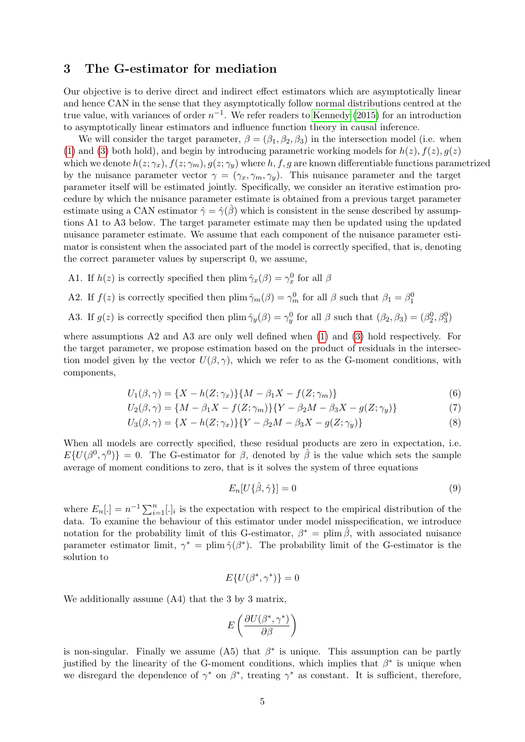## 3 The G-estimator for mediation

Our objective is to derive direct and indirect effect estimators which are asymptotically linear and hence CAN in the sense that they asymptotically follow normal distributions centred at the true value, with variances of order $n^{-1}$. We refer readers to Kennedy (2015) for an introduction to asymptotically linear estimators and influence function theory in causal inference.

We will consider the target parameter, $\beta = (\beta_1, \beta_2, \beta_3)$ in the intersection model (i.e. when (1) and (3) both hold), and begin by introducing parametric working models for $h(z), f(z), g(z)$ which we denote $h(z;\gamma_x), f(z;\gamma_m), g(z;\gamma_y)$ where $h, f, g$ are known differentiable functions parametrized by the nuisance parameter vector $\gamma = (\gamma_x, \gamma_m, \gamma_y)$. This nuisance parameter and the target parameter itself will be estimated jointly. Specifically, we consider an iterative estimation procedure by which the nuisance parameter estimate is obtained from a previous target parameter estimate using a CAN estimator $\hat{\gamma} = \hat{\gamma}(\hat{\beta})$ which is consistent in the sense described by assumptions A1 to A3 below. The target parameter estimate may then be updated using the updated nuisance parameter estimate. We assume that each component of the nuisance parameter estimator is consistent when the associated part of the model is correctly specified, that is, denoting the correct parameter values by superscript 0, we assume,

A1. If $h(z)$ is correctly specified then $\operatorname{plim} \hat{\gamma}_x(\beta) = \gamma_x^0$ for all $\beta$

A2. If $f(z)$ is correctly specified then $\operatorname{plim} \hat{\gamma}_m(\beta) = \gamma_m^0$ for all $\beta$ such that $\beta_1 = \beta_1^0$

A3. If $g(z)$ is correctly specified then $\operatorname{plim} \hat{\gamma}_y(\beta) = \gamma_y^0$ for all $\beta$ such that $(\beta_2, \beta_3) = (\beta_2^0, \beta_3^0)$

where assumptions A2 and A3 are only well defined when (1) and (3) hold respectively. For the target parameter, we propose estimation based on the product of residuals in the intersection model given by the vector $U(\beta, \gamma)$, which we refer to as the G-moment conditions, with components,

$$U_1(\beta, \gamma) = \{X - h(Z;\gamma_x)\}\{M - \beta_1 X - f(Z;\gamma_m)\} \tag{6}$$

$$U_2(\beta, \gamma) = \{M - \beta_1 X - f(Z;\gamma_m)\}\{Y - \beta_2 M - \beta_3 X - g(Z;\gamma_y)\} \tag{7}$$

$$U_3(\beta, \gamma) = \{X - h(Z;\gamma_x)\}\{Y - \beta_2 M - \beta_3 X - g(Z;\gamma_y)\} \tag{8}$$

When all models are correctly specified, these residual products are zero in expectation, i.e. $E\{U(\beta^0, \gamma^0)\} = 0$. The G-estimator for $\beta$, denoted by $\hat{\beta}$ is the value which sets the sample average of moment conditions to zero, that is it solves the system of three equations

$$E_n[U\{\hat{\beta}, \hat{\gamma}\}] = 0 \tag{9}$$

where $E_n[.] = n^{-1}\sum_{i=1}^{n}[.]_i$ is the expectation with respect to the empirical distribution of the data. To examine the behaviour of this estimator under model misspecification, we introduce notation for the probability limit of this G-estimator, $\beta^* = \operatorname{plim} \hat{\beta}$, with associated nuisance parameter estimator limit, $\gamma^* = \operatorname{plim} \hat{\gamma}(\beta^*)$. The probability limit of the G-estimator is the solution to

$$E\{U(\beta^*, \gamma^*)\} = 0$$

We additionally assume (A4) that the 3 by 3 matrix,

$$E\left(\frac{\partial U(\beta^*, \gamma^*)}{\partial \beta}\right)$$

is non-singular. Finally we assume (A5) that $\beta^*$ is unique. This assumption can be partly justified by the linearity of the G-moment conditions, which implies that $\beta^*$ is unique when we disregard the dependence of $\gamma^*$ on $\beta^*$, treating $\gamma^*$ as constant. It is sufficient, therefore,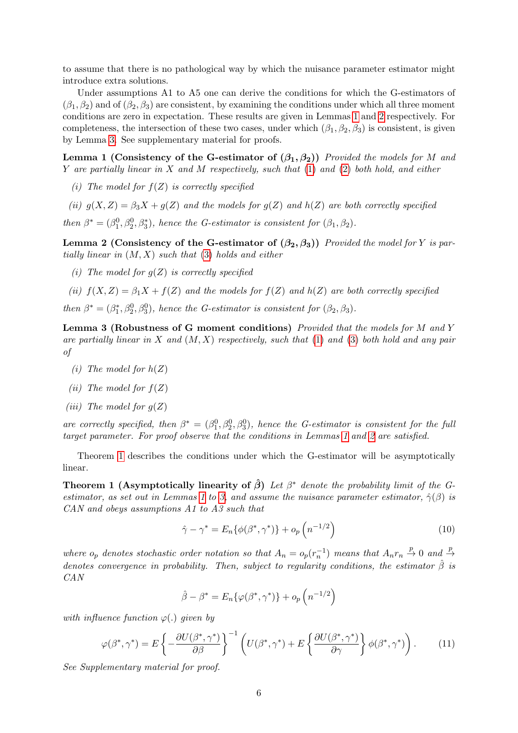to assume that there is no pathological way by which the nuisance parameter estimator might introduce extra solutions.

Under assumptions A1 to A5 one can derive the conditions for which the G-estimators of $(\beta_1, \beta_2)$ and of $(\beta_2, \beta_3)$ are consistent, by examining the conditions under which all three moment conditions are zero in expectation. These results are given in Lemmas 1 and 2 respectively. For completeness, the intersection of these two cases, under which $(\beta_1, \beta_2, \beta_3)$ is consistent, is given by Lemma 3. See supplementary material for proofs.

**Lemma 1 (Consistency of the G-estimator of $(\beta_1, \beta_2)$)** *Provided the models for $M$ and $Y$ are partially linear in $X$ and $M$ respectively, such that (1) and (2) both hold, and either*

*(i) The model for $f(Z)$ is correctly specified*

*(ii) $g(X, Z) = \beta_3 X + g(Z)$ and the models for $g(Z)$ and $h(Z)$ are both correctly specified*

*then $\beta^* = (\beta_1^0, \beta_2^0, \beta_3^*)$, hence the G-estimator is consistent for $(\beta_1, \beta_2)$.*

**Lemma 2 (Consistency of the G-estimator of $(\beta_2, \beta_3)$)** *Provided the model for $Y$ is partially linear in $(M, X)$ such that (3) holds and either*

*(i) The model for $g(Z)$ is correctly specified*

*(ii) $f(X, Z) = \beta_1 X + f(Z)$ and the models for $f(Z)$ and $h(Z)$ are both correctly specified*

*then $\beta^* = (\beta_1^*, \beta_2^0, \beta_3^0)$, hence the G-estimator is consistent for $(\beta_2, \beta_3)$.*

**Lemma 3 (Robustness of G moment conditions)** *Provided that the models for $M$ and $Y$ are partially linear in $X$ and $(M, X)$ respectively, such that (1) and (3) both hold and any pair of*

*(i) The model for $h(Z)$*

*(ii) The model for $f(Z)$*

*(iii) The model for $g(Z)$*

*are correctly specified, then $\beta^* = (\beta_1^0, \beta_2^0, \beta_3^0)$, hence the G-estimator is consistent for the full target parameter. For proof observe that the conditions in Lemmas 1 and 2 are satisfied.*

Theorem 1 describes the conditions under which the G-estimator will be asymptotically linear.

**Theorem 1 (Asymptotically linearity of $\hat{\beta}$)** *Let $\beta^*$ denote the probability limit of the G-estimator, as set out in Lemmas 1 to 3, and assume the nuisance parameter estimator, $\hat{\gamma}(\beta)$ is CAN and obeys assumptions A1 to A3 such that*

$$\hat{\gamma} - \gamma^* = E_n\{\phi(\beta^*, \gamma^*)\} + o_p\left(n^{-1/2}\right) \tag{10}$$

*where $o_p$ denotes stochastic order notation so that $A_n = o_p(r_n^{-1})$ means that $A_n r_n \xrightarrow{p} 0$ and $\xrightarrow{p}$ denotes convergence in probability. Then, subject to regularity conditions, the estimator $\hat{\beta}$ is CAN*

$$\hat{\beta} - \beta^* = E_n\{\varphi(\beta^*, \gamma^*)\} + o_p\left(n^{-1/2}\right)$$

*with influence function $\varphi(.)$ given by*

$$\varphi(\beta^*, \gamma^*) = E\left\{-\frac{\partial U(\beta^*, \gamma^*)}{\partial \beta}\right\}^{-1}\left(U(\beta^*, \gamma^*) + E\left\{\frac{\partial U(\beta^*, \gamma^*)}{\partial \gamma}\right\}\phi(\beta^*, \gamma^*)\right). \tag{11}$$

*See Supplementary material for proof.*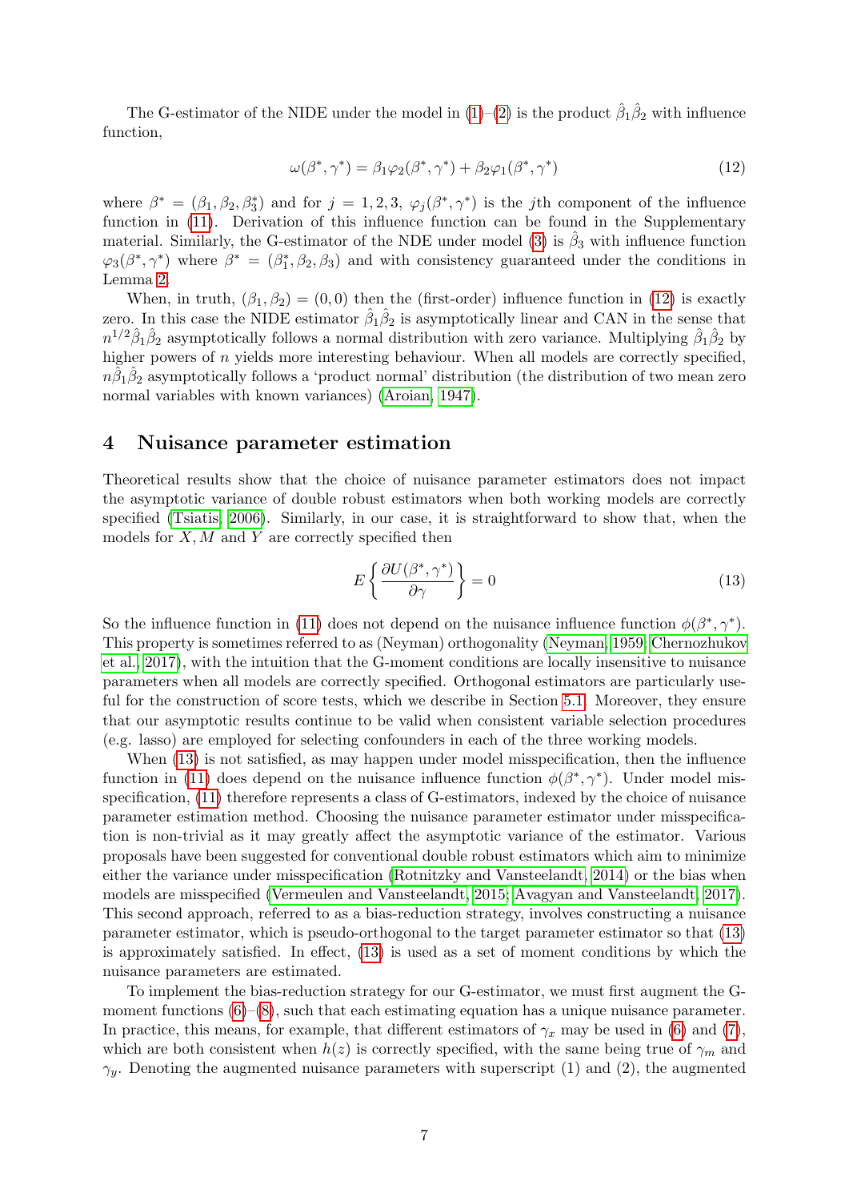The G-estimator of the NIDE under the model in (1)–(2) is the product $\hat{\beta}_1\hat{\beta}_2$ with influence function,

$$\omega(\beta^*, \gamma^*) = \beta_1\varphi_2(\beta^*, \gamma^*) + \beta_2\varphi_1(\beta^*, \gamma^*) \tag{12}$$

where $\beta^* = (\beta_1, \beta_2, \beta_3^*)$ and for $j = 1, 2, 3$, $\varphi_j(\beta^*, \gamma^*)$ is the $j$th component of the influence function in (11). Derivation of this influence function can be found in the Supplementary material. Similarly, the G-estimator of the NDE under model (3) is $\hat{\beta}_3$ with influence function $\varphi_3(\beta^*, \gamma^*)$ where $\beta^* = (\beta_1^*, \beta_2, \beta_3)$ and with consistency guaranteed under the conditions in Lemma 2.

When, in truth, $(\beta_1, \beta_2) = (0, 0)$ then the (first-order) influence function in (12) is exactly zero. In this case the NIDE estimator $\hat{\beta}_1\hat{\beta}_2$ is asymptotically linear and CAN in the sense that $n^{1/2}\hat{\beta}_1\hat{\beta}_2$ asymptotically follows a normal distribution with zero variance. Multiplying $\hat{\beta}_1\hat{\beta}_2$ by higher powers of $n$ yields more interesting behaviour. When all models are correctly specified, $n\hat{\beta}_1\hat{\beta}_2$ asymptotically follows a 'product normal' distribution (the distribution of two mean zero normal variables with known variances) (Aroian, 1947).

## 4 Nuisance parameter estimation

Theoretical results show that the choice of nuisance parameter estimators does not impact the asymptotic variance of double robust estimators when both working models are correctly specified (Tsiatis, 2006). Similarly, in our case, it is straightforward to show that, when the models for $X, M$ and $Y$ are correctly specified then

$$E\left\{\frac{\partial U(\beta^*, \gamma^*)}{\partial \gamma}\right\} = 0 \tag{13}$$

So the influence function in (11) does not depend on the nuisance influence function $\phi(\beta^*, \gamma^*)$. This property is sometimes referred to as (Neyman) orthogonality (Neyman, 1959; Chernozhukov et al., 2017), with the intuition that the G-moment conditions are locally insensitive to nuisance parameters when all models are correctly specified. Orthogonal estimators are particularly useful for the construction of score tests, which we describe in Section 5.1. Moreover, they ensure that our asymptotic results continue to be valid when consistent variable selection procedures (e.g. lasso) are employed for selecting confounders in each of the three working models.

When (13) is not satisfied, as may happen under model misspecification, then the influence function in (11) does depend on the nuisance influence function $\phi(\beta^*, \gamma^*)$. Under model misspecification, (11) therefore represents a class of G-estimators, indexed by the choice of nuisance parameter estimation method. Choosing the nuisance parameter estimator under misspecification is non-trivial as it may greatly affect the asymptotic variance of the estimator. Various proposals have been suggested for conventional double robust estimators which aim to minimize either the variance under misspecification (Rotnitzky and Vansteelandt, 2014) or the bias when models are misspecified (Vermeulen and Vansteelandt, 2015; Avagyan and Vansteelandt, 2017). This second approach, referred to as a bias-reduction strategy, involves constructing a nuisance parameter estimator, which is pseudo-orthogonal to the target parameter estimator so that (13) is approximately satisfied. In effect, (13) is used as a set of moment conditions by which the nuisance parameters are estimated.

To implement the bias-reduction strategy for our G-estimator, we must first augment the G-moment functions (6)–(8), such that each estimating equation has a unique nuisance parameter. In practice, this means, for example, that different estimators of $\gamma_x$ may be used in (6) and (7), which are both consistent when $h(z)$ is correctly specified, with the same being true of $\gamma_m$ and $\gamma_y$. Denoting the augmented nuisance parameters with superscript (1) and (2), the augmented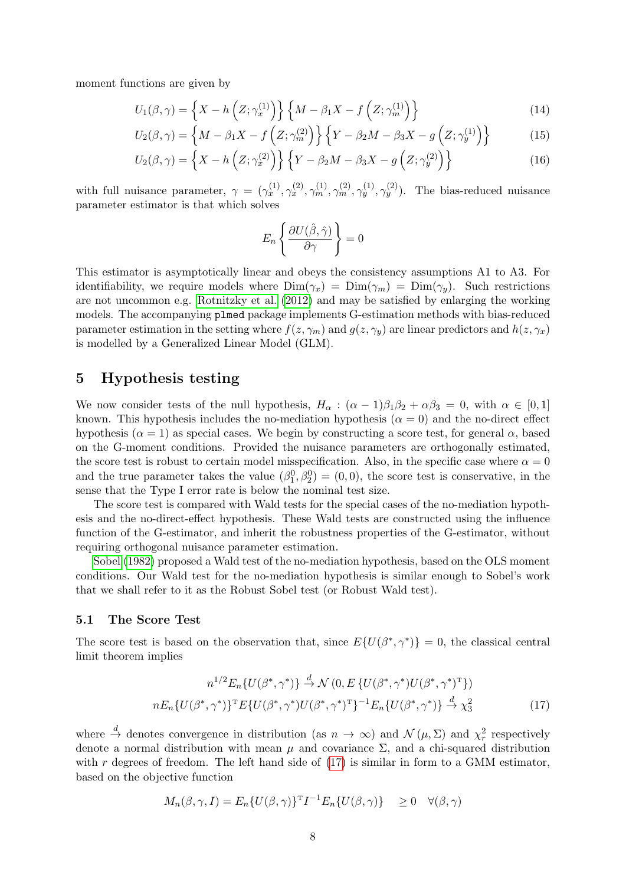moment functions are given by

$$U_1(\beta, \gamma) = \left\{X - h\left(Z; \gamma_x^{(1)}\right)\right\}\left\{M - \beta_1 X - f\left(Z; \gamma_m^{(1)}\right)\right\} \tag{14}$$

$$U_2(\beta, \gamma) = \left\{M - \beta_1 X - f\left(Z; \gamma_m^{(2)}\right)\right\}\left\{Y - \beta_2 M - \beta_3 X - g\left(Z; \gamma_y^{(1)}\right)\right\} \tag{15}$$

$$U_2(\beta, \gamma) = \left\{X - h\left(Z; \gamma_x^{(2)}\right)\right\}\left\{Y - \beta_2 M - \beta_3 X - g\left(Z; \gamma_y^{(2)}\right)\right\} \tag{16}$$

with full nuisance parameter, $\gamma = (\gamma_x^{(1)}, \gamma_x^{(2)}, \gamma_m^{(1)}, \gamma_m^{(2)}, \gamma_y^{(1)}, \gamma_y^{(2)})$. The bias-reduced nuisance parameter estimator is that which solves

$$E_n\left\{\frac{\partial U(\hat{\beta}, \hat{\gamma})}{\partial \gamma}\right\} = 0$$

This estimator is asymptotically linear and obeys the consistency assumptions A1 to A3. For identifiability, we require models where $\text{Dim}(\gamma_x) = \text{Dim}(\gamma_m) = \text{Dim}(\gamma_y)$. Such restrictions are not uncommon e.g. Rotnitzky et al. (2012) and may be satisfied by enlarging the working models. The accompanying `plmed` package implements G-estimation methods with bias-reduced parameter estimation in the setting where $f(z, \gamma_m)$ and $g(z, \gamma_y)$ are linear predictors and $h(z, \gamma_x)$ is modelled by a Generalized Linear Model (GLM).

## 5 Hypothesis testing

We now consider tests of the null hypothesis, $H_\alpha : (\alpha - 1)\beta_1\beta_2 + \alpha\beta_3 = 0$, with $\alpha \in [0, 1]$ known. This hypothesis includes the no-mediation hypothesis ($\alpha = 0$) and the no-direct effect hypothesis ($\alpha = 1$) as special cases. We begin by constructing a score test, for general $\alpha$, based on the G-moment conditions. Provided the nuisance parameters are orthogonally estimated, the score test is robust to certain model misspecification. Also, in the specific case where $\alpha = 0$ and the true parameter takes the value $(\beta_1^0, \beta_2^0) = (0, 0)$, the score test is conservative, in the sense that the Type I error rate is below the nominal test size.

The score test is compared with Wald tests for the special cases of the no-mediation hypothesis and the no-direct-effect hypothesis. These Wald tests are constructed using the influence function of the G-estimator, and inherit the robustness properties of the G-estimator, without requiring orthogonal nuisance parameter estimation.

Sobel (1982) proposed a Wald test of the no-mediation hypothesis, based on the OLS moment conditions. Our Wald test for the no-mediation hypothesis is similar enough to Sobel's work that we shall refer to it as the Robust Sobel test (or Robust Wald test).

### 5.1 The Score Test

The score test is based on the observation that, since $E\{U(\beta^*, \gamma^*)\} = 0$, the classical central limit theorem implies

$$n^{1/2} E_n\{U(\beta^*, \gamma^*)\} \xrightarrow{d} \mathcal{N}\left(0, E\left\{U(\beta^*, \gamma^*)U(\beta^*, \gamma^*)^{\mathrm{T}}\right\}\right)$$

$$n E_n\{U(\beta^*, \gamma^*)\}^{\mathrm{T}} E\{U(\beta^*, \gamma^*)U(\beta^*, \gamma^*)^{\mathrm{T}}\}^{-1} E_n\{U(\beta^*, \gamma^*)\} \xrightarrow{d} \chi_3^2 \tag{17}$$

where $\xrightarrow{d}$ denotes convergence in distribution (as $n \to \infty$) and $\mathcal{N}(\mu, \Sigma)$ and $\chi_r^2$ respectively denote a normal distribution with mean $\mu$ and covariance $\Sigma$, and a chi-squared distribution with $r$ degrees of freedom. The left hand side of (17) is similar in form to a GMM estimator, based on the objective function

$$M_n(\beta, \gamma, I) = E_n\{U(\beta, \gamma)\}^{\mathrm{T}} I^{-1} E_n\{U(\beta, \gamma)\} \quad \geq 0 \quad \forall (\beta, \gamma)$$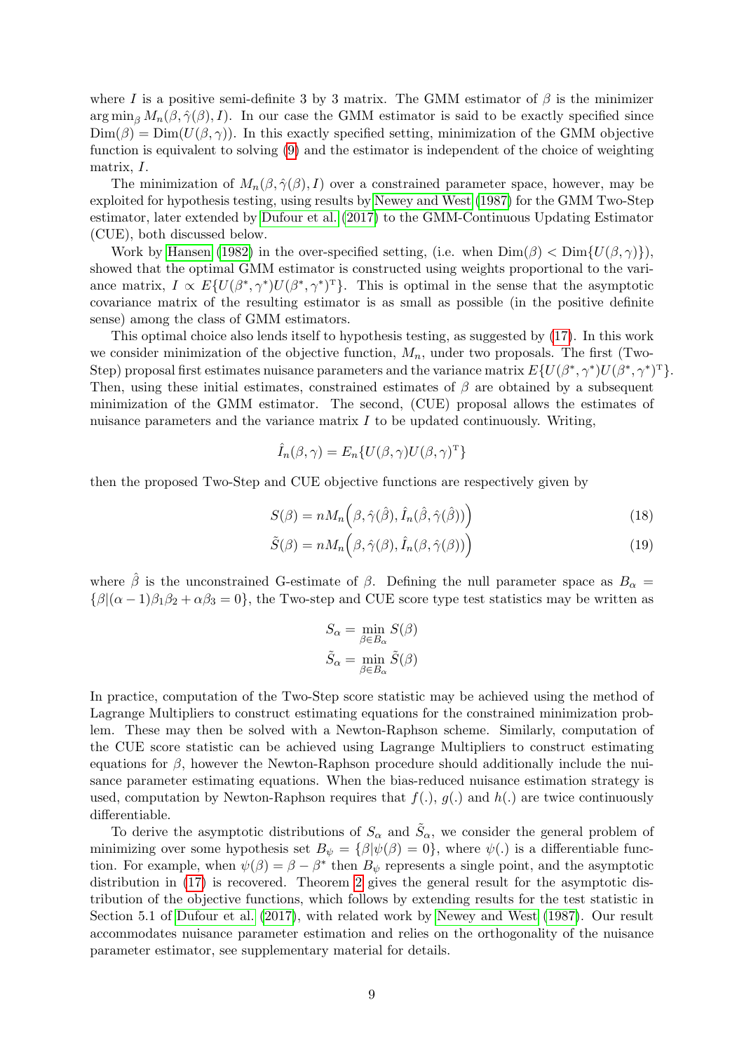where $I$ is a positive semi-definite 3 by 3 matrix. The GMM estimator of $\beta$ is the minimizer $\arg\min_{\beta} M_n(\beta, \hat{\gamma}(\beta), I)$. In our case the GMM estimator is said to be exactly specified since $\text{Dim}(\beta) = \text{Dim}(U(\beta, \gamma))$. In this exactly specified setting, minimization of the GMM objective function is equivalent to solving (9) and the estimator is independent of the choice of weighting matrix, $I$.

The minimization of $M_n(\beta, \hat{\gamma}(\beta), I)$ over a constrained parameter space, however, may be exploited for hypothesis testing, using results by Newey and West (1987) for the GMM Two-Step estimator, later extended by Dufour et al. (2017) to the GMM-Continuous Updating Estimator (CUE), both discussed below.

Work by Hansen (1982) in the over-specified setting, (i.e. when $\text{Dim}(\beta) < \text{Dim}\{U(\beta, \gamma)\}$), showed that the optimal GMM estimator is constructed using weights proportional to the variance matrix, $I \propto E\{U(\beta^*, \gamma^*)U(\beta^*, \gamma^*)^{\mathrm{T}}\}$. This is optimal in the sense that the asymptotic covariance matrix of the resulting estimator is as small as possible (in the positive definite sense) among the class of GMM estimators.

This optimal choice also lends itself to hypothesis testing, as suggested by (17). In this work we consider minimization of the objective function, $M_n$, under two proposals. The first (Two-Step) proposal first estimates nuisance parameters and the variance matrix $E\{U(\beta^*, \gamma^*)U(\beta^*, \gamma^*)^{\mathrm{T}}\}$. Then, using these initial estimates, constrained estimates of $\beta$ are obtained by a subsequent minimization of the GMM estimator. The second, (CUE) proposal allows the estimates of nuisance parameters and the variance matrix $I$ to be updated continuously. Writing,

$$\hat{I}_n(\beta, \gamma) = E_n\{U(\beta, \gamma)U(\beta, \gamma)^{\mathrm{T}}\}$$

then the proposed Two-Step and CUE objective functions are respectively given by

$$S(\beta) = nM_n\Big(\beta, \hat{\gamma}(\hat{\beta}), \hat{I}_n(\hat{\beta}, \hat{\gamma}(\hat{\beta}))\Big) \tag{18}$$

$$\tilde{S}(\beta) = nM_n\Big(\beta, \hat{\gamma}(\beta), \hat{I}_n(\beta, \hat{\gamma}(\beta))\Big) \tag{19}$$

where $\hat{\beta}$ is the unconstrained G-estimate of $\beta$. Defining the null parameter space as $B_\alpha = \{\beta | (\alpha - 1)\beta_1\beta_2 + \alpha\beta_3 = 0\}$, the Two-step and CUE score type test statistics may be written as

$$S_\alpha = \min_{\beta \in B_\alpha} S(\beta)$$
$$\tilde{S}_\alpha = \min_{\beta \in B_\alpha} \tilde{S}(\beta)$$

In practice, computation of the Two-Step score statistic may be achieved using the method of Lagrange Multipliers to construct estimating equations for the constrained minimization problem. These may then be solved with a Newton-Raphson scheme. Similarly, computation of the CUE score statistic can be achieved using Lagrange Multipliers to construct estimating equations for $\beta$, however the Newton-Raphson procedure should additionally include the nuisance parameter estimating equations. When the bias-reduced nuisance estimation strategy is used, computation by Newton-Raphson requires that $f(.)$, $g(.)$ and $h(.)$ are twice continuously differentiable.

To derive the asymptotic distributions of $S_\alpha$ and $\tilde{S}_\alpha$, we consider the general problem of minimizing over some hypothesis set $B_\psi = \{\beta | \psi(\beta) = 0\}$, where $\psi(.)$ is a differentiable function. For example, when $\psi(\beta) = \beta - \beta^*$ then $B_\psi$ represents a single point, and the asymptotic distribution in (17) is recovered. Theorem 2 gives the general result for the asymptotic distribution of the objective functions, which follows by extending results for the test statistic in Section 5.1 of Dufour et al. (2017), with related work by Newey and West (1987). Our result accommodates nuisance parameter estimation and relies on the orthogonality of the nuisance parameter estimator, see supplementary material for details.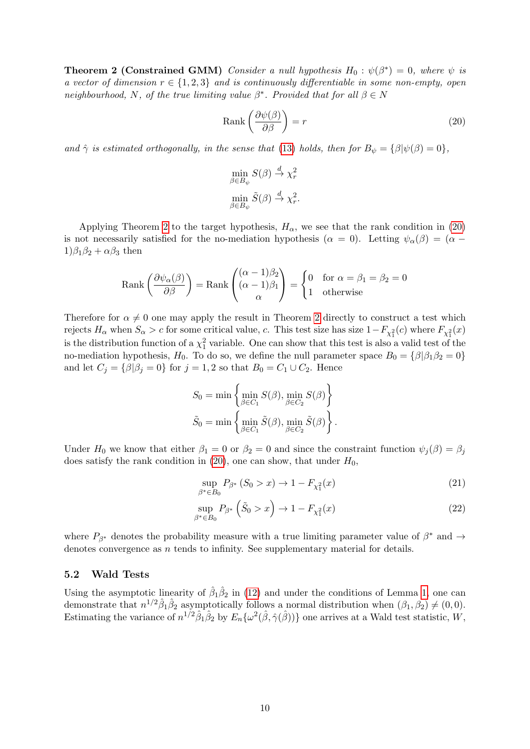**Theorem 2 (Constrained GMM)** *Consider a null hypothesis $H_0 : \psi(\beta^*) = 0$, where $\psi$ is a vector of dimension $r \in \{1, 2, 3\}$ and is continuously differentiable in some non-empty, open neighbourhood, $N$, of the true limiting value $\beta^*$. Provided that for all $\beta \in N$*

$$\text{Rank}\left(\frac{\partial \psi(\beta)}{\partial \beta}\right) = r \tag{20}$$

*and $\hat{\gamma}$ is estimated orthogonally, in the sense that (13) holds, then for $B_\psi = \{\beta | \psi(\beta) = 0\}$,*

$$\min_{\beta \in B_\psi} S(\beta) \xrightarrow{d} \chi^2_r$$
$$\min_{\beta \in B_\psi} \tilde{S}(\beta) \xrightarrow{d} \chi^2_r.$$

Applying Theorem 2 to the target hypothesis, $H_\alpha$, we see that the rank condition in (20) is not necessarily satisfied for the no-mediation hypothesis ($\alpha = 0$). Letting $\psi_\alpha(\beta) = (\alpha - 1)\beta_1\beta_2 + \alpha\beta_3$ then

$$\text{Rank}\left(\frac{\partial \psi_\alpha(\beta)}{\partial \beta}\right) = \text{Rank}\begin{pmatrix}(\alpha-1)\beta_2 \\ (\alpha-1)\beta_1 \\ \alpha\end{pmatrix} = \begin{cases} 0 & \text{for } \alpha = \beta_1 = \beta_2 = 0 \\ 1 & \text{otherwise}\end{cases}$$

Therefore for $\alpha \neq 0$ one may apply the result in Theorem 2 directly to construct a test which rejects $H_\alpha$ when $S_\alpha > c$ for some critical value, $c$. This test size has size $1 - F_{\chi^2_1}(c)$ where $F_{\chi^2_1}(x)$ is the distribution function of a $\chi^2_1$ variable. One can show that this test is also a valid test of the no-mediation hypothesis, $H_0$. To do so, we define the null parameter space $B_0 = \{\beta | \beta_1\beta_2 = 0\}$ and let $C_j = \{\beta | \beta_j = 0\}$ for $j = 1, 2$ so that $B_0 = C_1 \cup C_2$. Hence

$$S_0 = \min\left\{\min_{\beta \in C_1} S(\beta), \min_{\beta \in C_2} S(\beta)\right\}$$
$$\tilde{S}_0 = \min\left\{\min_{\beta \in C_1} \tilde{S}(\beta), \min_{\beta \in C_2} \tilde{S}(\beta)\right\}.$$

Under $H_0$ we know that either $\beta_1 = 0$ or $\beta_2 = 0$ and since the constraint function $\psi_j(\beta) = \beta_j$ does satisfy the rank condition in (20), one can show, that under $H_0$,

$$\sup_{\beta^* \in B_0} P_{\beta^*}\left(S_0 > x\right) \to 1 - F_{\chi^2_1}(x) \tag{21}$$

$$\sup_{\beta^* \in B_0} P_{\beta^*}\left(\tilde{S}_0 > x\right) \to 1 - F_{\chi^2_1}(x) \tag{22}$$

where $P_{\beta^*}$ denotes the probability measure with a true limiting parameter value of $\beta^*$ and $\to$ denotes convergence as $n$ tends to infinity. See supplementary material for details.

### 5.2 Wald Tests

Using the asymptotic linearity of $\hat{\beta}_1\hat{\beta}_2$ in (12) and under the conditions of Lemma 1, one can demonstrate that $n^{1/2}\hat{\beta}_1\hat{\beta}_2$ asymptotically follows a normal distribution when $(\beta_1, \beta_2) \neq (0, 0)$. Estimating the variance of $n^{1/2}\hat{\beta}_1\hat{\beta}_2$ by $E_n\{\omega^2(\hat{\beta}, \hat{\gamma}(\hat{\beta}))\}$ one arrives at a Wald test statistic, $W$,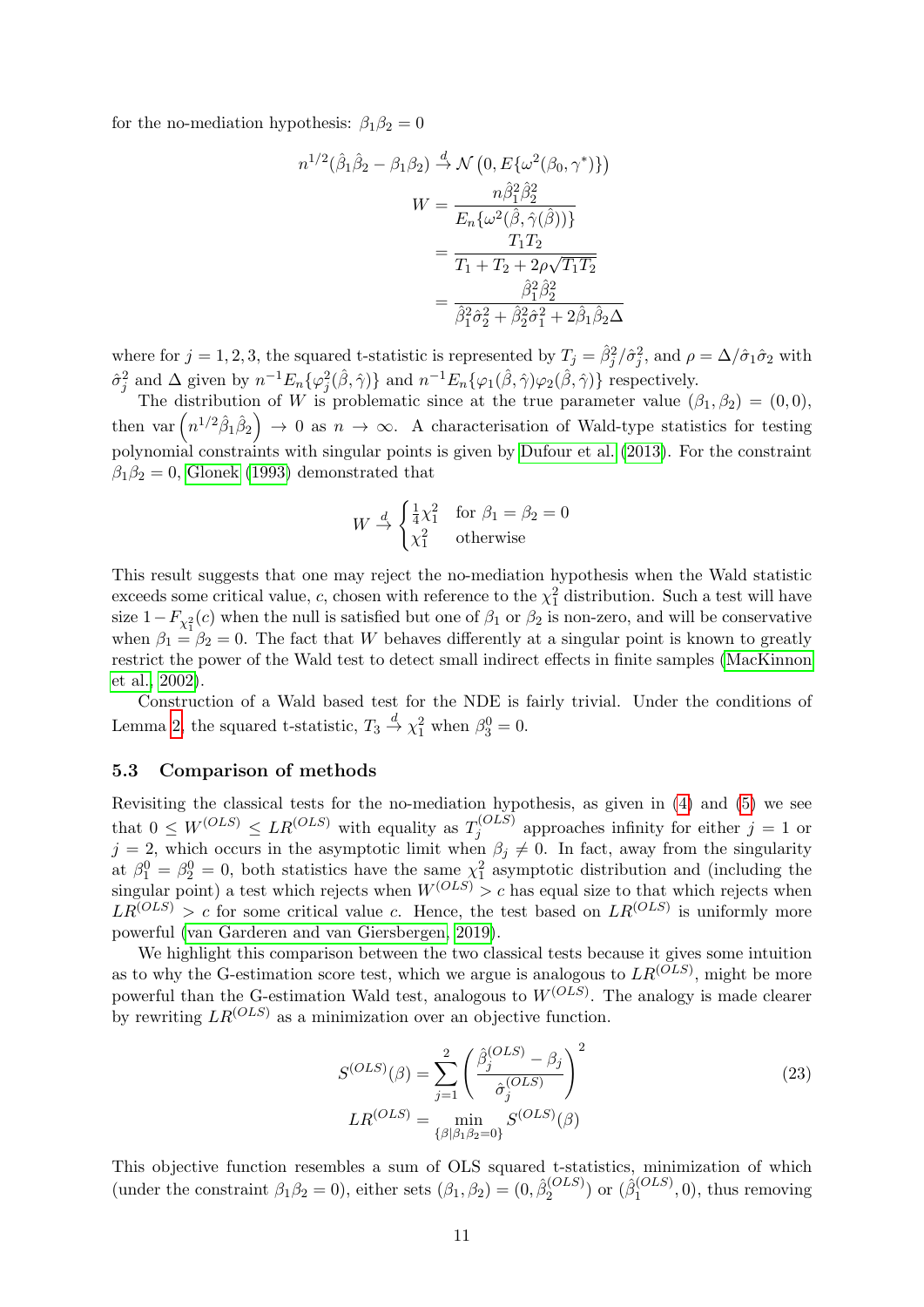for the no-mediation hypothesis: $\beta_1\beta_2 = 0$

$$
\begin{aligned}
n^{1/2}(\hat{\beta}_1\hat{\beta}_2 - \beta_1\beta_2) &\xrightarrow{d} \mathcal{N}\left(0, E\{\omega^2(\beta_0, \gamma^*)\}\right) \\
W &= \frac{n\hat{\beta}_1^2\hat{\beta}_2^2}{E_n\{\omega^2(\hat{\beta}, \hat{\gamma}(\hat{\beta}))\}} \\
&= \frac{T_1 T_2}{T_1 + T_2 + 2\rho\sqrt{T_1 T_2}} \\
&= \frac{\hat{\beta}_1^2\hat{\beta}_2^2}{\hat{\beta}_1^2\hat{\sigma}_2^2 + \hat{\beta}_2^2\hat{\sigma}_1^2 + 2\hat{\beta}_1\hat{\beta}_2\Delta}
\end{aligned}
$$

where for $j = 1, 2, 3$, the squared t-statistic is represented by $T_j = \hat{\beta}_j^2/\hat{\sigma}_j^2$, and $\rho = \Delta/\hat{\sigma}_1\hat{\sigma}_2$ with $\hat{\sigma}_j^2$ and $\Delta$ given by $n^{-1}E_n\{\varphi_j^2(\hat{\beta}, \hat{\gamma})\}$ and $n^{-1}E_n\{\varphi_1(\hat{\beta}, \hat{\gamma})\varphi_2(\hat{\beta}, \hat{\gamma})\}$ respectively.

The distribution of $W$ is problematic since at the true parameter value $(\beta_1, \beta_2) = (0, 0)$, then $\text{var}\left(n^{1/2}\hat{\beta}_1\hat{\beta}_2\right) \to 0$ as $n \to \infty$. A characterisation of Wald-type statistics for testing polynomial constraints with singular points is given by Dufour et al. (2013). For the constraint $\beta_1\beta_2 = 0$, Glonek (1993) demonstrated that

$$
W \xrightarrow{d} \begin{cases} \frac{1}{4}\chi_1^2 & \text{for } \beta_1 = \beta_2 = 0 \\ \chi_1^2 & \text{otherwise} \end{cases}
$$

This result suggests that one may reject the no-mediation hypothesis when the Wald statistic exceeds some critical value, $c$, chosen with reference to the $\chi_1^2$ distribution. Such a test will have size $1 - F_{\chi_1^2}(c)$ when the null is satisfied but one of $\beta_1$ or $\beta_2$ is non-zero, and will be conservative when $\beta_1 = \beta_2 = 0$. The fact that $W$ behaves differently at a singular point is known to greatly restrict the power of the Wald test to detect small indirect effects in finite samples (MacKinnon et al., 2002).

Construction of a Wald based test for the NDE is fairly trivial. Under the conditions of Lemma 2, the squared t-statistic, $T_3 \xrightarrow{d} \chi_1^2$ when $\beta_3^0 = 0$.

### 5.3 Comparison of methods

Revisiting the classical tests for the no-mediation hypothesis, as given in (4) and (5) we see that $0 \le W^{(OLS)} \le LR^{(OLS)}$ with equality as $T_j^{(OLS)}$ approaches infinity for either $j = 1$ or $j = 2$, which occurs in the asymptotic limit when $\beta_j \ne 0$. In fact, away from the singularity at $\beta_1^0 = \beta_2^0 = 0$, both statistics have the same $\chi_1^2$ asymptotic distribution and (including the singular point) a test which rejects when $W^{(OLS)} > c$ has equal size to that which rejects when $LR^{(OLS)} > c$ for some critical value $c$. Hence, the test based on $LR^{(OLS)}$ is uniformly more powerful (van Garderen and van Giersbergen, 2019).

We highlight this comparison between the two classical tests because it gives some intuition as to why the G-estimation score test, which we argue is analogous to $LR^{(OLS)}$, might be more powerful than the G-estimation Wald test, analogous to $W^{(OLS)}$. The analogy is made clearer by rewriting $LR^{(OLS)}$ as a minimization over an objective function.

$$
\begin{aligned}
S^{(OLS)}(\beta) &= \sum_{j=1}^{2}\left(\frac{\hat{\beta}_j^{(OLS)} - \beta_j}{\hat{\sigma}_j^{(OLS)}}\right)^2 \\
LR^{(OLS)} &= \min_{\{\beta|\beta_1\beta_2=0\}} S^{(OLS)}(\beta)
\end{aligned} \tag{23}
$$

This objective function resembles a sum of OLS squared t-statistics, minimization of which (under the constraint $\beta_1\beta_2 = 0$), either sets $(\beta_1, \beta_2) = (0, \hat{\beta}_2^{(OLS)})$ or $(\hat{\beta}_1^{(OLS)}, 0)$, thus removing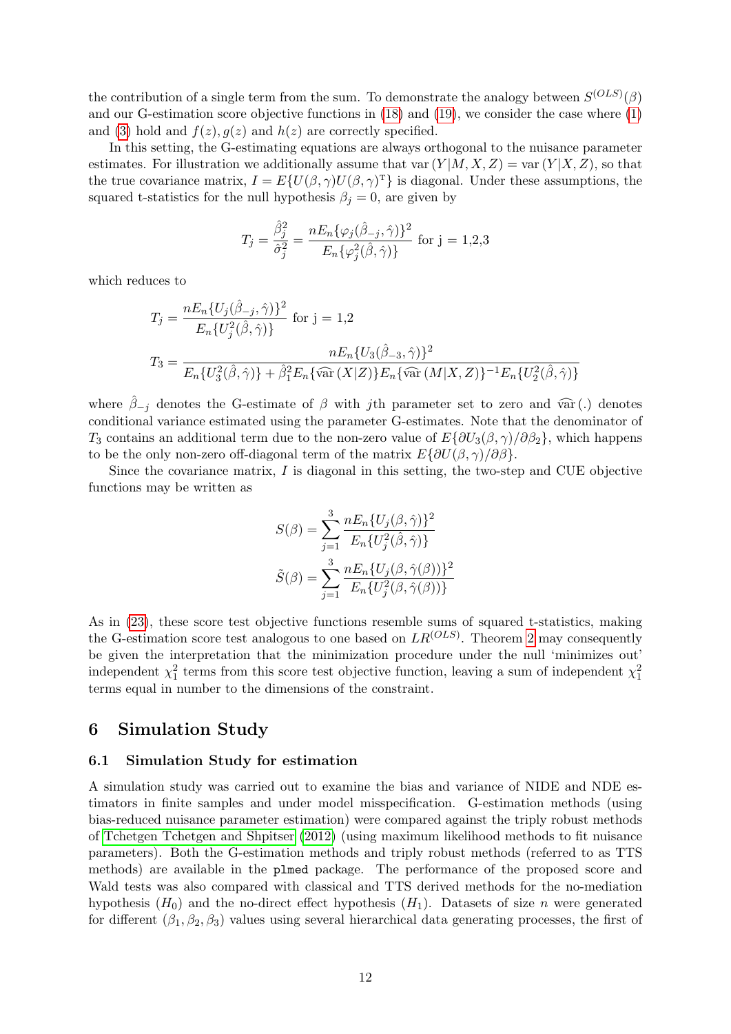the contribution of a single term from the sum. To demonstrate the analogy between $S^{(OLS)}(\beta)$ and our G-estimation score objective functions in (18) and (19), we consider the case where (1) and (3) hold and $f(z), g(z)$ and $h(z)$ are correctly specified.

In this setting, the G-estimating equations are always orthogonal to the nuisance parameter estimates. For illustration we additionally assume that $\text{var}(Y|M, X, Z) = \text{var}(Y|X, Z)$, so that the true covariance matrix, $I = E\{U(\beta, \gamma)U(\beta, \gamma)^{\text{T}}\}$ is diagonal. Under these assumptions, the squared t-statistics for the null hypothesis $\beta_j = 0$, are given by

$$T_j = \frac{\hat{\beta}_j^2}{\hat{\sigma}_j^2} = \frac{nE_n\{\varphi_j(\hat{\beta}_{-j}, \hat{\gamma})\}^2}{E_n\{\varphi_j^2(\hat{\beta}, \hat{\gamma})\}} \text{ for j = 1,2,3}$$

which reduces to

$$T_j = \frac{nE_n\{U_j(\hat{\beta}_{-j}, \hat{\gamma})\}^2}{E_n\{U_j^2(\hat{\beta}, \hat{\gamma})\}} \text{ for j = 1,2}$$

$$T_3 = \frac{nE_n\{U_3(\hat{\beta}_{-3}, \hat{\gamma})\}^2}{E_n\{U_3^2(\hat{\beta}, \hat{\gamma})\} + \hat{\beta}_1^2 E_n\{\widehat{\text{var}}(X|Z)\}E_n\{\widehat{\text{var}}(M|X, Z)\}^{-1}E_n\{U_2^2(\hat{\beta}, \hat{\gamma})\}}$$

where $\hat{\beta}_{-j}$ denotes the G-estimate of $\beta$ with $j$th parameter set to zero and $\widehat{\text{var}}(.)$ denotes conditional variance estimated using the parameter G-estimates. Note that the denominator of $T_3$ contains an additional term due to the non-zero value of $E\{\partial U_3(\beta, \gamma)/\partial\beta_2\}$, which happens to be the only non-zero off-diagonal term of the matrix $E\{\partial U(\beta, \gamma)/\partial\beta\}$.

Since the covariance matrix, $I$ is diagonal in this setting, the two-step and CUE objective functions may be written as

$$S(\beta) = \sum_{j=1}^{3} \frac{nE_n\{U_j(\beta, \hat{\gamma})\}^2}{E_n\{U_j^2(\hat{\beta}, \hat{\gamma})\}}$$

$$\tilde{S}(\beta) = \sum_{j=1}^{3} \frac{nE_n\{U_j(\beta, \hat{\gamma}(\beta))\}^2}{E_n\{U_j^2(\beta, \hat{\gamma}(\beta))\}}$$

As in (23), these score test objective functions resemble sums of squared t-statistics, making the G-estimation score test analogous to one based on $LR^{(OLS)}$. Theorem 2 may consequently be given the interpretation that the minimization procedure under the null 'minimizes out' independent $\chi_1^2$ terms from this score test objective function, leaving a sum of independent $\chi_1^2$ terms equal in number to the dimensions of the constraint.

## 6 Simulation Study

### 6.1 Simulation Study for estimation

A simulation study was carried out to examine the bias and variance of NIDE and NDE estimators in finite samples and under model misspecification. G-estimation methods (using bias-reduced nuisance parameter estimation) were compared against the triply robust methods of Tchetgen Tchetgen and Shpitser (2012) (using maximum likelihood methods to fit nuisance parameters). Both the G-estimation methods and triply robust methods (referred to as TTS methods) are available in the `plmed` package. The performance of the proposed score and Wald tests was also compared with classical and TTS derived methods for the no-mediation hypothesis ($H_0$) and the no-direct effect hypothesis ($H_1$). Datasets of size $n$ were generated for different $(\beta_1, \beta_2, \beta_3)$ values using several hierarchical data generating processes, the first of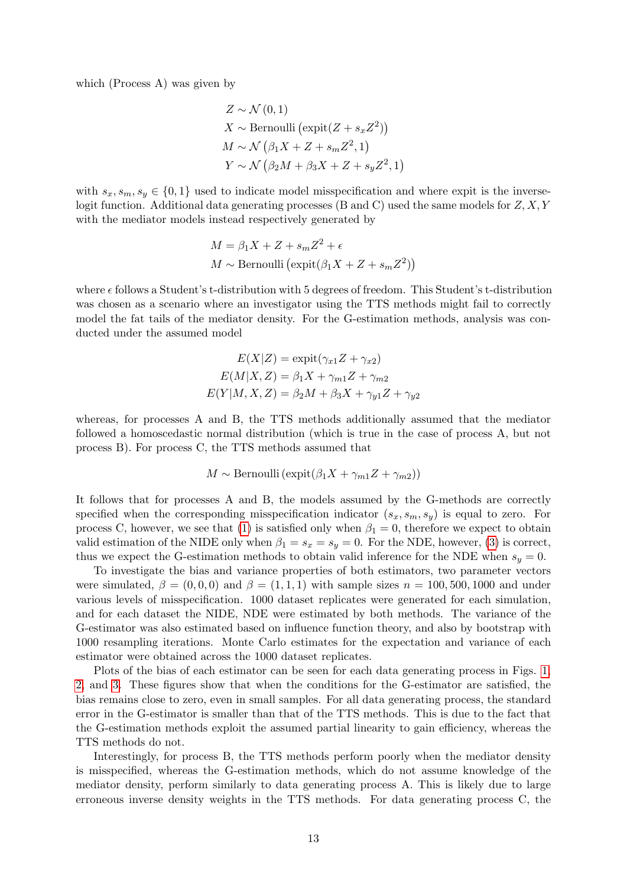which (Process A) was given by

$$
\begin{aligned}
Z &\sim \mathcal{N}(0,1) \\
X &\sim \text{Bernoulli}\left(\text{expit}(Z + s_x Z^2)\right) \\
M &\sim \mathcal{N}\left(\beta_1 X + Z + s_m Z^2, 1\right) \\
Y &\sim \mathcal{N}\left(\beta_2 M + \beta_3 X + Z + s_y Z^2, 1\right)
\end{aligned}
$$

with $s_x, s_m, s_y \in \{0, 1\}$ used to indicate model misspecification and where expit is the inverse-logit function. Additional data generating processes (B and C) used the same models for $Z, X, Y$ with the mediator models instead respectively generated by

$$
\begin{aligned}
M &= \beta_1 X + Z + s_m Z^2 + \epsilon \\
M &\sim \text{Bernoulli}\left(\text{expit}(\beta_1 X + Z + s_m Z^2)\right)
\end{aligned}
$$

where $\epsilon$ follows a Student's t-distribution with 5 degrees of freedom. This Student's t-distribution was chosen as a scenario where an investigator using the TTS methods might fail to correctly model the fat tails of the mediator density. For the G-estimation methods, analysis was conducted under the assumed model

$$
\begin{aligned}
E(X|Z) &= \text{expit}(\gamma_{x1} Z + \gamma_{x2}) \\
E(M|X, Z) &= \beta_1 X + \gamma_{m1} Z + \gamma_{m2} \\
E(Y|M, X, Z) &= \beta_2 M + \beta_3 X + \gamma_{y1} Z + \gamma_{y2}
\end{aligned}
$$

whereas, for processes A and B, the TTS methods additionally assumed that the mediator followed a homoscedastic normal distribution (which is true in the case of process A, but not process B). For process C, the TTS methods assumed that

$$
M \sim \text{Bernoulli}\left(\text{expit}(\beta_1 X + \gamma_{m1} Z + \gamma_{m2})\right)
$$

It follows that for processes A and B, the models assumed by the G-methods are correctly specified when the corresponding misspecification indicator $(s_x, s_m, s_y)$ is equal to zero. For process C, however, we see that (1) is satisfied only when $\beta_1 = 0$, therefore we expect to obtain valid estimation of the NIDE only when $\beta_1 = s_x = s_y = 0$. For the NDE, however, (3) is correct, thus we expect the G-estimation methods to obtain valid inference for the NDE when $s_y = 0$.

To investigate the bias and variance properties of both estimators, two parameter vectors were simulated, $\beta = (0, 0, 0)$ and $\beta = (1, 1, 1)$ with sample sizes $n = 100, 500, 1000$ and under various levels of misspecification. 1000 dataset replicates were generated for each simulation, and for each dataset the NIDE, NDE were estimated by both methods. The variance of the G-estimator was also estimated based on influence function theory, and also by bootstrap with 1000 resampling iterations. Monte Carlo estimates for the expectation and variance of each estimator were obtained across the 1000 dataset replicates.

Plots of the bias of each estimator can be seen for each data generating process in Figs. 1, 2, and 3. These figures show that when the conditions for the G-estimator are satisfied, the bias remains close to zero, even in small samples. For all data generating process, the standard error in the G-estimator is smaller than that of the TTS methods. This is due to the fact that the G-estimation methods exploit the assumed partial linearity to gain efficiency, whereas the TTS methods do not.

Interestingly, for process B, the TTS methods perform poorly when the mediator density is misspecified, whereas the G-estimation methods, which do not assume knowledge of the mediator density, perform similarly to data generating process A. This is likely due to large erroneous inverse density weights in the TTS methods. For data generating process C, the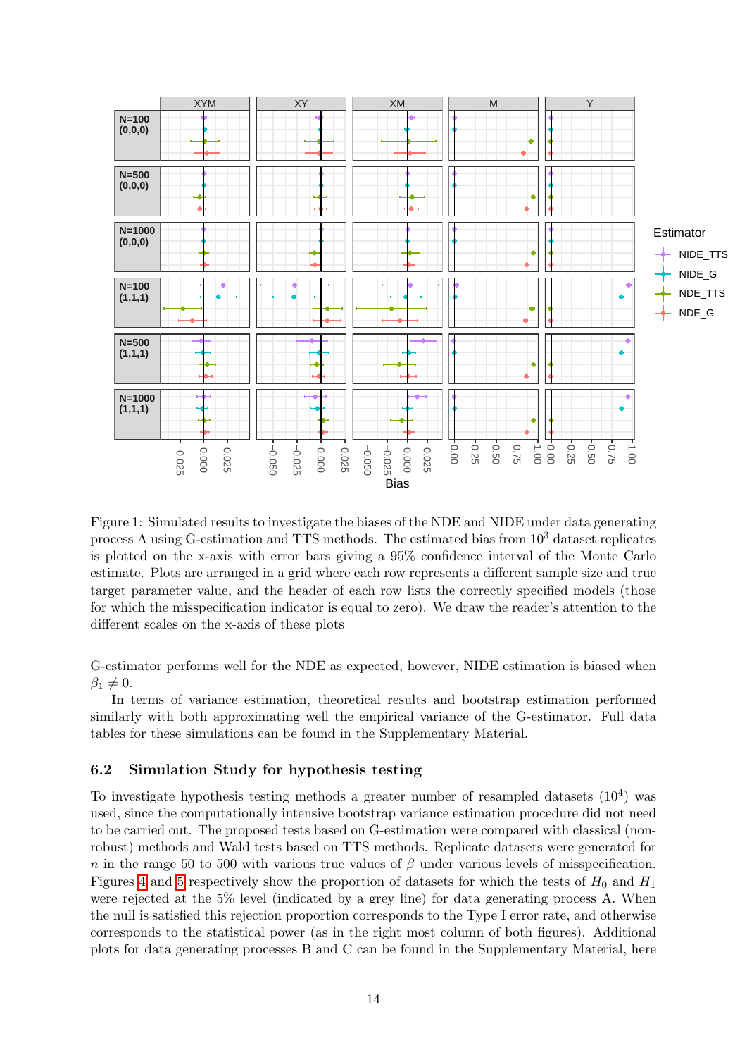Figure 1: Simulated results to investigate the biases of the NDE and NIDE under data generating process A using G-estimation and TTS methods. The estimated bias from $10^3$ dataset replicates is plotted on the x-axis with error bars giving a 95% confidence interval of the Monte Carlo estimate. Plots are arranged in a grid where each row represents a different sample size and true target parameter value, and the header of each row lists the correctly specified models (those for which the misspecification indicator is equal to zero). We draw the reader's attention to the different scales on the x-axis of these plots

G-estimator performs well for the NDE as expected, however, NIDE estimation is biased when $\beta_1 \neq 0$.

In terms of variance estimation, theoretical results and bootstrap estimation performed similarly with both approximating well the empirical variance of the G-estimator. Full data tables for these simulations can be found in the Supplementary Material.

### 6.2 Simulation Study for hypothesis testing

To investigate hypothesis testing methods a greater number of resampled datasets ($10^4$) was used, since the computationally intensive bootstrap variance estimation procedure did not need to be carried out. The proposed tests based on G-estimation were compared with classical (non-robust) methods and Wald tests based on TTS methods. Replicate datasets were generated for $n$ in the range 50 to 500 with various true values of $\beta$ under various levels of misspecification. Figures 4 and 5 respectively show the proportion of datasets for which the tests of $H_0$ and $H_1$ were rejected at the 5% level (indicated by a grey line) for data generating process A. When the null is satisfied this rejection proportion corresponds to the Type I error rate, and otherwise corresponds to the statistical power (as in the right most column of both figures). Additional plots for data generating processes B and C can be found in the Supplementary Material, here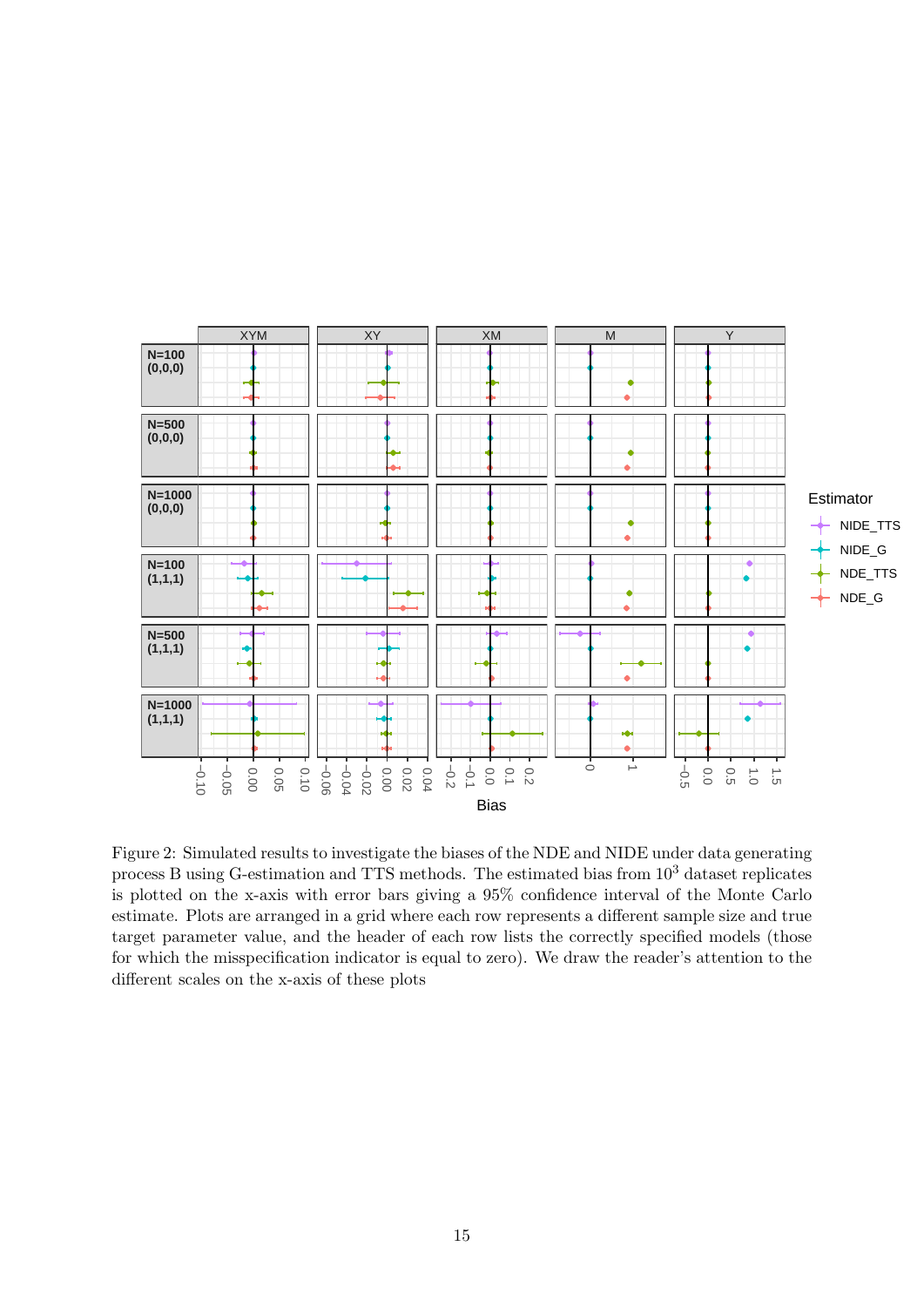Figure 2: Simulated results to investigate the biases of the NDE and NIDE under data generating process B using G-estimation and TTS methods. The estimated bias from $10^3$ dataset replicates is plotted on the x-axis with error bars giving a 95% confidence interval of the Monte Carlo estimate. Plots are arranged in a grid where each row represents a different sample size and true target parameter value, and the header of each row lists the correctly specified models (those for which the misspecification indicator is equal to zero). We draw the reader's attention to the different scales on the x-axis of these plots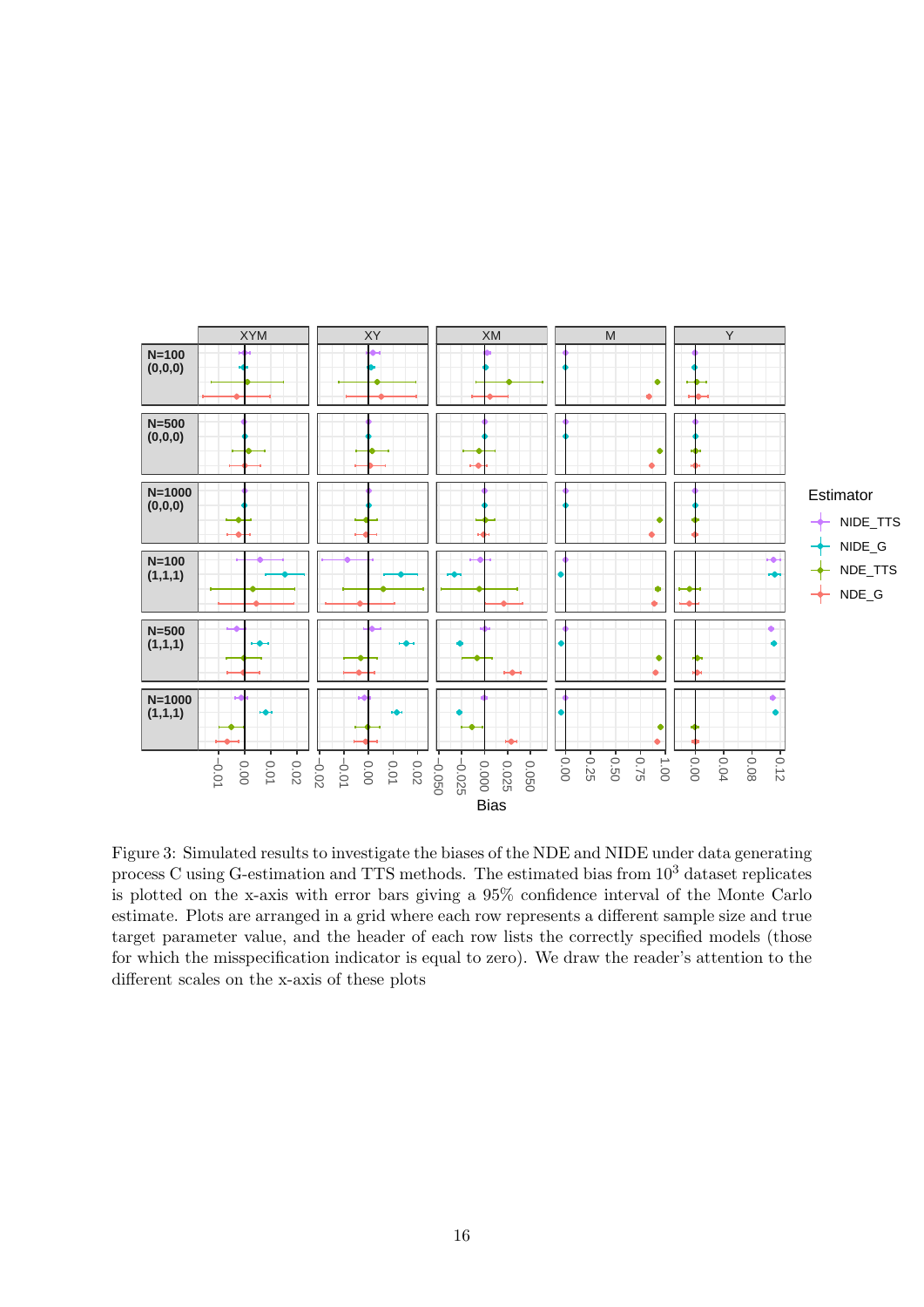Figure 3: Simulated results to investigate the biases of the NDE and NIDE under data generating process C using G-estimation and TTS methods. The estimated bias from $10^3$ dataset replicates is plotted on the x-axis with error bars giving a 95% confidence interval of the Monte Carlo estimate. Plots are arranged in a grid where each row represents a different sample size and true target parameter value, and the header of each row lists the correctly specified models (those for which the misspecification indicator is equal to zero). We draw the reader's attention to the different scales on the x-axis of these plots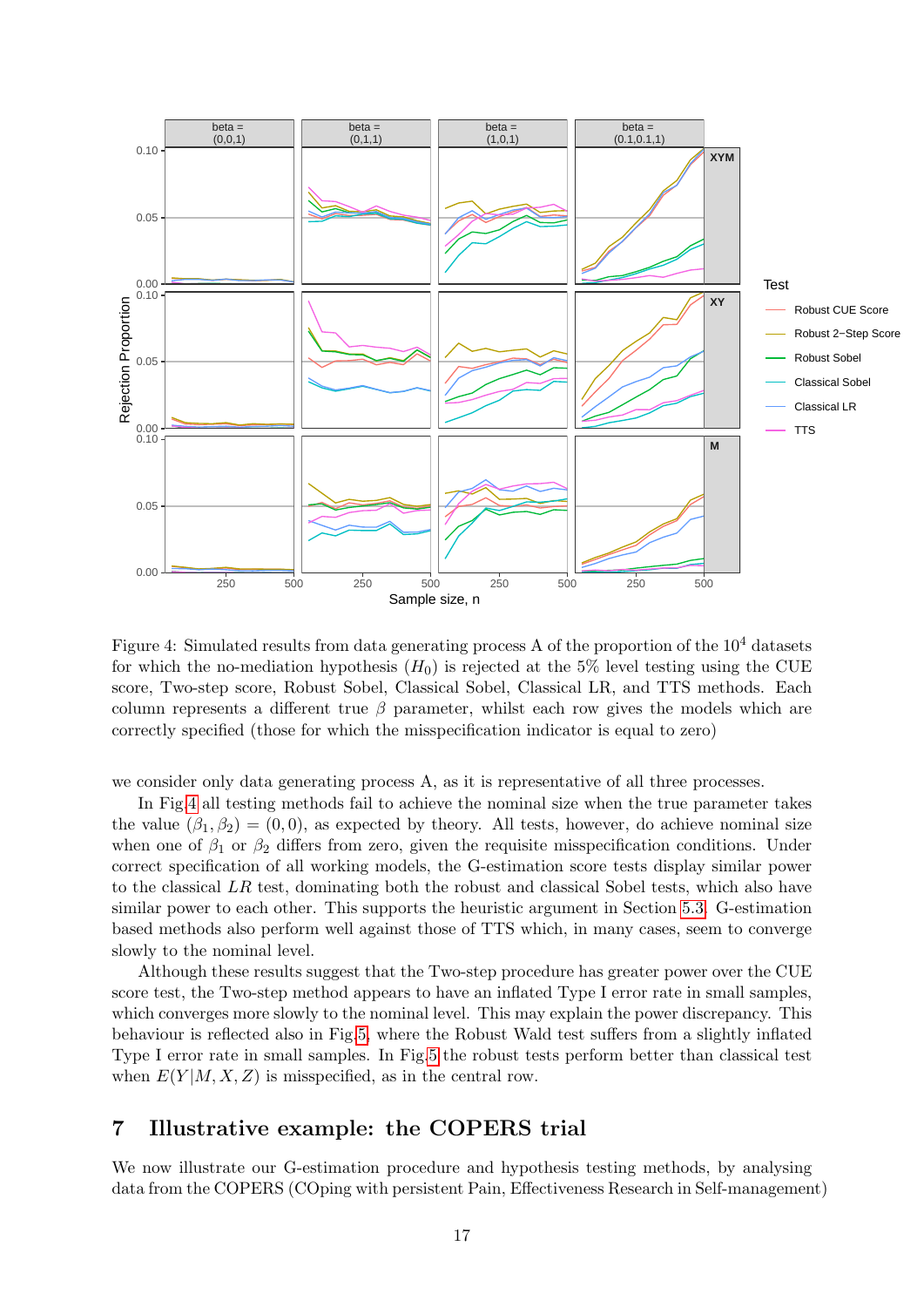Figure 4: Simulated results from data generating process A of the proportion of the $10^4$ datasets for which the no-mediation hypothesis ($H_0$) is rejected at the 5% level testing using the CUE score, Two-step score, Robust Sobel, Classical Sobel, Classical LR, and TTS methods. Each column represents a different true $\beta$ parameter, whilst each row gives the models which are correctly specified (those for which the misspecification indicator is equal to zero)

we consider only data generating process A, as it is representative of all three processes.

In Fig.4 all testing methods fail to achieve the nominal size when the true parameter takes the value $(\beta_1, \beta_2) = (0, 0)$, as expected by theory. All tests, however, do achieve nominal size when one of $\beta_1$ or $\beta_2$ differs from zero, given the requisite misspecification conditions. Under correct specification of all working models, the G-estimation score tests display similar power to the classical $LR$ test, dominating both the robust and classical Sobel tests, which also have similar power to each other. This supports the heuristic argument in Section 5.3. G-estimation based methods also perform well against those of TTS which, in many cases, seem to converge slowly to the nominal level.

Although these results suggest that the Two-step procedure has greater power over the CUE score test, the Two-step method appears to have an inflated Type I error rate in small samples, which converges more slowly to the nominal level. This may explain the power discrepancy. This behaviour is reflected also in Fig.5, where the Robust Wald test suffers from a slightly inflated Type I error rate in small samples. In Fig.5 the robust tests perform better than classical test when $E(Y|M, X, Z)$ is misspecified, as in the central row.

## 7 Illustrative example: the COPERS trial

We now illustrate our G-estimation procedure and hypothesis testing methods, by analysing data from the COPERS (COping with persistent Pain, Effectiveness Research in Self-management)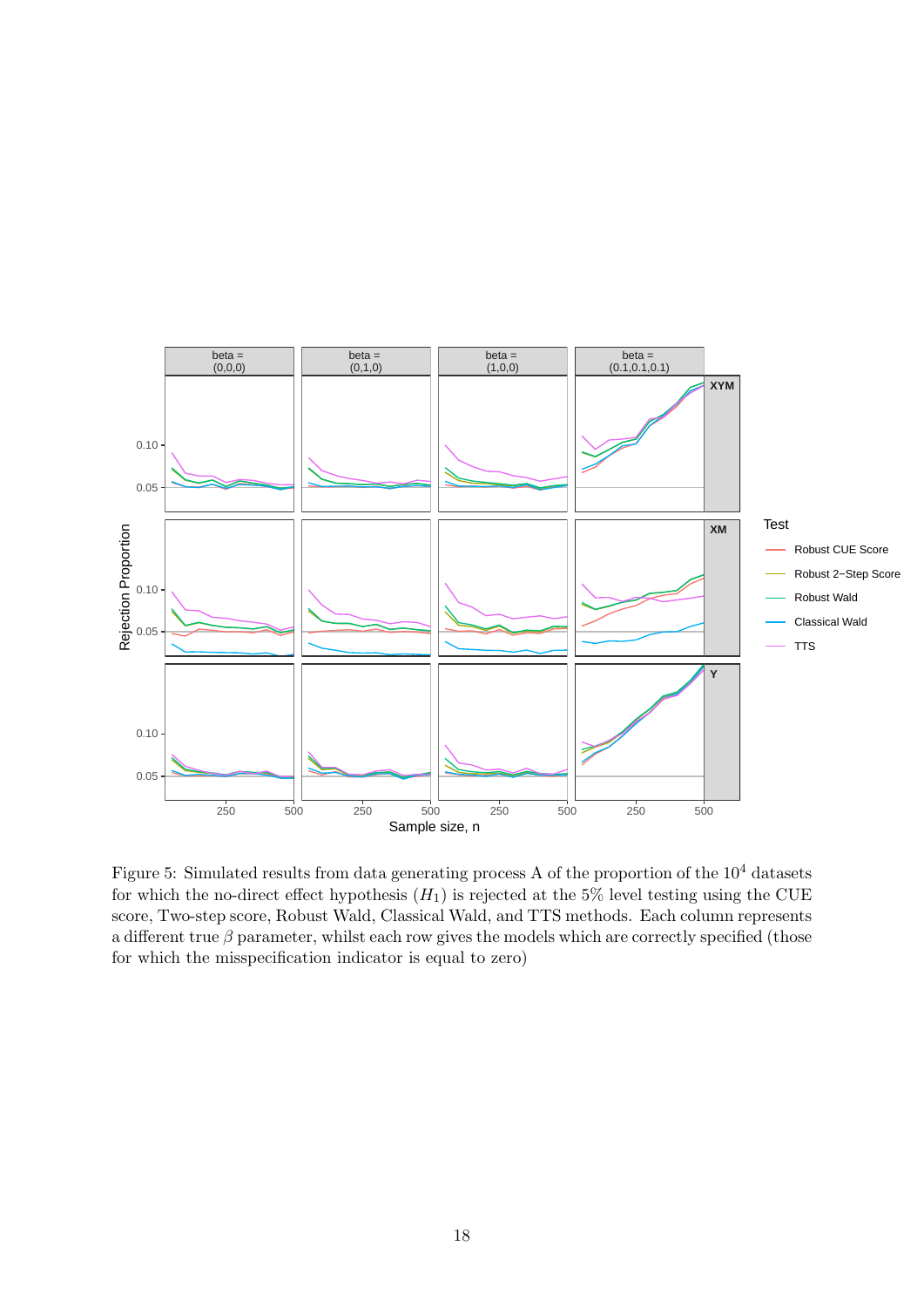Figure 5: Simulated results from data generating process A of the proportion of the $10^4$ datasets for which the no-direct effect hypothesis ($H_1$) is rejected at the 5% level testing using the CUE score, Two-step score, Robust Wald, Classical Wald, and TTS methods. Each column represents a different true $\beta$ parameter, whilst each row gives the models which are correctly specified (those for which the misspecification indicator is equal to zero)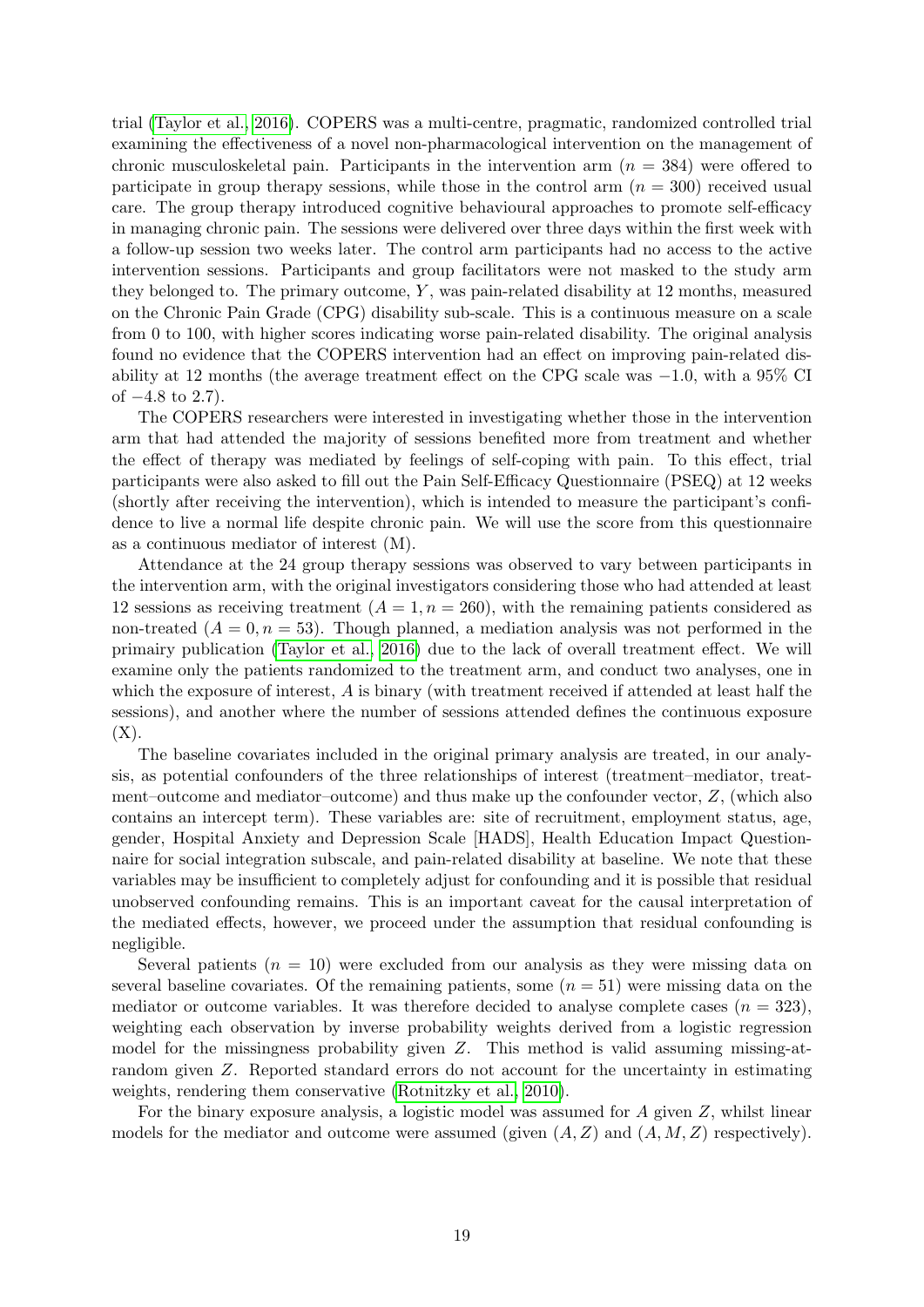trial (Taylor et al., 2016). COPERS was a multi-centre, pragmatic, randomized controlled trial examining the effectiveness of a novel non-pharmacological intervention on the management of chronic musculoskeletal pain. Participants in the intervention arm ($n = 384$) were offered to participate in group therapy sessions, while those in the control arm ($n = 300$) received usual care. The group therapy introduced cognitive behavioural approaches to promote self-efficacy in managing chronic pain. The sessions were delivered over three days within the first week with a follow-up session two weeks later. The control arm participants had no access to the active intervention sessions. Participants and group facilitators were not masked to the study arm they belonged to. The primary outcome, $Y$, was pain-related disability at 12 months, measured on the Chronic Pain Grade (CPG) disability sub-scale. This is a continuous measure on a scale from 0 to 100, with higher scores indicating worse pain-related disability. The original analysis found no evidence that the COPERS intervention had an effect on improving pain-related disability at 12 months (the average treatment effect on the CPG scale was $-1.0$, with a 95% CI of $-4.8$ to 2.7).

The COPERS researchers were interested in investigating whether those in the intervention arm that had attended the majority of sessions benefited more from treatment and whether the effect of therapy was mediated by feelings of self-coping with pain. To this effect, trial participants were also asked to fill out the Pain Self-Efficacy Questionnaire (PSEQ) at 12 weeks (shortly after receiving the intervention), which is intended to measure the participant's confidence to live a normal life despite chronic pain. We will use the score from this questionnaire as a continuous mediator of interest (M).

Attendance at the 24 group therapy sessions was observed to vary between participants in the intervention arm, with the original investigators considering those who had attended at least 12 sessions as receiving treatment ($A = 1, n = 260$), with the remaining patients considered as non-treated ($A = 0, n = 53$). Though planned, a mediation analysis was not performed in the primairy publication (Taylor et al., 2016) due to the lack of overall treatment effect. We will examine only the patients randomized to the treatment arm, and conduct two analyses, one in which the exposure of interest, $A$ is binary (with treatment received if attended at least half the sessions), and another where the number of sessions attended defines the continuous exposure (X).

The baseline covariates included in the original primary analysis are treated, in our analysis, as potential confounders of the three relationships of interest (treatment–mediator, treatment–outcome and mediator–outcome) and thus make up the confounder vector, $Z$, (which also contains an intercept term). These variables are: site of recruitment, employment status, age, gender, Hospital Anxiety and Depression Scale [HADS], Health Education Impact Questionnaire for social integration subscale, and pain-related disability at baseline. We note that these variables may be insufficient to completely adjust for confounding and it is possible that residual unobserved confounding remains. This is an important caveat for the causal interpretation of the mediated effects, however, we proceed under the assumption that residual confounding is negligible.

Several patients ($n = 10$) were excluded from our analysis as they were missing data on several baseline covariates. Of the remaining patients, some ($n = 51$) were missing data on the mediator or outcome variables. It was therefore decided to analyse complete cases ($n = 323$), weighting each observation by inverse probability weights derived from a logistic regression model for the missingness probability given $Z$. This method is valid assuming missing-at-random given $Z$. Reported standard errors do not account for the uncertainty in estimating weights, rendering them conservative (Rotnitzky et al., 2010).

For the binary exposure analysis, a logistic model was assumed for $A$ given $Z$, whilst linear models for the mediator and outcome were assumed (given $(A, Z)$ and $(A, M, Z)$ respectively).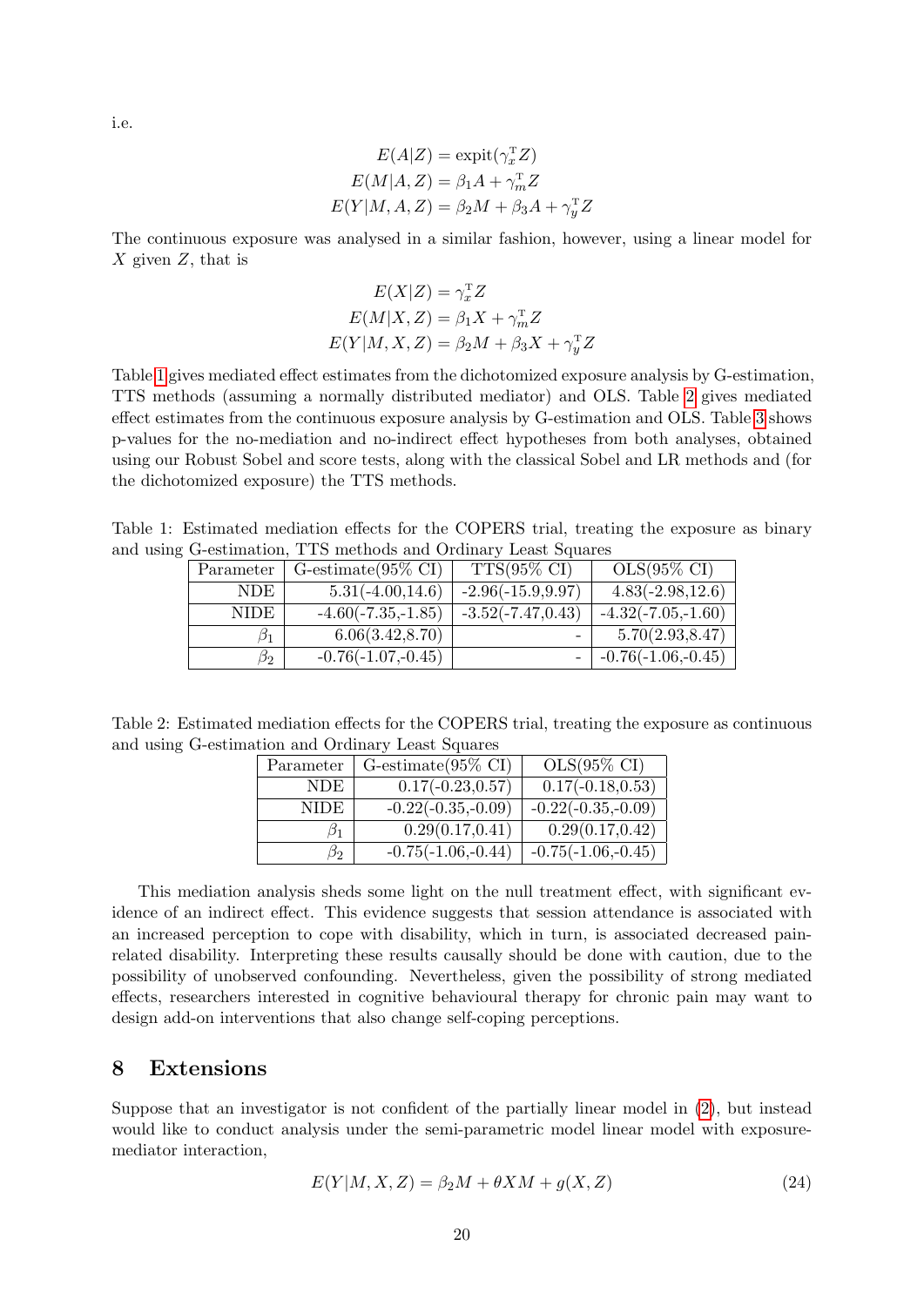i.e.

$$
\begin{aligned}
E(A|Z) &= \text{expit}(\gamma_x^{\mathrm{T}} Z) \\
E(M|A,Z) &= \beta_1 A + \gamma_m^{\mathrm{T}} Z \\
E(Y|M,A,Z) &= \beta_2 M + \beta_3 A + \gamma_y^{\mathrm{T}} Z
\end{aligned}
$$

The continuous exposure was analysed in a similar fashion, however, using a linear model for $X$ given $Z$, that is

$$
\begin{aligned}
E(X|Z) &= \gamma_x^{\mathrm{T}} Z \\
E(M|X,Z) &= \beta_1 X + \gamma_m^{\mathrm{T}} Z \\
E(Y|M,X,Z) &= \beta_2 M + \beta_3 X + \gamma_y^{\mathrm{T}} Z
\end{aligned}
$$

Table 1 gives mediated effect estimates from the dichotomized exposure analysis by G-estimation, TTS methods (assuming a normally distributed mediator) and OLS. Table 2 gives mediated effect estimates from the continuous exposure analysis by G-estimation and OLS. Table 3 shows p-values for the no-mediation and no-indirect effect hypotheses from both analyses, obtained using our Robust Sobel and score tests, along with the classical Sobel and LR methods and (for the dichotomized exposure) the TTS methods.

Table 1: Estimated mediation effects for the COPERS trial, treating the exposure as binary and using G-estimation, TTS methods and Ordinary Least Squares

| Parameter | G-estimate(95% CI) | TTS(95% CI) | OLS(95% CI) |
|---|---|---|---|
| NDE | 5.31(-4.00,14.6) | -2.96(-15.9,9.97) | 4.83(-2.98,12.6) |
| NIDE | -4.60(-7.35,-1.85) | -3.52(-7.47,0.43) | -4.32(-7.05,-1.60) |
| $\beta_1$ | 6.06(3.42,8.70) | - | 5.70(2.93,8.47) |
| $\beta_2$ | -0.76(-1.07,-0.45) | - | -0.76(-1.06,-0.45) |

Table 2: Estimated mediation effects for the COPERS trial, treating the exposure as continuous and using G-estimation and Ordinary Least Squares

| Parameter | G-estimate(95% CI) | OLS(95% CI) |
|---|---|---|
| NDE | 0.17(-0.23,0.57) | 0.17(-0.18,0.53) |
| NIDE | -0.22(-0.35,-0.09) | -0.22(-0.35,-0.09) |
| $\beta_1$ | 0.29(0.17,0.41) | 0.29(0.17,0.42) |
| $\beta_2$ | -0.75(-1.06,-0.44) | -0.75(-1.06,-0.45) |

This mediation analysis sheds some light on the null treatment effect, with significant evidence of an indirect effect. This evidence suggests that session attendance is associated with an increased perception to cope with disability, which in turn, is associated decreased pain-related disability. Interpreting these results causally should be done with caution, due to the possibility of unobserved confounding. Nevertheless, given the possibility of strong mediated effects, researchers interested in cognitive behavioural therapy for chronic pain may want to design add-on interventions that also change self-coping perceptions.

## 8 Extensions

Suppose that an investigator is not confident of the partially linear model in (2), but instead would like to conduct analysis under the semi-parametric model linear model with exposure-mediator interaction,

$$
E(Y|M,X,Z) = \beta_2 M + \theta XM + g(X,Z) \tag{24}
$$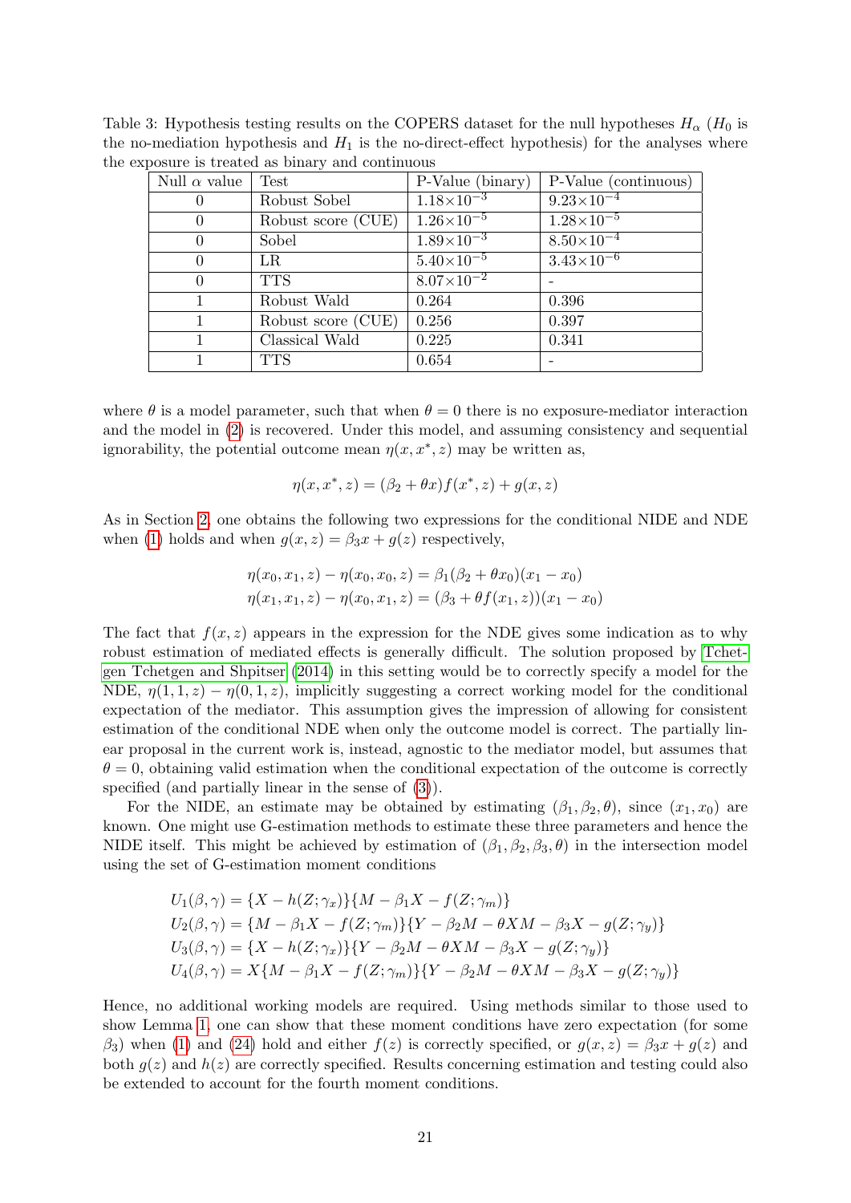Table 3: Hypothesis testing results on the COPERS dataset for the null hypotheses $H_\alpha$ ($H_0$ is the no-mediation hypothesis and $H_1$ is the no-direct-effect hypothesis) for the analyses where the exposure is treated as binary and continuous

| Null $\alpha$ value | Test | P-Value (binary) | P-Value (continuous) |
|---|---|---|---|
| 0 | Robust Sobel | $1.18\times10^{-3}$ | $9.23\times10^{-4}$ |
| 0 | Robust score (CUE) | $1.26\times10^{-5}$ | $1.28\times10^{-5}$ |
| 0 | Sobel | $1.89\times10^{-3}$ | $8.50\times10^{-4}$ |
| 0 | LR | $5.40\times10^{-5}$ | $3.43\times10^{-6}$ |
| 0 | TTS | $8.07\times10^{-2}$ | - |
| 1 | Robust Wald | 0.264 | 0.396 |
| 1 | Robust score (CUE) | 0.256 | 0.397 |
| 1 | Classical Wald | 0.225 | 0.341 |
| 1 | TTS | 0.654 | - |

where $\theta$ is a model parameter, such that when $\theta = 0$ there is no exposure-mediator interaction and the model in (2) is recovered. Under this model, and assuming consistency and sequential ignorability, the potential outcome mean $\eta(x, x^*, z)$ may be written as,

$$\eta(x, x^*, z) = (\beta_2 + \theta x) f(x^*, z) + g(x, z)$$

As in Section 2, one obtains the following two expressions for the conditional NIDE and NDE when (1) holds and when $g(x, z) = \beta_3 x + g(z)$ respectively,

$$\eta(x_0, x_1, z) - \eta(x_0, x_0, z) = \beta_1(\beta_2 + \theta x_0)(x_1 - x_0)$$
$$\eta(x_1, x_1, z) - \eta(x_0, x_1, z) = (\beta_3 + \theta f(x_1, z))(x_1 - x_0)$$

The fact that $f(x, z)$ appears in the expression for the NDE gives some indication as to why robust estimation of mediated effects is generally difficult. The solution proposed by Tchetgen Tchetgen and Shpitser (2014) in this setting would be to correctly specify a model for the NDE, $\eta(1, 1, z) - \eta(0, 1, z)$, implicitly suggesting a correct working model for the conditional expectation of the mediator. This assumption gives the impression of allowing for consistent estimation of the conditional NDE when only the outcome model is correct. The partially linear proposal in the current work is, instead, agnostic to the mediator model, but assumes that $\theta = 0$, obtaining valid estimation when the conditional expectation of the outcome is correctly specified (and partially linear in the sense of (3)).

For the NIDE, an estimate may be obtained by estimating $(\beta_1, \beta_2, \theta)$, since $(x_1, x_0)$ are known. One might use G-estimation methods to estimate these three parameters and hence the NIDE itself. This might be achieved by estimation of $(\beta_1, \beta_2, \beta_3, \theta)$ in the intersection model using the set of G-estimation moment conditions

$$\begin{aligned}
U_1(\beta, \gamma) &= \{X - h(Z; \gamma_x)\}\{M - \beta_1 X - f(Z; \gamma_m)\} \\
U_2(\beta, \gamma) &= \{M - \beta_1 X - f(Z; \gamma_m)\}\{Y - \beta_2 M - \theta X M - \beta_3 X - g(Z; \gamma_y)\} \\
U_3(\beta, \gamma) &= \{X - h(Z; \gamma_x)\}\{Y - \beta_2 M - \theta X M - \beta_3 X - g(Z; \gamma_y)\} \\
U_4(\beta, \gamma) &= X\{M - \beta_1 X - f(Z; \gamma_m)\}\{Y - \beta_2 M - \theta X M - \beta_3 X - g(Z; \gamma_y)\}
\end{aligned}$$

Hence, no additional working models are required. Using methods similar to those used to show Lemma 1, one can show that these moment conditions have zero expectation (for some $\beta_3$) when (1) and (24) hold and either $f(z)$ is correctly specified, or $g(x, z) = \beta_3 x + g(z)$ and both $g(z)$ and $h(z)$ are correctly specified. Results concerning estimation and testing could also be extended to account for the fourth moment conditions.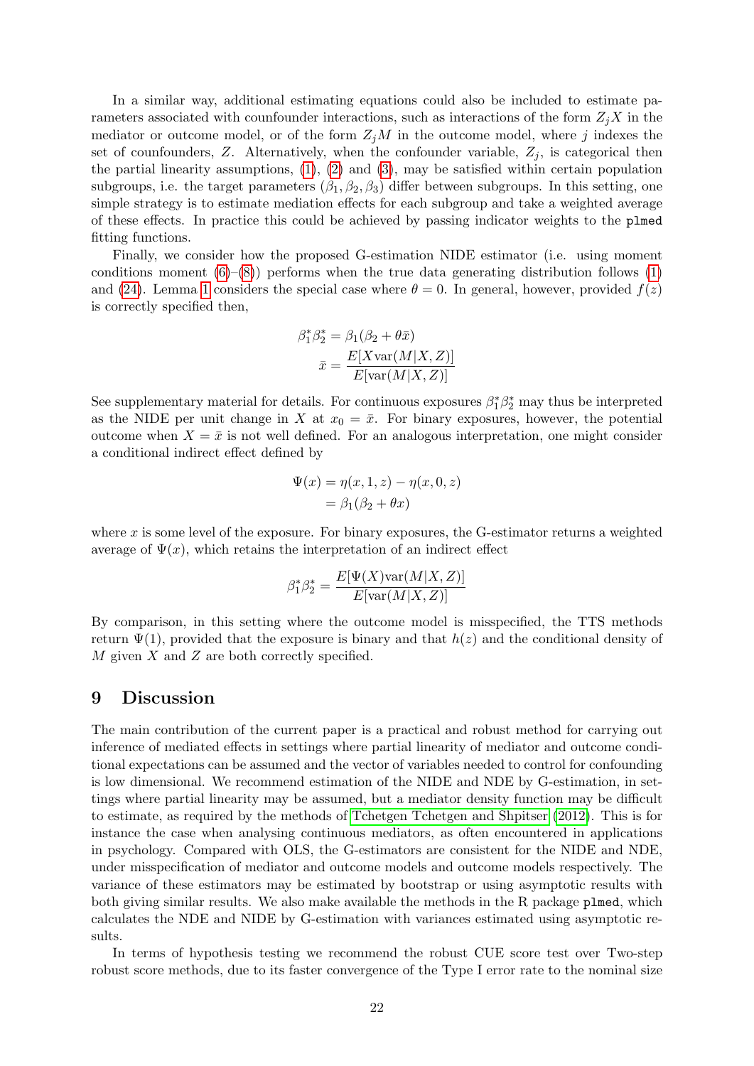In a similar way, additional estimating equations could also be included to estimate parameters associated with counfounder interactions, such as interactions of the form $Z_jX$ in the mediator or outcome model, or of the form $Z_jM$ in the outcome model, where $j$ indexes the set of counfounders, $Z$. Alternatively, when the confounder variable, $Z_j$, is categorical then the partial linearity assumptions, (1), (2) and (3), may be satisfied within certain population subgroups, i.e. the target parameters $(\beta_1, \beta_2, \beta_3)$ differ between subgroups. In this setting, one simple strategy is to estimate mediation effects for each subgroup and take a weighted average of these effects. In practice this could be achieved by passing indicator weights to the `plmed` fitting functions.

Finally, we consider how the proposed G-estimation NIDE estimator (i.e. using moment conditions moment (6)–(8)) performs when the true data generating distribution follows (1) and (24). Lemma 1 considers the special case where $\theta = 0$. In general, however, provided $f(z)$ is correctly specified then,

$$\beta_1^*\beta_2^* = \beta_1(\beta_2 + \theta\bar{x})$$
$$\bar{x} = \frac{E[X\text{var}(M|X,Z)]}{E[\text{var}(M|X,Z)]}$$

See supplementary material for details. For continuous exposures $\beta_1^*\beta_2^*$ may thus be interpreted as the NIDE per unit change in $X$ at $x_0 = \bar{x}$. For binary exposures, however, the potential outcome when $X = \bar{x}$ is not well defined. For an analogous interpretation, one might consider a conditional indirect effect defined by

$$\Psi(x) = \eta(x, 1, z) - \eta(x, 0, z)$$
$$= \beta_1(\beta_2 + \theta x)$$

where $x$ is some level of the exposure. For binary exposures, the G-estimator returns a weighted average of $\Psi(x)$, which retains the interpretation of an indirect effect

$$\beta_1^*\beta_2^* = \frac{E[\Psi(X)\text{var}(M|X,Z)]}{E[\text{var}(M|X,Z)]}$$

By comparison, in this setting where the outcome model is misspecified, the TTS methods return $\Psi(1)$, provided that the exposure is binary and that $h(z)$ and the conditional density of $M$ given $X$ and $Z$ are both correctly specified.

# 9 Discussion

The main contribution of the current paper is a practical and robust method for carrying out inference of mediated effects in settings where partial linearity of mediator and outcome conditional expectations can be assumed and the vector of variables needed to control for confounding is low dimensional. We recommend estimation of the NIDE and NDE by G-estimation, in settings where partial linearity may be assumed, but a mediator density function may be difficult to estimate, as required by the methods of Tchetgen Tchetgen and Shpitser (2012). This is for instance the case when analysing continuous mediators, as often encountered in applications in psychology. Compared with OLS, the G-estimators are consistent for the NIDE and NDE, under misspecification of mediator and outcome models and outcome models respectively. The variance of these estimators may be estimated by bootstrap or using asymptotic results with both giving similar results. We also make available the methods in the R package `plmed`, which calculates the NDE and NIDE by G-estimation with variances estimated using asymptotic results.

In terms of hypothesis testing we recommend the robust CUE score test over Two-step robust score methods, due to its faster convergence of the Type I error rate to the nominal size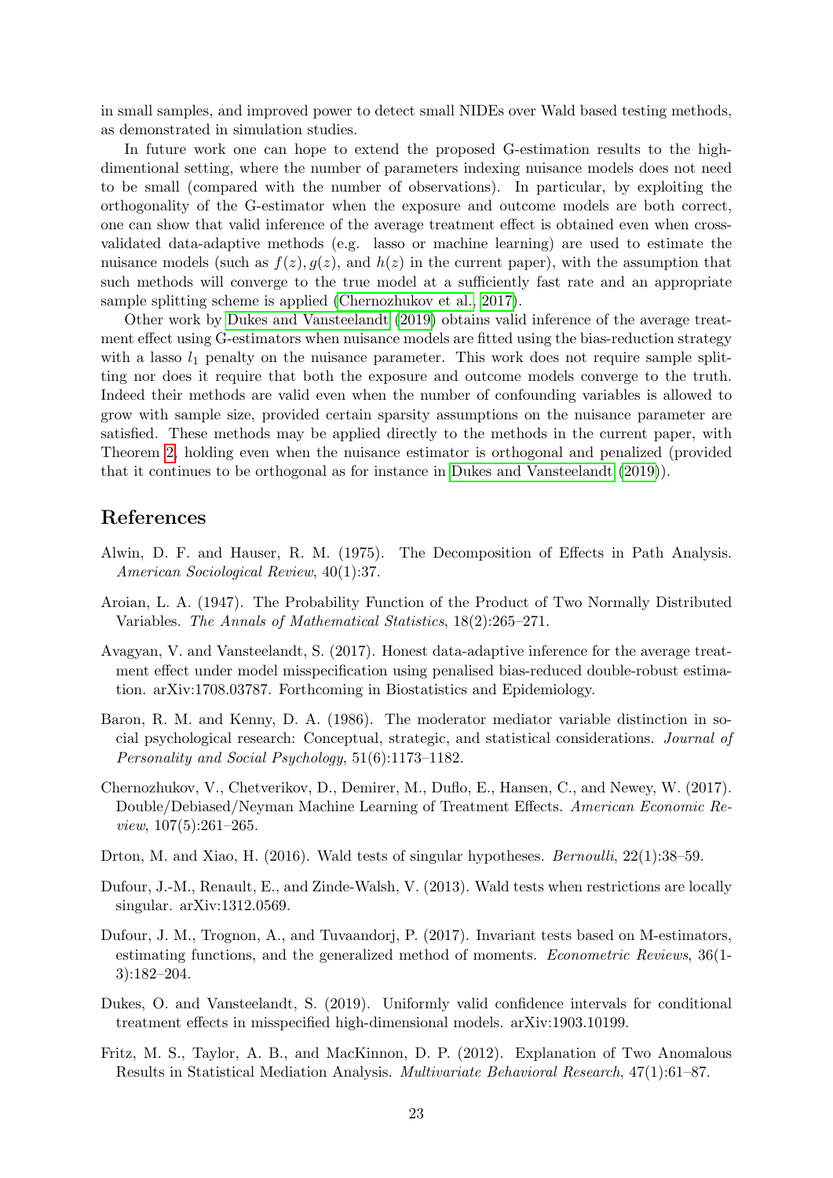in small samples, and improved power to detect small NIDEs over Wald based testing methods, as demonstrated in simulation studies.

In future work one can hope to extend the proposed G-estimation results to the high-dimentional setting, where the number of parameters indexing nuisance models does not need to be small (compared with the number of observations). In particular, by exploiting the orthogonality of the G-estimator when the exposure and outcome models are both correct, one can show that valid inference of the average treatment effect is obtained even when cross-validated data-adaptive methods (e.g. lasso or machine learning) are used to estimate the nuisance models (such as $f(z), g(z)$, and $h(z)$ in the current paper), with the assumption that such methods will converge to the true model at a sufficiently fast rate and an appropriate sample splitting scheme is applied (Chernozhukov et al., 2017).

Other work by Dukes and Vansteelandt (2019) obtains valid inference of the average treatment effect using G-estimators when nuisance models are fitted using the bias-reduction strategy with a lasso $l_1$ penalty on the nuisance parameter. This work does not require sample splitting nor does it require that both the exposure and outcome models converge to the truth. Indeed their methods are valid even when the number of confounding variables is allowed to grow with sample size, provided certain sparsity assumptions on the nuisance parameter are satisfied. These methods may be applied directly to the methods in the current paper, with Theorem 2, holding even when the nuisance estimator is orthogonal and penalized (provided that it continues to be orthogonal as for instance in Dukes and Vansteelandt (2019)).

## References

Alwin, D. F. and Hauser, R. M. (1975). The Decomposition of Effects in Path Analysis. *American Sociological Review*, 40(1):37.

Aroian, L. A. (1947). The Probability Function of the Product of Two Normally Distributed Variables. *The Annals of Mathematical Statistics*, 18(2):265–271.

Avagyan, V. and Vansteelandt, S. (2017). Honest data-adaptive inference for the average treatment effect under model misspecification using penalised bias-reduced double-robust estimation. arXiv:1708.03787. Forthcoming in Biostatistics and Epidemiology.

Baron, R. M. and Kenny, D. A. (1986). The moderator mediator variable distinction in social psychological research: Conceptual, strategic, and statistical considerations. *Journal of Personality and Social Psychology*, 51(6):1173–1182.

Chernozhukov, V., Chetverikov, D., Demirer, M., Duflo, E., Hansen, C., and Newey, W. (2017). Double/Debiased/Neyman Machine Learning of Treatment Effects. *American Economic Review*, 107(5):261–265.

Drton, M. and Xiao, H. (2016). Wald tests of singular hypotheses. *Bernoulli*, 22(1):38–59.

Dufour, J.-M., Renault, E., and Zinde-Walsh, V. (2013). Wald tests when restrictions are locally singular. arXiv:1312.0569.

Dufour, J. M., Trognon, A., and Tuvaandorj, P. (2017). Invariant tests based on M-estimators, estimating functions, and the generalized method of moments. *Econometric Reviews*, 36(1-3):182–204.

Dukes, O. and Vansteelandt, S. (2019). Uniformly valid confidence intervals for conditional treatment effects in misspecified high-dimensional models. arXiv:1903.10199.

Fritz, M. S., Taylor, A. B., and MacKinnon, D. P. (2012). Explanation of Two Anomalous Results in Statistical Mediation Analysis. *Multivariate Behavioral Research*, 47(1):61–87.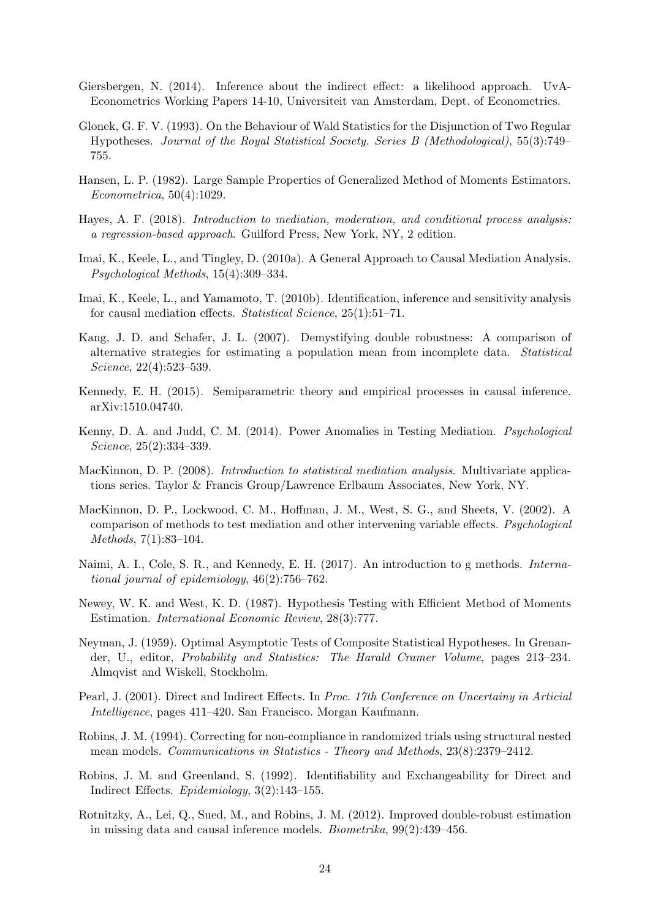Giersbergen, N. (2014). Inference about the indirect effect: a likelihood approach. UvA-Econometrics Working Papers 14-10, Universiteit van Amsterdam, Dept. of Econometrics.

Glonek, G. F. V. (1993). On the Behaviour of Wald Statistics for the Disjunction of Two Regular Hypotheses. *Journal of the Royal Statistical Society. Series B (Methodological)*, 55(3):749–755.

Hansen, L. P. (1982). Large Sample Properties of Generalized Method of Moments Estimators. *Econometrica*, 50(4):1029.

Hayes, A. F. (2018). *Introduction to mediation, moderation, and conditional process analysis: a regression-based approach*. Guilford Press, New York, NY, 2 edition.

Imai, K., Keele, L., and Tingley, D. (2010a). A General Approach to Causal Mediation Analysis. *Psychological Methods*, 15(4):309–334.

Imai, K., Keele, L., and Yamamoto, T. (2010b). Identification, inference and sensitivity analysis for causal mediation effects. *Statistical Science*, 25(1):51–71.

Kang, J. D. and Schafer, J. L. (2007). Demystifying double robustness: A comparison of alternative strategies for estimating a population mean from incomplete data. *Statistical Science*, 22(4):523–539.

Kennedy, E. H. (2015). Semiparametric theory and empirical processes in causal inference. arXiv:1510.04740.

Kenny, D. A. and Judd, C. M. (2014). Power Anomalies in Testing Mediation. *Psychological Science*, 25(2):334–339.

MacKinnon, D. P. (2008). *Introduction to statistical mediation analysis*. Multivariate applications series. Taylor & Francis Group/Lawrence Erlbaum Associates, New York, NY.

MacKinnon, D. P., Lockwood, C. M., Hoffman, J. M., West, S. G., and Sheets, V. (2002). A comparison of methods to test mediation and other intervening variable effects. *Psychological Methods*, 7(1):83–104.

Naimi, A. I., Cole, S. R., and Kennedy, E. H. (2017). An introduction to g methods. *International journal of epidemiology*, 46(2):756–762.

Newey, W. K. and West, K. D. (1987). Hypothesis Testing with Efficient Method of Moments Estimation. *International Economic Review*, 28(3):777.

Neyman, J. (1959). Optimal Asymptotic Tests of Composite Statistical Hypotheses. In Grenander, U., editor, *Probability and Statistics: The Harald Cramer Volume*, pages 213–234. Almqvist and Wiskell, Stockholm.

Pearl, J. (2001). Direct and Indirect Effects. In *Proc. 17th Conference on Uncertainy in Articial Intelligence*, pages 411–420. San Francisco. Morgan Kaufmann.

Robins, J. M. (1994). Correcting for non-compliance in randomized trials using structural nested mean models. *Communications in Statistics - Theory and Methods*, 23(8):2379–2412.

Robins, J. M. and Greenland, S. (1992). Identifiability and Exchangeability for Direct and Indirect Effects. *Epidemiology*, 3(2):143–155.

Rotnitzky, A., Lei, Q., Sued, M., and Robins, J. M. (2012). Improved double-robust estimation in missing data and causal inference models. *Biometrika*, 99(2):439–456.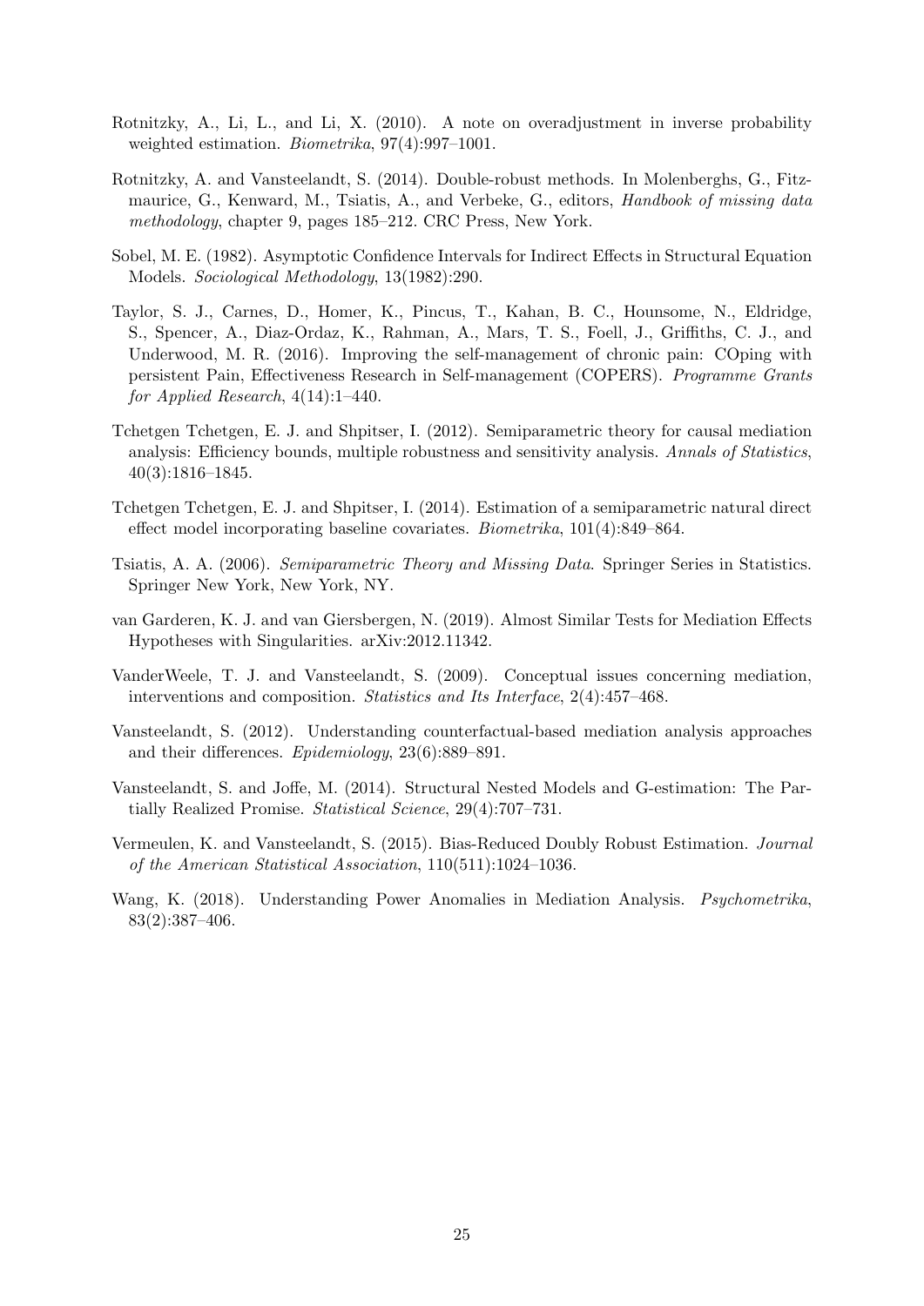Rotnitzky, A., Li, L., and Li, X. (2010). A note on overadjustment in inverse probability weighted estimation. *Biometrika*, 97(4):997–1001.

Rotnitzky, A. and Vansteelandt, S. (2014). Double-robust methods. In Molenberghs, G., Fitzmaurice, G., Kenward, M., Tsiatis, A., and Verbeke, G., editors, *Handbook of missing data methodology*, chapter 9, pages 185–212. CRC Press, New York.

Sobel, M. E. (1982). Asymptotic Confidence Intervals for Indirect Effects in Structural Equation Models. *Sociological Methodology*, 13(1982):290.

Taylor, S. J., Carnes, D., Homer, K., Pincus, T., Kahan, B. C., Hounsome, N., Eldridge, S., Spencer, A., Diaz-Ordaz, K., Rahman, A., Mars, T. S., Foell, J., Griffiths, C. J., and Underwood, M. R. (2016). Improving the self-management of chronic pain: COping with persistent Pain, Effectiveness Research in Self-management (COPERS). *Programme Grants for Applied Research*, 4(14):1–440.

Tchetgen Tchetgen, E. J. and Shpitser, I. (2012). Semiparametric theory for causal mediation analysis: Efficiency bounds, multiple robustness and sensitivity analysis. *Annals of Statistics*, 40(3):1816–1845.

Tchetgen Tchetgen, E. J. and Shpitser, I. (2014). Estimation of a semiparametric natural direct effect model incorporating baseline covariates. *Biometrika*, 101(4):849–864.

Tsiatis, A. A. (2006). *Semiparametric Theory and Missing Data*. Springer Series in Statistics. Springer New York, New York, NY.

van Garderen, K. J. and van Giersbergen, N. (2019). Almost Similar Tests for Mediation Effects Hypotheses with Singularities. arXiv:2012.11342.

VanderWeele, T. J. and Vansteelandt, S. (2009). Conceptual issues concerning mediation, interventions and composition. *Statistics and Its Interface*, 2(4):457–468.

Vansteelandt, S. (2012). Understanding counterfactual-based mediation analysis approaches and their differences. *Epidemiology*, 23(6):889–891.

Vansteelandt, S. and Joffe, M. (2014). Structural Nested Models and G-estimation: The Partially Realized Promise. *Statistical Science*, 29(4):707–731.

Vermeulen, K. and Vansteelandt, S. (2015). Bias-Reduced Doubly Robust Estimation. *Journal of the American Statistical Association*, 110(511):1024–1036.

Wang, K. (2018). Understanding Power Anomalies in Mediation Analysis. *Psychometrika*, 83(2):387–406.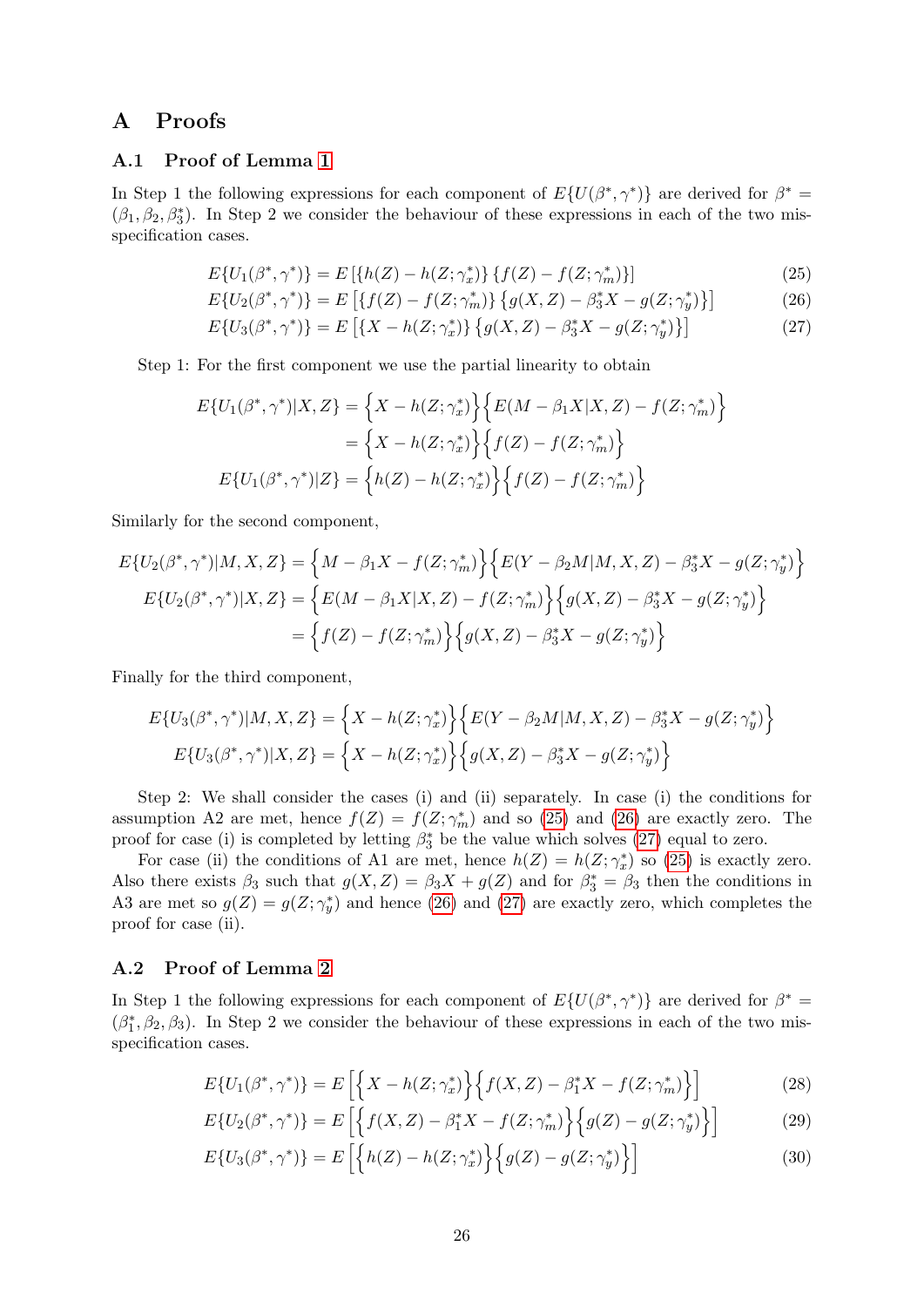# A Proofs

## A.1 Proof of Lemma 1

In Step 1 the following expressions for each component of $E\{U(\beta^*, \gamma^*)\}$ are derived for $\beta^* = (\beta_1, \beta_2, \beta_3^*)$. In Step 2 we consider the behaviour of these expressions in each of the two misspecification cases.

$$E\{U_1(\beta^*, \gamma^*)\} = E\left[\{h(Z) - h(Z; \gamma_x^*)\}\{f(Z) - f(Z; \gamma_m^*)\}\right] \tag{25}$$

$$E\{U_2(\beta^*, \gamma^*)\} = E\left[\{f(Z) - f(Z; \gamma_m^*)\}\{g(X, Z) - \beta_3^* X - g(Z; \gamma_y^*)\}\right] \tag{26}$$

$$E\{U_3(\beta^*, \gamma^*)\} = E\left[\{X - h(Z; \gamma_x^*)\}\{g(X, Z) - \beta_3^* X - g(Z; \gamma_y^*)\}\right] \tag{27}$$

Step 1: For the first component we use the partial linearity to obtain

$$
\begin{aligned}
E\{U_1(\beta^*, \gamma^*)|X, Z\} &= \Big\{X - h(Z; \gamma_x^*)\Big\}\Big\{E(M - \beta_1 X|X, Z) - f(Z; \gamma_m^*)\Big\} \\
&= \Big\{X - h(Z; \gamma_x^*)\Big\}\Big\{f(Z) - f(Z; \gamma_m^*)\Big\} \\
E\{U_1(\beta^*, \gamma^*)|Z\} &= \Big\{h(Z) - h(Z; \gamma_x^*)\Big\}\Big\{f(Z) - f(Z; \gamma_m^*)\Big\}
\end{aligned}
$$

Similarly for the second component,

$$
\begin{aligned}
E\{U_2(\beta^*, \gamma^*)|M, X, Z\} &= \Big\{M - \beta_1 X - f(Z; \gamma_m^*)\Big\}\Big\{E(Y - \beta_2 M|M, X, Z) - \beta_3^* X - g(Z; \gamma_y^*)\Big\} \\
E\{U_2(\beta^*, \gamma^*)|X, Z\} &= \Big\{E(M - \beta_1 X|X, Z) - f(Z; \gamma_m^*)\Big\}\Big\{g(X, Z) - \beta_3^* X - g(Z; \gamma_y^*)\Big\} \\
&= \Big\{f(Z) - f(Z; \gamma_m^*)\Big\}\Big\{g(X, Z) - \beta_3^* X - g(Z; \gamma_y^*)\Big\}
\end{aligned}
$$

Finally for the third component,

$$
\begin{aligned}
E\{U_3(\beta^*, \gamma^*)|M, X, Z\} &= \Big\{X - h(Z; \gamma_x^*)\Big\}\Big\{E(Y - \beta_2 M|M, X, Z) - \beta_3^* X - g(Z; \gamma_y^*)\Big\} \\
E\{U_3(\beta^*, \gamma^*)|X, Z\} &= \Big\{X - h(Z; \gamma_x^*)\Big\}\Big\{g(X, Z) - \beta_3^* X - g(Z; \gamma_y^*)\Big\}
\end{aligned}
$$

Step 2: We shall consider the cases (i) and (ii) separately. In case (i) the conditions for assumption A2 are met, hence $f(Z) = f(Z; \gamma_m^*)$ and so (25) and (26) are exactly zero. The proof for case (i) is completed by letting $\beta_3^*$ be the value which solves (27) equal to zero.

For case (ii) the conditions of A1 are met, hence $h(Z) = h(Z; \gamma_x^*)$ so (25) is exactly zero. Also there exists $\beta_3$ such that $g(X, Z) = \beta_3 X + g(Z)$ and for $\beta_3^* = \beta_3$ then the conditions in A3 are met so $g(Z) = g(Z; \gamma_y^*)$ and hence (26) and (27) are exactly zero, which completes the proof for case (ii).

## A.2 Proof of Lemma 2

In Step 1 the following expressions for each component of $E\{U(\beta^*, \gamma^*)\}$ are derived for $\beta^* = (\beta_1^*, \beta_2, \beta_3)$. In Step 2 we consider the behaviour of these expressions in each of the two misspecification cases.

$$E\{U_1(\beta^*, \gamma^*)\} = E\left[\Big\{X - h(Z; \gamma_x^*)\Big\}\Big\{f(X, Z) - \beta_1^* X - f(Z; \gamma_m^*)\Big\}\right] \tag{28}$$

$$E\{U_2(\beta^*, \gamma^*)\} = E\left[\Big\{f(X, Z) - \beta_1^* X - f(Z; \gamma_m^*)\Big\}\Big\{g(Z) - g(Z; \gamma_y^*)\Big\}\right] \tag{29}$$

$$E\{U_3(\beta^*, \gamma^*)\} = E\left[\Big\{h(Z) - h(Z; \gamma_x^*)\Big\}\Big\{g(Z) - g(Z; \gamma_y^*)\Big\}\right] \tag{30}$$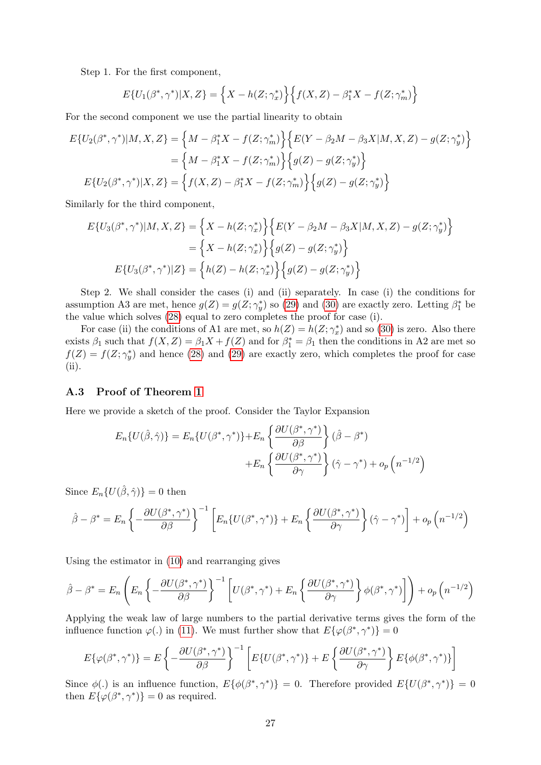Step 1. For the first component,

$$E\{U_1(\beta^*, \gamma^*)|X, Z\} = \Big\{X - h(Z;\gamma_x^*)\Big\}\Big\{f(X,Z) - \beta_1^* X - f(Z;\gamma_m^*)\Big\}$$

For the second component we use the partial linearity to obtain

$$\begin{aligned}
E\{U_2(\beta^*, \gamma^*)|M, X, Z\} &= \Big\{M - \beta_1^* X - f(Z;\gamma_m^*)\Big\}\Big\{E(Y - \beta_2 M - \beta_3 X|M,X,Z) - g(Z;\gamma_y^*)\Big\} \\
&= \Big\{M - \beta_1^* X - f(Z;\gamma_m^*)\Big\}\Big\{g(Z) - g(Z;\gamma_y^*)\Big\} \\
E\{U_2(\beta^*, \gamma^*)|X, Z\} &= \Big\{f(X,Z) - \beta_1^* X - f(Z;\gamma_m^*)\Big\}\Big\{g(Z) - g(Z;\gamma_y^*)\Big\}
\end{aligned}$$

Similarly for the third component,

$$\begin{aligned}
E\{U_3(\beta^*, \gamma^*)|M, X, Z\} &= \Big\{X - h(Z;\gamma_x^*)\Big\}\Big\{E(Y - \beta_2 M - \beta_3 X|M,X,Z) - g(Z;\gamma_y^*)\Big\} \\
&= \Big\{X - h(Z;\gamma_x^*)\Big\}\Big\{g(Z) - g(Z;\gamma_y^*)\Big\} \\
E\{U_3(\beta^*, \gamma^*)|Z\} &= \Big\{h(Z) - h(Z;\gamma_x^*)\Big\}\Big\{g(Z) - g(Z;\gamma_y^*)\Big\}
\end{aligned}$$

Step 2. We shall consider the cases (i) and (ii) separately. In case (i) the conditions for assumption A3 are met, hence $g(Z) = g(Z;\gamma_y^*)$ so (29) and (30) are exactly zero. Letting $\beta_1^*$ be the value which solves (28) equal to zero completes the proof for case (i).

For case (ii) the conditions of A1 are met, so $h(Z) = h(Z;\gamma_x^*)$ and so (30) is zero. Also there exists $\beta_1$ such that $f(X,Z) = \beta_1 X + f(Z)$ and for $\beta_1^* = \beta_1$ then the conditions in A2 are met so $f(Z) = f(Z;\gamma_y^*)$ and hence (28) and (29) are exactly zero, which completes the proof for case (ii).

### A.3 Proof of Theorem 1

Here we provide a sketch of the proof. Consider the Taylor Expansion

$$\begin{aligned}
E_n\{U(\hat\beta, \hat\gamma)\} = E_n\{U(\beta^*, \gamma^*)\} &+ E_n\left\{\frac{\partial U(\beta^*, \gamma^*)}{\partial \beta}\right\}(\hat\beta - \beta^*) \\
&+ E_n\left\{\frac{\partial U(\beta^*, \gamma^*)}{\partial \gamma}\right\}(\hat\gamma - \gamma^*) + o_p\left(n^{-1/2}\right)
\end{aligned}$$

Since $E_n\{U(\hat\beta, \hat\gamma)\} = 0$ then

$$\hat\beta - \beta^* = E_n\left\{-\frac{\partial U(\beta^*, \gamma^*)}{\partial \beta}\right\}^{-1}\left[E_n\{U(\beta^*, \gamma^*)\} + E_n\left\{\frac{\partial U(\beta^*, \gamma^*)}{\partial \gamma}\right\}(\hat\gamma - \gamma^*)\right] + o_p\left(n^{-1/2}\right)$$

Using the estimator in (10) and rearranging gives

$$\hat\beta - \beta^* = E_n\left(E_n\left\{-\frac{\partial U(\beta^*, \gamma^*)}{\partial \beta}\right\}^{-1}\left[U(\beta^*, \gamma^*) + E_n\left\{\frac{\partial U(\beta^*, \gamma^*)}{\partial \gamma}\right\}\phi(\beta^*, \gamma^*)\right]\right) + o_p\left(n^{-1/2}\right)$$

Applying the weak law of large numbers to the partial derivative terms gives the form of the influence function $\varphi(.)$ in (11). We must further show that $E\{\varphi(\beta^*, \gamma^*)\} = 0$

$$E\{\varphi(\beta^*, \gamma^*)\} = E\left\{-\frac{\partial U(\beta^*, \gamma^*)}{\partial \beta}\right\}^{-1}\left[E\{U(\beta^*, \gamma^*)\} + E\left\{\frac{\partial U(\beta^*, \gamma^*)}{\partial \gamma}\right\}E\{\phi(\beta^*, \gamma^*)\}\right]$$

Since $\phi(.)$ is an influence function, $E\{\phi(\beta^*, \gamma^*)\} = 0$. Therefore provided $E\{U(\beta^*, \gamma^*)\} = 0$ then $E\{\varphi(\beta^*, \gamma^*)\} = 0$ as required.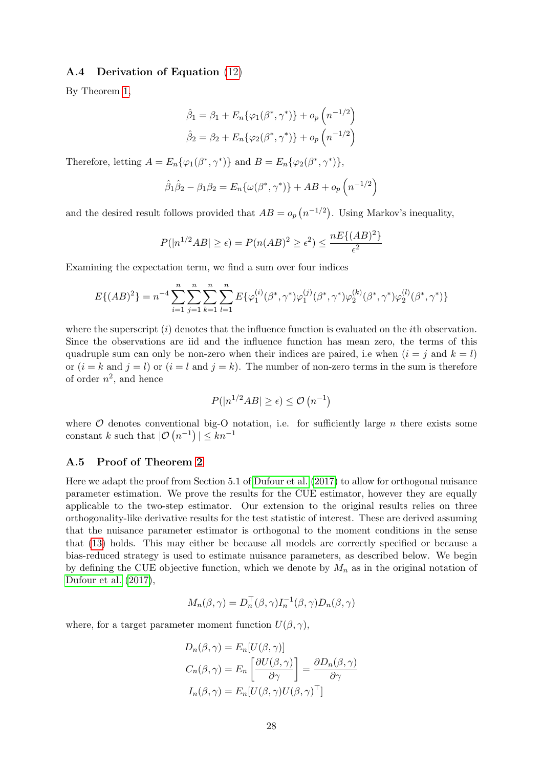### A.4 Derivation of Equation (12)

By Theorem 1,

$$\hat{\beta}_1 = \beta_1 + E_n\{\varphi_1(\beta^*, \gamma^*)\} + o_p\left(n^{-1/2}\right)$$

$$\hat{\beta}_2 = \beta_2 + E_n\{\varphi_2(\beta^*, \gamma^*)\} + o_p\left(n^{-1/2}\right)$$

Therefore, letting $A = E_n\{\varphi_1(\beta^*, \gamma^*)\}$ and $B = E_n\{\varphi_2(\beta^*, \gamma^*)\}$,

$$\hat{\beta}_1\hat{\beta}_2 - \beta_1\beta_2 = E_n\{\omega(\beta^*, \gamma^*)\} + AB + o_p\left(n^{-1/2}\right)$$

and the desired result follows provided that $AB = o_p\left(n^{-1/2}\right)$. Using Markov's inequality,

$$P(|n^{1/2}AB| \geq \epsilon) = P(n(AB)^2 \geq \epsilon^2) \leq \frac{nE\{(AB)^2\}}{\epsilon^2}$$

Examining the expectation term, we find a sum over four indices

$$E\{(AB)^2\} = n^{-4}\sum_{i=1}^{n}\sum_{j=1}^{n}\sum_{k=1}^{n}\sum_{l=1}^{n} E\{\varphi_1^{(i)}(\beta^*, \gamma^*)\varphi_1^{(j)}(\beta^*, \gamma^*)\varphi_2^{(k)}(\beta^*, \gamma^*)\varphi_2^{(l)}(\beta^*, \gamma^*)\}$$

where the superscript $(i)$ denotes that the influence function is evaluated on the $i$th observation. Since the observations are iid and the influence function has mean zero, the terms of this quadruple sum can only be non-zero when their indices are paired, i.e when ($i = j$ and $k = l$) or ($i = k$ and $j = l$) or ($i = l$ and $j = k$). The number of non-zero terms in the sum is therefore of order $n^2$, and hence

$$P(|n^{1/2}AB| \geq \epsilon) \leq \mathcal{O}\left(n^{-1}\right)$$

where $\mathcal{O}$ denotes conventional big-O notation, i.e. for sufficiently large $n$ there exists some constant $k$ such that $|\mathcal{O}\left(n^{-1}\right)| \leq kn^{-1}$

### A.5 Proof of Theorem 2

Here we adapt the proof from Section 5.1 of Dufour et al. (2017) to allow for orthogonal nuisance parameter estimation. We prove the results for the CUE estimator, however they are equally applicable to the two-step estimator. Our extension to the original results relies on three orthogonality-like derivative results for the test statistic of interest. These are derived assuming that the nuisance parameter estimator is orthogonal to the moment conditions in the sense that (13) holds. This may either be because all models are correctly specified or because a bias-reduced strategy is used to estimate nuisance parameters, as described below. We begin by defining the CUE objective function, which we denote by $M_n$ as in the original notation of Dufour et al. (2017),

$$M_n(\beta, \gamma) = D_n^\top(\beta, \gamma)I_n^{-1}(\beta, \gamma)D_n(\beta, \gamma)$$

where, for a target parameter moment function $U(\beta, \gamma)$,

$$D_n(\beta, \gamma) = E_n[U(\beta, \gamma)]$$

$$C_n(\beta, \gamma) = E_n\left[\frac{\partial U(\beta, \gamma)}{\partial \gamma}\right] = \frac{\partial D_n(\beta, \gamma)}{\partial \gamma}$$

$$I_n(\beta, \gamma) = E_n[U(\beta, \gamma)U(\beta, \gamma)^\top]$$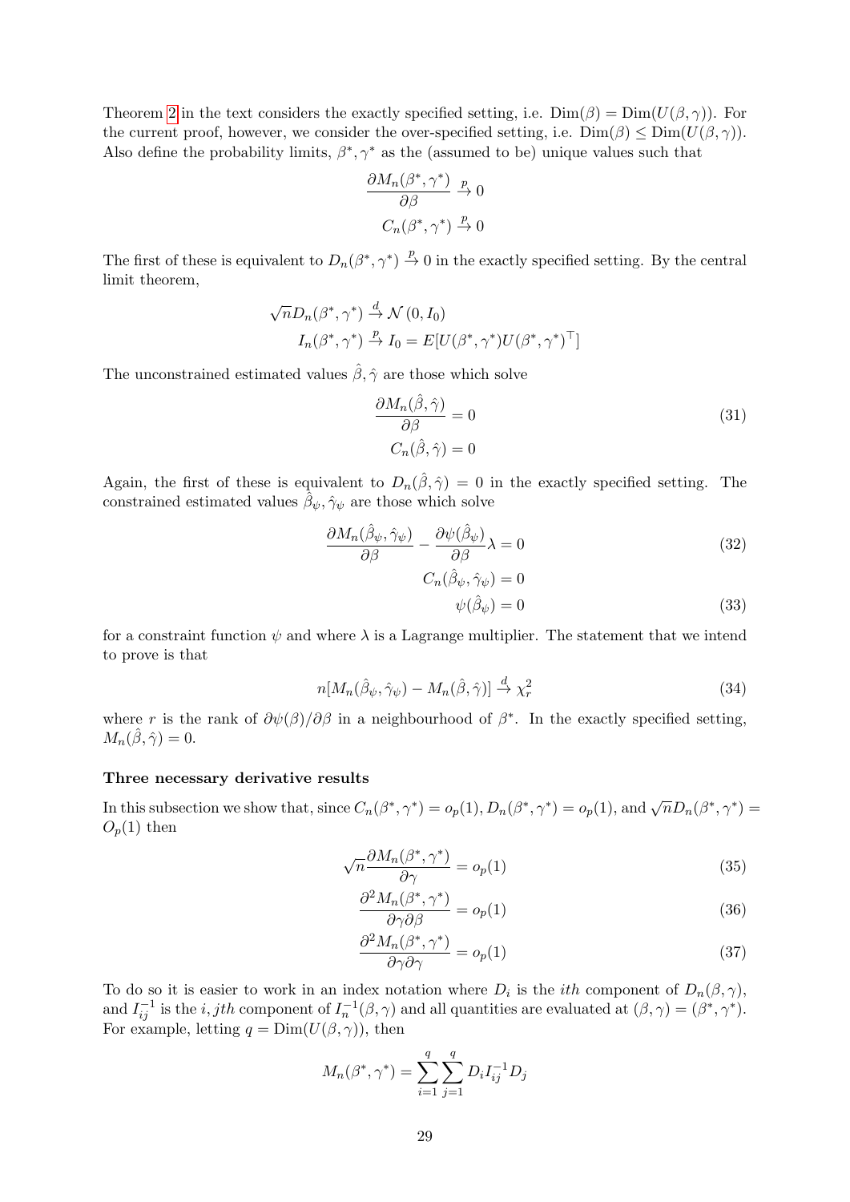Theorem 2 in the text considers the exactly specified setting, i.e. $\text{Dim}(\beta) = \text{Dim}(U(\beta, \gamma))$. For the current proof, however, we consider the over-specified setting, i.e. $\text{Dim}(\beta) \leq \text{Dim}(U(\beta, \gamma))$. Also define the probability limits, $\beta^*, \gamma^*$ as the (assumed to be) unique values such that

$$\frac{\partial M_n(\beta^*, \gamma^*)}{\partial \beta} \xrightarrow{p} 0$$
$$C_n(\beta^*, \gamma^*) \xrightarrow{p} 0$$

The first of these is equivalent to $D_n(\beta^*, \gamma^*) \xrightarrow{p} 0$ in the exactly specified setting. By the central limit theorem,

$$\sqrt{n} D_n(\beta^*, \gamma^*) \xrightarrow{d} \mathcal{N}(0, I_0)$$
$$I_n(\beta^*, \gamma^*) \xrightarrow{p} I_0 = E[U(\beta^*, \gamma^*) U(\beta^*, \gamma^*)^\top]$$

The unconstrained estimated values $\hat{\beta}, \hat{\gamma}$ are those which solve

$$\frac{\partial M_n(\hat{\beta}, \hat{\gamma})}{\partial \beta} = 0 \tag{31}$$
$$C_n(\hat{\beta}, \hat{\gamma}) = 0$$

Again, the first of these is equivalent to $D_n(\hat{\beta}, \hat{\gamma}) = 0$ in the exactly specified setting. The constrained estimated values $\hat{\beta}_\psi, \hat{\gamma}_\psi$ are those which solve

$$\frac{\partial M_n(\hat{\beta}_\psi, \hat{\gamma}_\psi)}{\partial \beta} - \frac{\partial \psi(\hat{\beta}_\psi)}{\partial \beta} \lambda = 0 \tag{32}$$
$$C_n(\hat{\beta}_\psi, \hat{\gamma}_\psi) = 0$$
$$\psi(\hat{\beta}_\psi) = 0 \tag{33}$$

for a constraint function $\psi$ and where $\lambda$ is a Lagrange multiplier. The statement that we intend to prove is that

$$n[M_n(\hat{\beta}_\psi, \hat{\gamma}_\psi) - M_n(\hat{\beta}, \hat{\gamma})] \xrightarrow{d} \chi^2_r \tag{34}$$

where $r$ is the rank of $\partial \psi(\beta)/\partial \beta$ in a neighbourhood of $\beta^*$. In the exactly specified setting, $M_n(\hat{\beta}, \hat{\gamma}) = 0$.

### Three necessary derivative results

In this subsection we show that, since $C_n(\beta^*, \gamma^*) = o_p(1)$, $D_n(\beta^*, \gamma^*) = o_p(1)$, and $\sqrt{n} D_n(\beta^*, \gamma^*) = O_p(1)$ then

$$\sqrt{n} \frac{\partial M_n(\beta^*, \gamma^*)}{\partial \gamma} = o_p(1) \tag{35}$$

$$\frac{\partial^2 M_n(\beta^*, \gamma^*)}{\partial \gamma \partial \beta} = o_p(1) \tag{36}$$

$$\frac{\partial^2 M_n(\beta^*, \gamma^*)}{\partial \gamma \partial \gamma} = o_p(1) \tag{37}$$

To do so it is easier to work in an index notation where $D_i$ is the $ith$ component of $D_n(\beta, \gamma)$, and $I^{-1}_{ij}$ is the $i, jth$ component of $I^{-1}_n(\beta, \gamma)$ and all quantities are evaluated at $(\beta, \gamma) = (\beta^*, \gamma^*)$. For example, letting $q = \text{Dim}(U(\beta, \gamma))$, then

$$M_n(\beta^*, \gamma^*) = \sum_{i=1}^{q} \sum_{j=1}^{q} D_i I^{-1}_{ij} D_j$$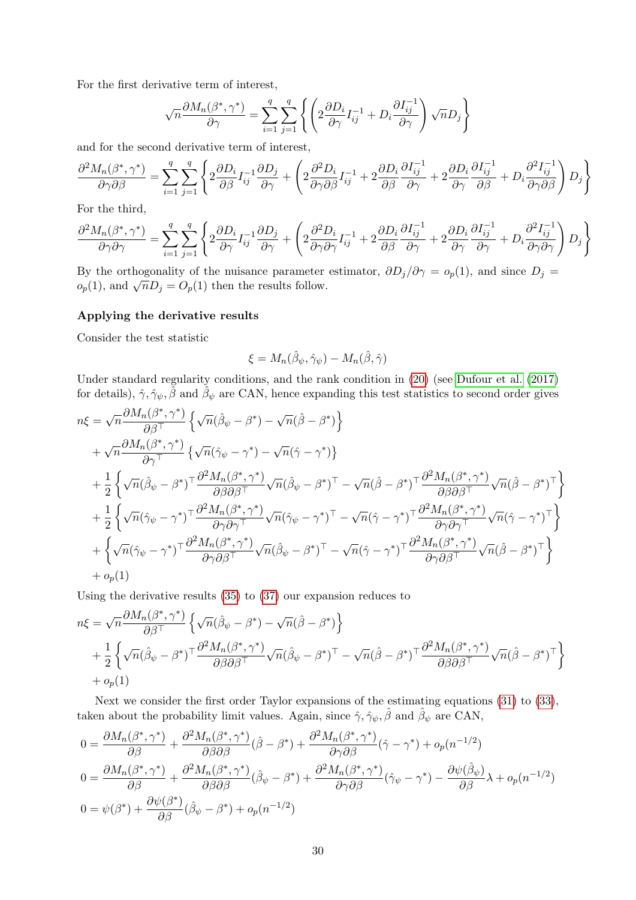For the first derivative term of interest,

$$\sqrt{n}\frac{\partial M_n(\beta^*, \gamma^*)}{\partial \gamma} = \sum_{i=1}^{q}\sum_{j=1}^{q}\left\{\left(2\frac{\partial D_i}{\partial \gamma}I_{ij}^{-1} + D_i\frac{\partial I_{ij}^{-1}}{\partial \gamma}\right)\sqrt{n}D_j\right\}$$

and for the second derivative term of interest,

$$\frac{\partial^2 M_n(\beta^*, \gamma^*)}{\partial \gamma \partial \beta} = \sum_{i=1}^{q}\sum_{j=1}^{q}\left\{2\frac{\partial D_i}{\partial \beta}I_{ij}^{-1}\frac{\partial D_j}{\partial \gamma} + \left(2\frac{\partial^2 D_i}{\partial \gamma \partial \beta}I_{ij}^{-1} + 2\frac{\partial D_i}{\partial \beta}\frac{\partial I_{ij}^{-1}}{\partial \gamma} + 2\frac{\partial D_i}{\partial \gamma}\frac{\partial I_{ij}^{-1}}{\partial \beta} + D_i\frac{\partial^2 I_{ij}^{-1}}{\partial \gamma \partial \beta}\right)D_j\right\}$$

For the third,

$$\frac{\partial^2 M_n(\beta^*, \gamma^*)}{\partial \gamma \partial \gamma} = \sum_{i=1}^{q}\sum_{j=1}^{q}\left\{2\frac{\partial D_i}{\partial \gamma}I_{ij}^{-1}\frac{\partial D_j}{\partial \gamma} + \left(2\frac{\partial^2 D_i}{\partial \gamma \partial \gamma}I_{ij}^{-1} + 2\frac{\partial D_i}{\partial \beta}\frac{\partial I_{ij}^{-1}}{\partial \gamma} + 2\frac{\partial D_i}{\partial \gamma}\frac{\partial I_{ij}^{-1}}{\partial \gamma} + D_i\frac{\partial^2 I_{ij}^{-1}}{\partial \gamma \partial \gamma}\right)D_j\right\}$$

By the orthogonality of the nuisance parameter estimator, $\partial D_j/\partial \gamma = o_p(1)$, and since $D_j = o_p(1)$, and $\sqrt{n}D_j = O_p(1)$ then the results follow.

**Applying the derivative results**

Consider the test statistic

$$\xi = M_n(\hat{\beta}_\psi, \hat{\gamma}_\psi) - M_n(\hat{\beta}, \hat{\gamma})$$

Under standard regularity conditions, and the rank condition in (20) (see Dufour et al. (2017) for details), $\hat{\gamma}, \hat{\gamma}_\psi, \hat{\beta}$ and $\hat{\beta}_\psi$ are CAN, hence expanding this test statistics to second order gives

$$\begin{aligned}
n\xi &= \sqrt{n}\frac{\partial M_n(\beta^*, \gamma^*)}{\partial \beta^\top}\left\{\sqrt{n}(\hat{\beta}_\psi - \beta^*) - \sqrt{n}(\hat{\beta} - \beta^*)\right\} \\
&\quad + \sqrt{n}\frac{\partial M_n(\beta^*, \gamma^*)}{\partial \gamma^\top}\left\{\sqrt{n}(\hat{\gamma}_\psi - \gamma^*) - \sqrt{n}(\hat{\gamma} - \gamma^*)\right\} \\
&\quad + \frac{1}{2}\left\{\sqrt{n}(\hat{\beta}_\psi - \beta^*)^\top\frac{\partial^2 M_n(\beta^*, \gamma^*)}{\partial \beta \partial \beta^\top}\sqrt{n}(\hat{\beta}_\psi - \beta^*)^\top - \sqrt{n}(\hat{\beta} - \beta^*)^\top\frac{\partial^2 M_n(\beta^*, \gamma^*)}{\partial \beta \partial \beta^\top}\sqrt{n}(\hat{\beta} - \beta^*)^\top\right\} \\
&\quad + \frac{1}{2}\left\{\sqrt{n}(\hat{\gamma}_\psi - \gamma^*)^\top\frac{\partial^2 M_n(\beta^*, \gamma^*)}{\partial \gamma \partial \gamma^\top}\sqrt{n}(\hat{\gamma}_\psi - \gamma^*)^\top - \sqrt{n}(\hat{\gamma} - \gamma^*)^\top\frac{\partial^2 M_n(\beta^*, \gamma^*)}{\partial \gamma \partial \gamma^\top}\sqrt{n}(\hat{\gamma} - \gamma^*)^\top\right\} \\
&\quad + \left\{\sqrt{n}(\hat{\gamma}_\psi - \gamma^*)^\top\frac{\partial^2 M_n(\beta^*, \gamma^*)}{\partial \gamma \partial \beta^\top}\sqrt{n}(\hat{\beta}_\psi - \beta^*)^\top - \sqrt{n}(\hat{\gamma} - \gamma^*)^\top\frac{\partial^2 M_n(\beta^*, \gamma^*)}{\partial \gamma \partial \beta^\top}\sqrt{n}(\hat{\beta} - \beta^*)^\top\right\} \\
&\quad + o_p(1)
\end{aligned}$$

Using the derivative results (35) to (37) our expansion reduces to

$$\begin{aligned}
n\xi &= \sqrt{n}\frac{\partial M_n(\beta^*, \gamma^*)}{\partial \beta^\top}\left\{\sqrt{n}(\hat{\beta}_\psi - \beta^*) - \sqrt{n}(\hat{\beta} - \beta^*)\right\} \\
&\quad + \frac{1}{2}\left\{\sqrt{n}(\hat{\beta}_\psi - \beta^*)^\top\frac{\partial^2 M_n(\beta^*, \gamma^*)}{\partial \beta \partial \beta^\top}\sqrt{n}(\hat{\beta}_\psi - \beta^*)^\top - \sqrt{n}(\hat{\beta} - \beta^*)^\top\frac{\partial^2 M_n(\beta^*, \gamma^*)}{\partial \beta \partial \beta^\top}\sqrt{n}(\hat{\beta} - \beta^*)^\top\right\} \\
&\quad + o_p(1)
\end{aligned}$$

Next we consider the first order Taylor expansions of the estimating equations (31) to (33), taken about the probability limit values. Again, since $\hat{\gamma}, \hat{\gamma}_\psi, \hat{\beta}$ and $\hat{\beta}_\psi$ are CAN,

$$\begin{aligned}
0 &= \frac{\partial M_n(\beta^*, \gamma^*)}{\partial \beta} + \frac{\partial^2 M_n(\beta^*, \gamma^*)}{\partial \beta \partial \beta}(\hat{\beta} - \beta^*) + \frac{\partial^2 M_n(\beta^*, \gamma^*)}{\partial \gamma \partial \beta}(\hat{\gamma} - \gamma^*) + o_p(n^{-1/2}) \\
0 &= \frac{\partial M_n(\beta^*, \gamma^*)}{\partial \beta} + \frac{\partial^2 M_n(\beta^*, \gamma^*)}{\partial \beta \partial \beta}(\hat{\beta}_\psi - \beta^*) + \frac{\partial^2 M_n(\beta^*, \gamma^*)}{\partial \gamma \partial \beta}(\hat{\gamma}_\psi - \gamma^*) - \frac{\partial \psi(\hat{\beta}_\psi)}{\partial \beta}\lambda + o_p(n^{-1/2}) \\
0 &= \psi(\beta^*) + \frac{\partial \psi(\beta^*)}{\partial \beta}(\hat{\beta}_\psi - \beta^*) + o_p(n^{-1/2})
\end{aligned}$$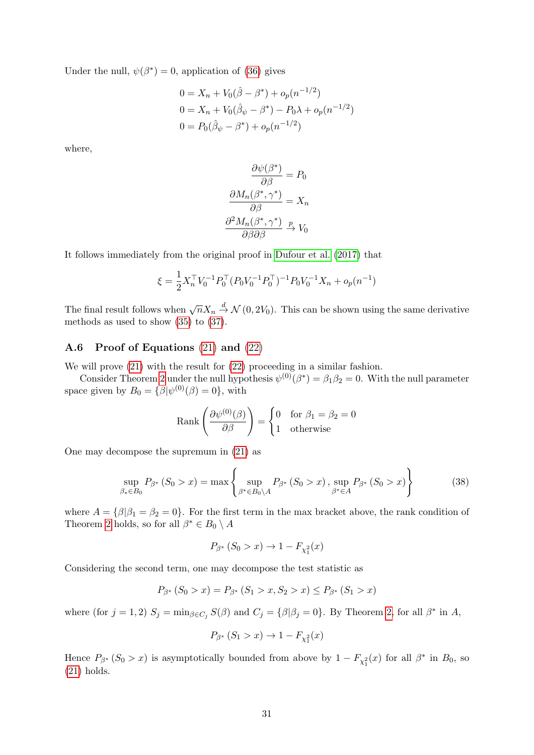Under the null, $\psi(\beta^*) = 0$, application of (36) gives

$$0 = X_n + V_0(\hat{\beta} - \beta^*) + o_p(n^{-1/2})$$
$$0 = X_n + V_0(\hat{\beta}_\psi - \beta^*) - P_0\lambda + o_p(n^{-1/2})$$
$$0 = P_0(\hat{\beta}_\psi - \beta^*) + o_p(n^{-1/2})$$

where,

$$\frac{\partial \psi(\beta^*)}{\partial \beta} = P_0$$
$$\frac{\partial M_n(\beta^*, \gamma^*)}{\partial \beta} = X_n$$
$$\frac{\partial^2 M_n(\beta^*, \gamma^*)}{\partial \beta \partial \beta} \xrightarrow{p} V_0$$

It follows immediately from the original proof in Dufour et al. (2017) that

$$\xi = \frac{1}{2} X_n^\top V_0^{-1} P_0^\top (P_0 V_0^{-1} P_0^\top)^{-1} P_0 V_0^{-1} X_n + o_p(n^{-1})$$

The final result follows when $\sqrt{n} X_n \xrightarrow{d} \mathcal{N}(0, 2V_0)$. This can be shown using the same derivative methods as used to show (35) to (37).

### A.6 Proof of Equations (21) and (22)

We will prove (21) with the result for (22) proceeding in a similar fashion.

Consider Theorem 2 under the null hypothesis $\psi^{(0)}(\beta^*) = \beta_1\beta_2 = 0$. With the null parameter space given by $B_0 = \{\beta | \psi^{(0)}(\beta) = 0\}$, with

$$\text{Rank}\left(\frac{\partial \psi^{(0)}(\beta)}{\partial \beta}\right) = \begin{cases} 0 & \text{for } \beta_1 = \beta_2 = 0 \\ 1 & \text{otherwise} \end{cases}$$

One may decompose the supremum in (21) as

$$\sup_{\beta_* \in B_0} P_{\beta^*}(S_0 > x) = \max\left\{ \sup_{\beta^* \in B_0 \setminus A} P_{\beta^*}(S_0 > x), \sup_{\beta^* \in A} P_{\beta^*}(S_0 > x) \right\} \tag{38}$$

where $A = \{\beta | \beta_1 = \beta_2 = 0\}$. For the first term in the max bracket above, the rank condition of Theorem 2 holds, so for all $\beta^* \in B_0 \setminus A$

$$P_{\beta^*}(S_0 > x) \to 1 - F_{\chi_1^2}(x)$$

Considering the second term, one may decompose the test statistic as

$$P_{\beta^*}(S_0 > x) = P_{\beta^*}(S_1 > x, S_2 > x) \leq P_{\beta^*}(S_1 > x)$$

where (for $j = 1, 2$) $S_j = \min_{\beta \in C_j} S(\beta)$ and $C_j = \{\beta | \beta_j = 0\}$. By Theorem 2, for all $\beta^*$ in $A$,

$$P_{\beta^*}(S_1 > x) \to 1 - F_{\chi_1^2}(x)$$

Hence $P_{\beta^*}(S_0 > x)$ is asymptotically bounded from above by $1 - F_{\chi_1^2}(x)$ for all $\beta^*$ in $B_0$, so (21) holds.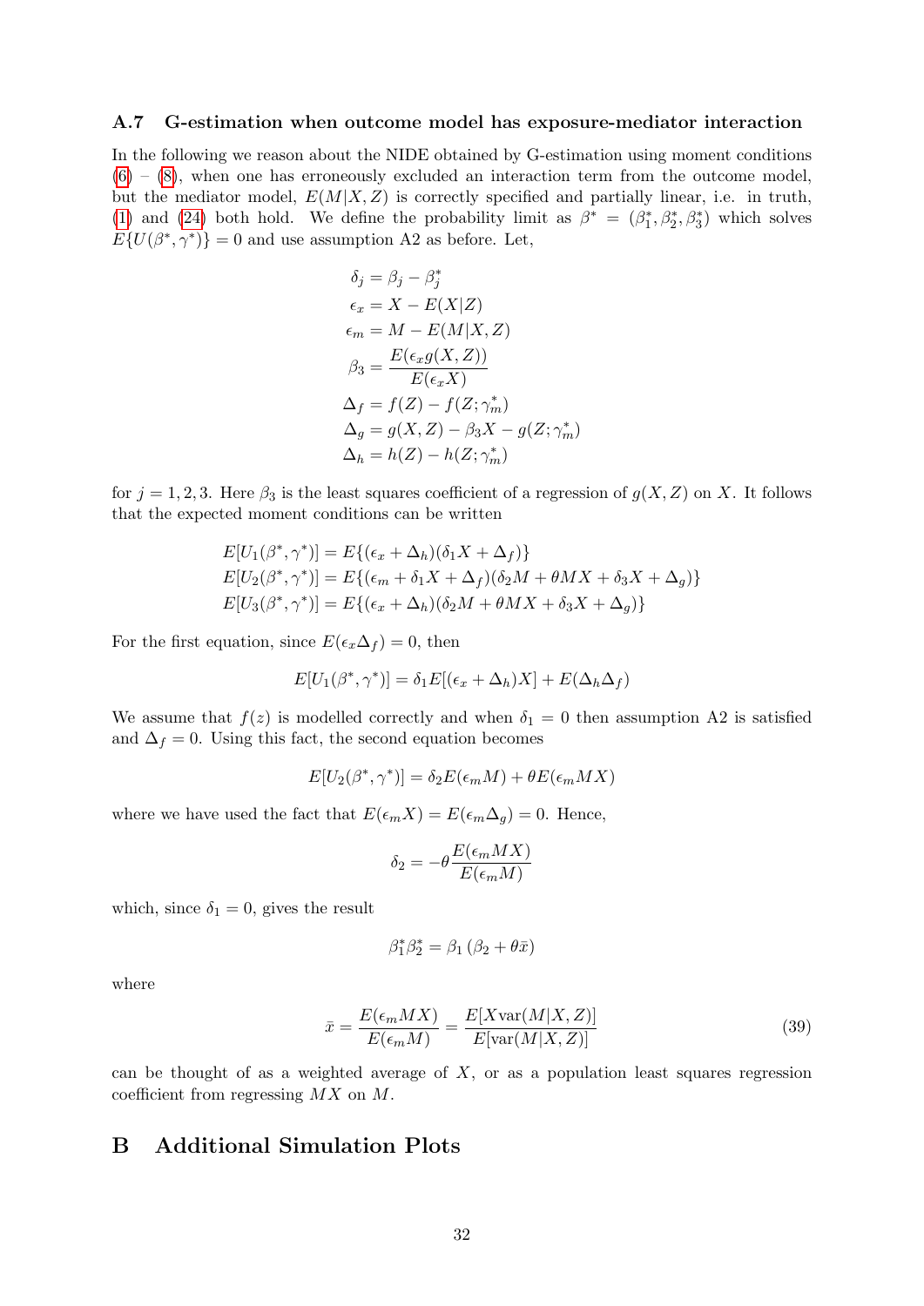### A.7 G-estimation when outcome model has exposure-mediator interaction

In the following we reason about the NIDE obtained by G-estimation using moment conditions (6) – (8), when one has erroneously excluded an interaction term from the outcome model, but the mediator model, $E(M|X,Z)$ is correctly specified and partially linear, i.e. in truth, (1) and (24) both hold. We define the probability limit as $\beta^* = (\beta_1^*, \beta_2^*, \beta_3^*)$ which solves $E\{U(\beta^*, \gamma^*)\} = 0$ and use assumption A2 as before. Let,

$$
\begin{aligned}
\delta_j &= \beta_j - \beta_j^* \\
\epsilon_x &= X - E(X|Z) \\
\epsilon_m &= M - E(M|X,Z) \\
\beta_3 &= \frac{E(\epsilon_x g(X,Z))}{E(\epsilon_x X)} \\
\Delta_f &= f(Z) - f(Z;\gamma_m^*) \\
\Delta_g &= g(X,Z) - \beta_3 X - g(Z;\gamma_m^*) \\
\Delta_h &= h(Z) - h(Z;\gamma_m^*)
\end{aligned}
$$

for $j = 1,2,3$. Here $\beta_3$ is the least squares coefficient of a regression of $g(X,Z)$ on $X$. It follows that the expected moment conditions can be written

$$
\begin{aligned}
E[U_1(\beta^*, \gamma^*)] &= E\{(\epsilon_x + \Delta_h)(\delta_1 X + \Delta_f)\} \\
E[U_2(\beta^*, \gamma^*)] &= E\{(\epsilon_m + \delta_1 X + \Delta_f)(\delta_2 M + \theta M X + \delta_3 X + \Delta_g)\} \\
E[U_3(\beta^*, \gamma^*)] &= E\{(\epsilon_x + \Delta_h)(\delta_2 M + \theta M X + \delta_3 X + \Delta_g)\}
\end{aligned}
$$

For the first equation, since $E(\epsilon_x \Delta_f) = 0$, then

$$
E[U_1(\beta^*, \gamma^*)] = \delta_1 E[(\epsilon_x + \Delta_h) X] + E(\Delta_h \Delta_f)
$$

We assume that $f(z)$ is modelled correctly and when $\delta_1 = 0$ then assumption A2 is satisfied and $\Delta_f = 0$. Using this fact, the second equation becomes

$$
E[U_2(\beta^*, \gamma^*)] = \delta_2 E(\epsilon_m M) + \theta E(\epsilon_m M X)
$$

where we have used the fact that $E(\epsilon_m X) = E(\epsilon_m \Delta_g) = 0$. Hence,

$$
\delta_2 = -\theta \frac{E(\epsilon_m M X)}{E(\epsilon_m M)}
$$

which, since $\delta_1 = 0$, gives the result

$$
\beta_1^* \beta_2^* = \beta_1 \left(\beta_2 + \theta \bar{x}\right)
$$

where

$$
\bar{x} = \frac{E(\epsilon_m M X)}{E(\epsilon_m M)} = \frac{E[X \text{var}(M|X,Z)]}{E[\text{var}(M|X,Z)]} \tag{39}
$$

can be thought of as a weighted average of $X$, or as a population least squares regression coefficient from regressing $MX$ on $M$.

# B Additional Simulation Plots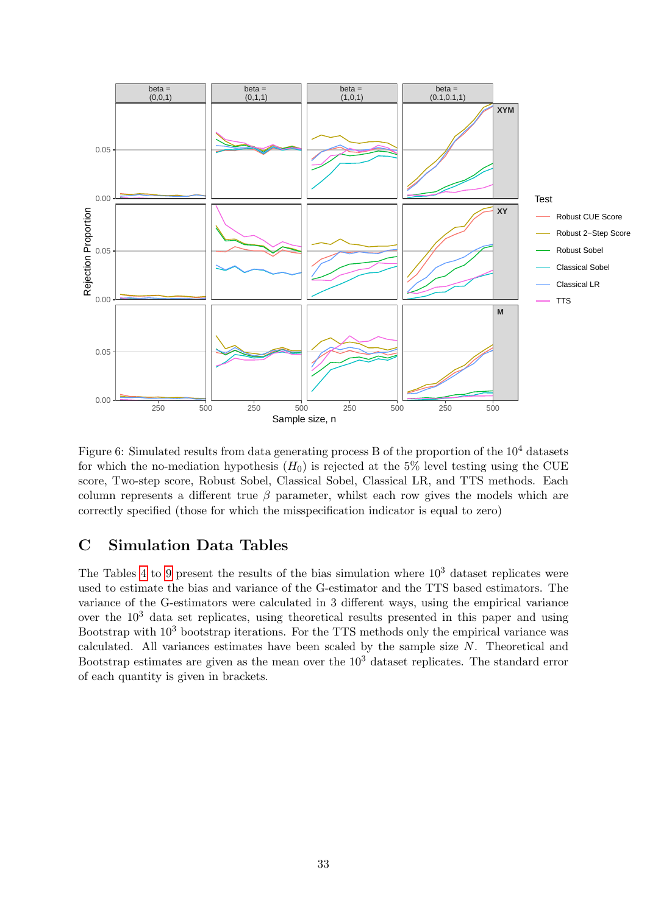Figure 6: Simulated results from data generating process B of the proportion of the $10^4$ datasets for which the no-mediation hypothesis ($H_0$) is rejected at the 5% level testing using the CUE score, Two-step score, Robust Sobel, Classical Sobel, Classical LR, and TTS methods. Each column represents a different true $\beta$ parameter, whilst each row gives the models which are correctly specified (those for which the misspecification indicator is equal to zero)

## C Simulation Data Tables

The Tables 4 to 9 present the results of the bias simulation where $10^3$ dataset replicates were used to estimate the bias and variance of the G-estimator and the TTS based estimators. The variance of the G-estimators were calculated in 3 different ways, using the empirical variance over the $10^3$ data set replicates, using theoretical results presented in this paper and using Bootstrap with $10^3$ bootstrap iterations. For the TTS methods only the empirical variance was calculated. All variances estimates have been scaled by the sample size $N$. Theoretical and Bootstrap estimates are given as the mean over the $10^3$ dataset replicates. The standard error of each quantity is given in brackets.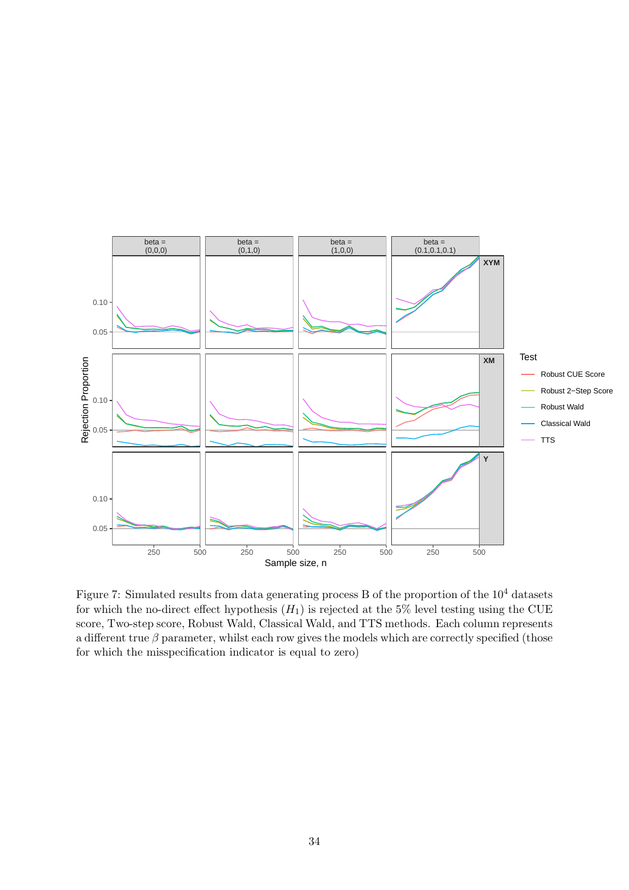Figure 7: Simulated results from data generating process B of the proportion of the $10^4$ datasets for which the no-direct effect hypothesis ($H_1$) is rejected at the 5% level testing using the CUE score, Two-step score, Robust Wald, Classical Wald, and TTS methods. Each column represents a different true $\beta$ parameter, whilst each row gives the models which are correctly specified (those for which the misspecification indicator is equal to zero)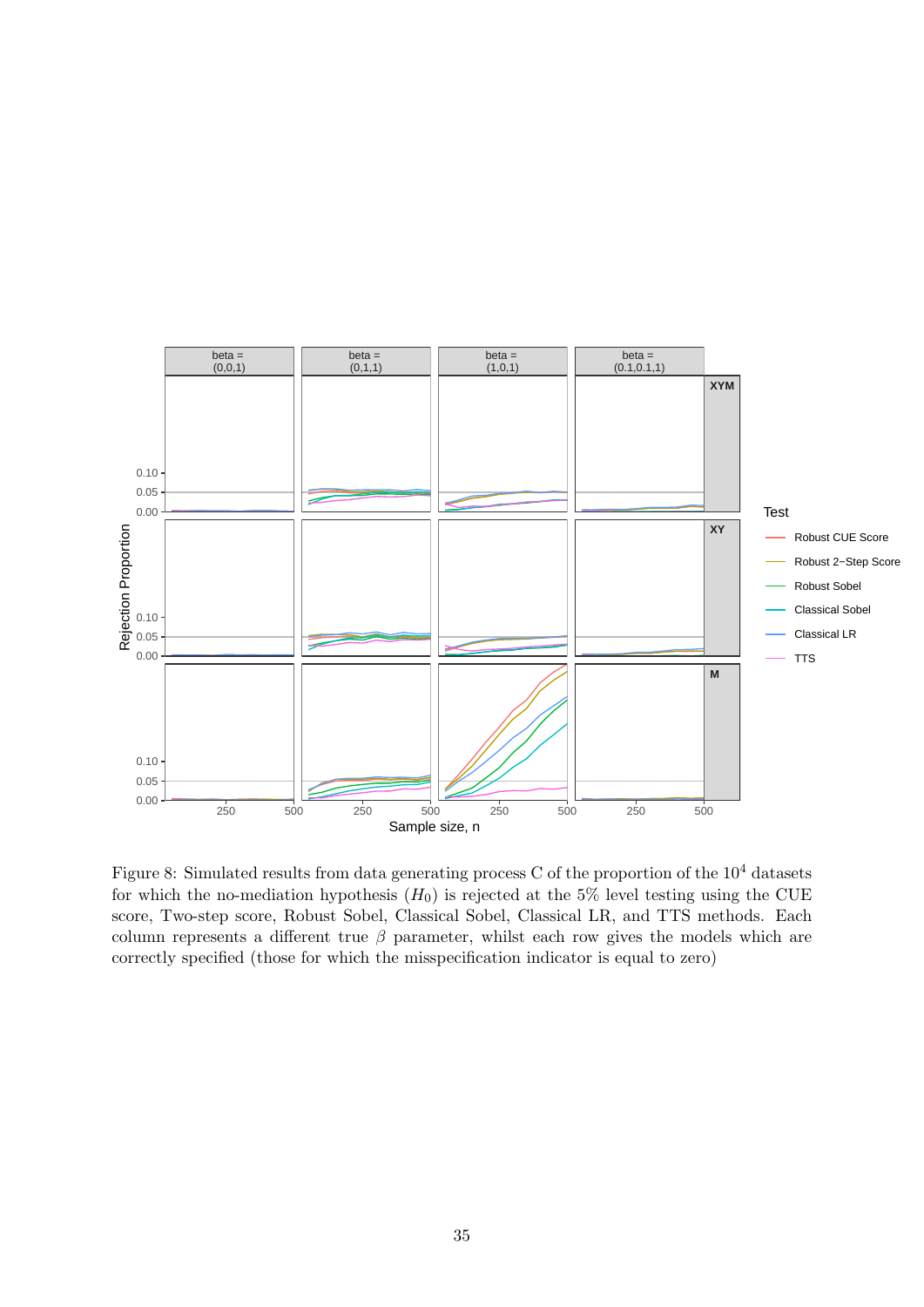Figure 8: Simulated results from data generating process C of the proportion of the $10^4$ datasets for which the no-mediation hypothesis ($H_0$) is rejected at the 5% level testing using the CUE score, Two-step score, Robust Sobel, Classical Sobel, Classical LR, and TTS methods. Each column represents a different true $\beta$ parameter, whilst each row gives the models which are correctly specified (those for which the misspecification indicator is equal to zero)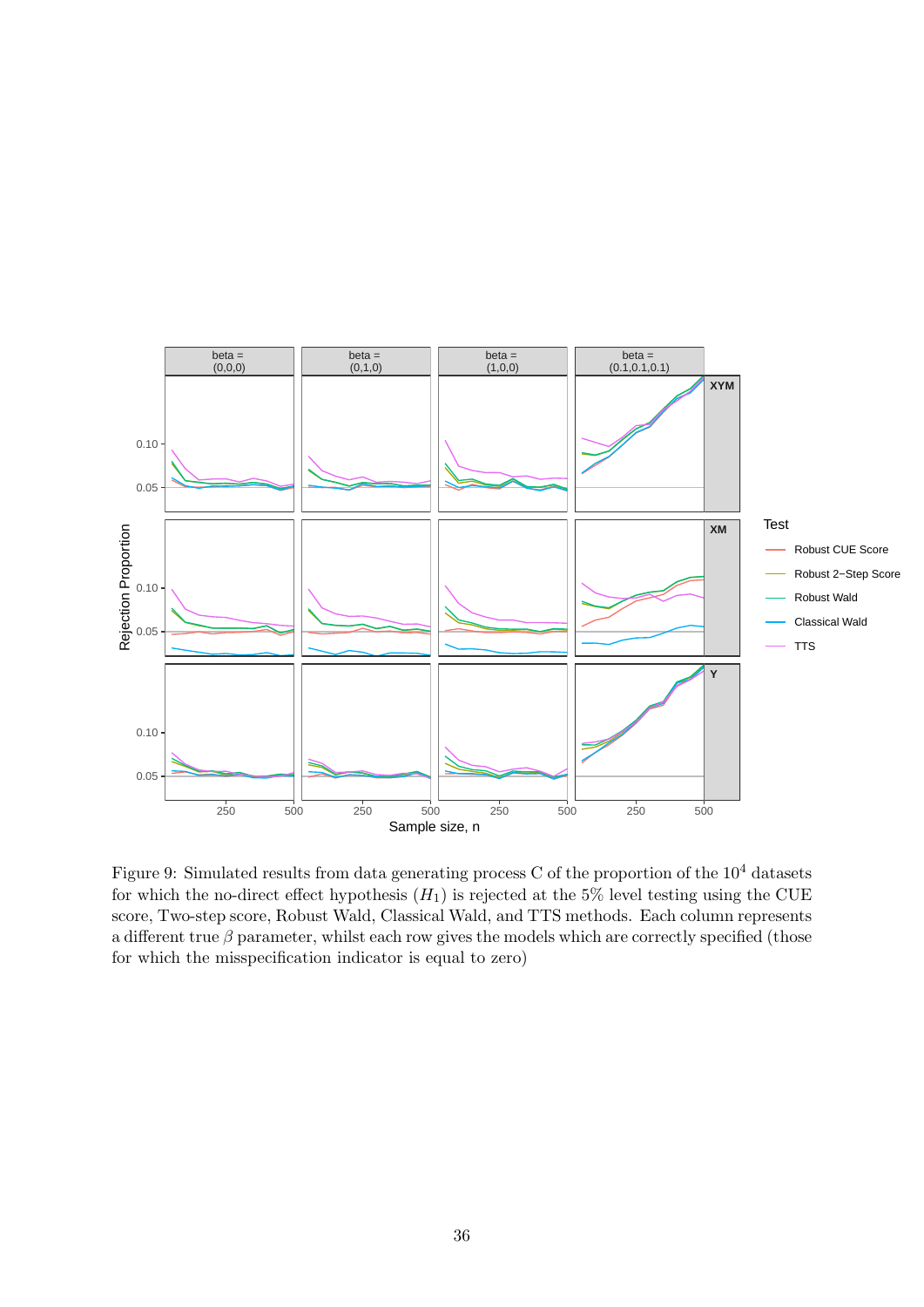Figure 9: Simulated results from data generating process C of the proportion of the $10^4$ datasets for which the no-direct effect hypothesis ($H_1$) is rejected at the 5% level testing using the CUE score, Two-step score, Robust Wald, Classical Wald, and TTS methods. Each column represents a different true $\beta$ parameter, whilst each row gives the models which are correctly specified (those for which the misspecification indicator is equal to zero)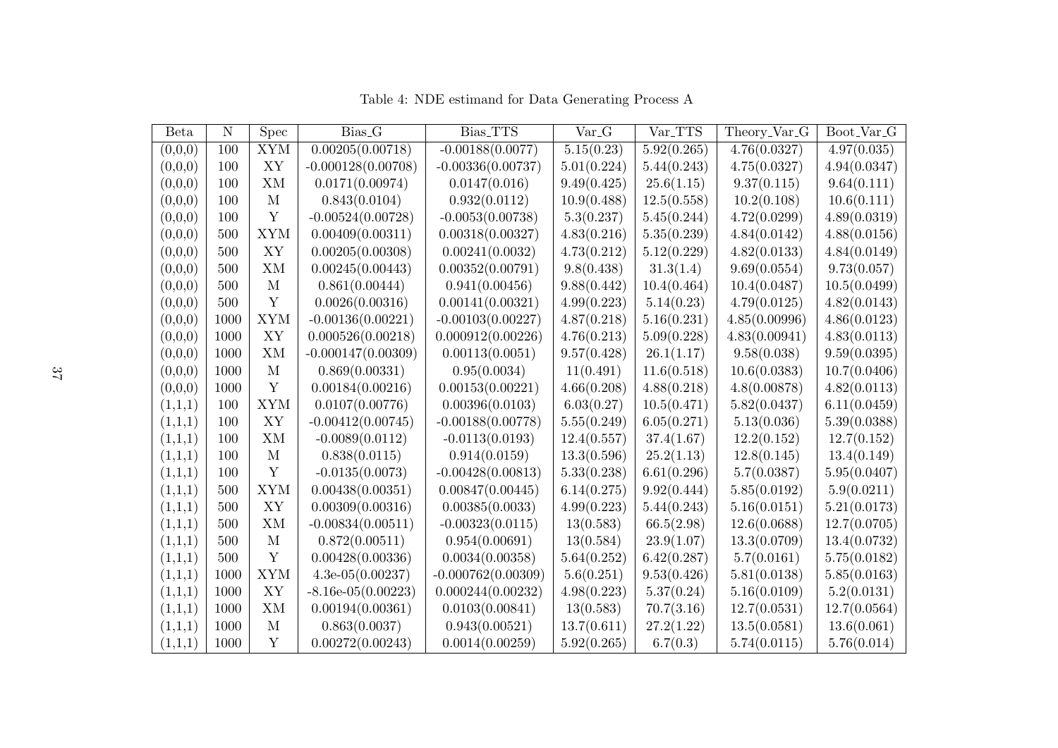Table 4: NDE estimand for Data Generating Process A

| Beta | N | Spec | Bias_G | Bias_TTS | Var_G | Var_TTS | Theory_Var_G | Boot_Var_G |
|---|---|---|---|---|---|---|---|---|
| (0,0,0) | 100 | XYM | 0.00205(0.00718) | -0.00188(0.0077) | 5.15(0.23) | 5.92(0.265) | 4.76(0.0327) | 4.97(0.035) |
| (0,0,0) | 100 | XY | -0.000128(0.00708) | -0.00336(0.00737) | 5.01(0.224) | 5.44(0.243) | 4.75(0.0327) | 4.94(0.0347) |
| (0,0,0) | 100 | XM | 0.0171(0.00974) | 0.0147(0.016) | 9.49(0.425) | 25.6(1.15) | 9.37(0.115) | 9.64(0.111) |
| (0,0,0) | 100 | M | 0.843(0.0104) | 0.932(0.0112) | 10.9(0.488) | 12.5(0.558) | 10.2(0.108) | 10.6(0.111) |
| (0,0,0) | 100 | Y | -0.00524(0.00728) | -0.0053(0.00738) | 5.3(0.237) | 5.45(0.244) | 4.72(0.0299) | 4.89(0.0319) |
| (0,0,0) | 500 | XYM | 0.00409(0.00311) | 0.00318(0.00327) | 4.83(0.216) | 5.35(0.239) | 4.84(0.0142) | 4.88(0.0156) |
| (0,0,0) | 500 | XY | 0.00205(0.00308) | 0.00241(0.0032) | 4.73(0.212) | 5.12(0.229) | 4.82(0.0133) | 4.84(0.0149) |
| (0,0,0) | 500 | XM | 0.00245(0.00443) | 0.00352(0.00791) | 9.8(0.438) | 31.3(1.4) | 9.69(0.0554) | 9.73(0.057) |
| (0,0,0) | 500 | M | 0.861(0.00444) | 0.941(0.00456) | 9.88(0.442) | 10.4(0.464) | 10.4(0.0487) | 10.5(0.0499) |
| (0,0,0) | 500 | Y | 0.0026(0.00316) | 0.00141(0.00321) | 4.99(0.223) | 5.14(0.23) | 4.79(0.0125) | 4.82(0.0143) |
| (0,0,0) | 1000 | XYM | -0.00136(0.00221) | -0.00103(0.00227) | 4.87(0.218) | 5.16(0.231) | 4.85(0.00996) | 4.86(0.0123) |
| (0,0,0) | 1000 | XY | 0.000526(0.00218) | 0.000912(0.00226) | 4.76(0.213) | 5.09(0.228) | 4.83(0.00941) | 4.83(0.0113) |
| (0,0,0) | 1000 | XM | -0.000147(0.00309) | 0.00113(0.0051) | 9.57(0.428) | 26.1(1.17) | 9.58(0.038) | 9.59(0.0395) |
| (0,0,0) | 1000 | M | 0.869(0.00331) | 0.95(0.0034) | 11(0.491) | 11.6(0.518) | 10.6(0.0383) | 10.7(0.0406) |
| (0,0,0) | 1000 | Y | 0.00184(0.00216) | 0.00153(0.00221) | 4.66(0.208) | 4.88(0.218) | 4.8(0.00878) | 4.82(0.0113) |
| (1,1,1) | 100 | XYM | 0.0107(0.00776) | 0.00396(0.0103) | 6.03(0.27) | 10.5(0.471) | 5.82(0.0437) | 6.11(0.0459) |
| (1,1,1) | 100 | XY | -0.00412(0.00745) | -0.00188(0.00778) | 5.55(0.249) | 6.05(0.271) | 5.13(0.036) | 5.39(0.0388) |
| (1,1,1) | 100 | XM | -0.0089(0.0112) | -0.0113(0.0193) | 12.4(0.557) | 37.4(1.67) | 12.2(0.152) | 12.7(0.152) |
| (1,1,1) | 100 | M | 0.838(0.0115) | 0.914(0.0159) | 13.3(0.596) | 25.2(1.13) | 12.8(0.145) | 13.4(0.149) |
| (1,1,1) | 100 | Y | -0.0135(0.0073) | -0.00428(0.00813) | 5.33(0.238) | 6.61(0.296) | 5.7(0.0387) | 5.95(0.0407) |
| (1,1,1) | 500 | XYM | 0.00438(0.00351) | 0.00847(0.00445) | 6.14(0.275) | 9.92(0.444) | 5.85(0.0192) | 5.9(0.0211) |
| (1,1,1) | 500 | XY | 0.00309(0.00316) | 0.00385(0.0033) | 4.99(0.223) | 5.44(0.243) | 5.16(0.0151) | 5.21(0.0173) |
| (1,1,1) | 500 | XM | -0.00834(0.00511) | -0.00323(0.0115) | 13(0.583) | 66.5(2.98) | 12.6(0.0688) | 12.7(0.0705) |
| (1,1,1) | 500 | M | 0.872(0.00511) | 0.954(0.00691) | 13(0.584) | 23.9(1.07) | 13.3(0.0709) | 13.4(0.0732) |
| (1,1,1) | 500 | Y | 0.00428(0.00336) | 0.0034(0.00358) | 5.64(0.252) | 6.42(0.287) | 5.7(0.0161) | 5.75(0.0182) |
| (1,1,1) | 1000 | XYM | 4.3e-05(0.00237) | -0.000762(0.00309) | 5.6(0.251) | 9.53(0.426) | 5.81(0.0138) | 5.85(0.0163) |
| (1,1,1) | 1000 | XY | -8.16e-05(0.00223) | 0.000244(0.00232) | 4.98(0.223) | 5.37(0.24) | 5.16(0.0109) | 5.2(0.0131) |
| (1,1,1) | 1000 | XM | 0.00194(0.00361) | 0.0103(0.00841) | 13(0.583) | 70.7(3.16) | 12.7(0.0531) | 12.7(0.0564) |
| (1,1,1) | 1000 | M | 0.863(0.0037) | 0.943(0.00521) | 13.7(0.611) | 27.2(1.22) | 13.5(0.0581) | 13.6(0.061) |
| (1,1,1) | 1000 | Y | 0.00272(0.00243) | 0.0014(0.00259) | 5.92(0.265) | 6.7(0.3) | 5.74(0.0115) | 5.76(0.014) |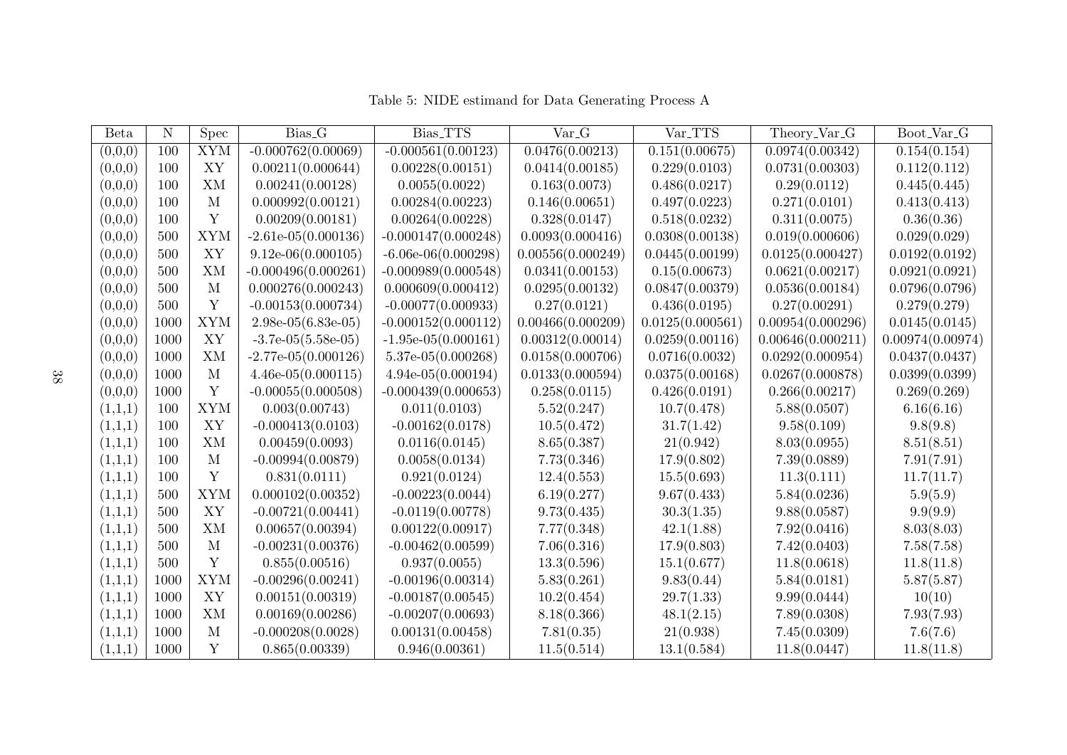Table 5: NIDE estimand for Data Generating Process A

| Beta | N | Spec | Bias_G | Bias_TTS | Var_G | Var_TTS | Theory_Var_G | Boot_Var_G |
|---|---|---|---|---|---|---|---|---|
| (0,0,0) | 100 | XYM | -0.000762(0.00069) | -0.000561(0.00123) | 0.0476(0.00213) | 0.151(0.00675) | 0.0974(0.00342) | 0.154(0.154) |
| (0,0,0) | 100 | XY | 0.00211(0.000644) | 0.00228(0.00151) | 0.0414(0.00185) | 0.229(0.0103) | 0.0731(0.00303) | 0.112(0.112) |
| (0,0,0) | 100 | XM | 0.00241(0.00128) | 0.0055(0.0022) | 0.163(0.0073) | 0.486(0.0217) | 0.29(0.0112) | 0.445(0.445) |
| (0,0,0) | 100 | M | 0.000992(0.00121) | 0.00284(0.00223) | 0.146(0.00651) | 0.497(0.0223) | 0.271(0.0101) | 0.413(0.413) |
| (0,0,0) | 100 | Y | 0.00209(0.00181) | 0.00264(0.00228) | 0.328(0.0147) | 0.518(0.0232) | 0.311(0.0075) | 0.36(0.36) |
| (0,0,0) | 500 | XYM | -2.61e-05(0.000136) | -0.000147(0.000248) | 0.0093(0.000416) | 0.0308(0.00138) | 0.019(0.000606) | 0.029(0.029) |
| (0,0,0) | 500 | XY | 9.12e-06(0.000105) | -6.06e-06(0.000298) | 0.00556(0.000249) | 0.0445(0.00199) | 0.0125(0.000427) | 0.0192(0.0192) |
| (0,0,0) | 500 | XM | -0.000496(0.000261) | -0.000989(0.000548) | 0.0341(0.00153) | 0.15(0.00673) | 0.0621(0.00217) | 0.0921(0.0921) |
| (0,0,0) | 500 | M | 0.000276(0.000243) | 0.000609(0.000412) | 0.0295(0.00132) | 0.0847(0.00379) | 0.0536(0.00184) | 0.0796(0.0796) |
| (0,0,0) | 500 | Y | -0.00153(0.000734) | -0.00077(0.000933) | 0.27(0.0121) | 0.436(0.0195) | 0.27(0.00291) | 0.279(0.279) |
| (0,0,0) | 1000 | XYM | 2.98e-05(6.83e-05) | -0.000152(0.000112) | 0.00466(0.000209) | 0.0125(0.000561) | 0.00954(0.000296) | 0.0145(0.0145) |
| (0,0,0) | 1000 | XY | -3.7e-05(5.58e-05) | -1.95e-05(0.000161) | 0.00312(0.00014) | 0.0259(0.00116) | 0.00646(0.000211) | 0.00974(0.00974) |
| (0,0,0) | 1000 | XM | -2.77e-05(0.000126) | 5.37e-05(0.000268) | 0.0158(0.000706) | 0.0716(0.0032) | 0.0292(0.000954) | 0.0437(0.0437) |
| (0,0,0) | 1000 | M | 4.46e-05(0.000115) | 4.94e-05(0.000194) | 0.0133(0.000594) | 0.0375(0.00168) | 0.0267(0.000878) | 0.0399(0.0399) |
| (0,0,0) | 1000 | Y | -0.00055(0.000508) | -0.000439(0.000653) | 0.258(0.0115) | 0.426(0.0191) | 0.266(0.00217) | 0.269(0.269) |
| (1,1,1) | 100 | XYM | 0.003(0.00743) | 0.011(0.0103) | 5.52(0.247) | 10.7(0.478) | 5.88(0.0507) | 6.16(6.16) |
| (1,1,1) | 100 | XY | -0.000413(0.0103) | -0.00162(0.0178) | 10.5(0.472) | 31.7(1.42) | 9.58(0.109) | 9.8(9.8) |
| (1,1,1) | 100 | XM | 0.00459(0.0093) | 0.0116(0.0145) | 8.65(0.387) | 21(0.942) | 8.03(0.0955) | 8.51(8.51) |
| (1,1,1) | 100 | M | -0.00994(0.00879) | 0.0058(0.0134) | 7.73(0.346) | 17.9(0.802) | 7.39(0.0889) | 7.91(7.91) |
| (1,1,1) | 100 | Y | 0.831(0.0111) | 0.921(0.0124) | 12.4(0.553) | 15.5(0.693) | 11.3(0.111) | 11.7(11.7) |
| (1,1,1) | 500 | XYM | 0.000102(0.00352) | -0.00223(0.0044) | 6.19(0.277) | 9.67(0.433) | 5.84(0.0236) | 5.9(5.9) |
| (1,1,1) | 500 | XY | -0.00721(0.00441) | -0.0119(0.00778) | 9.73(0.435) | 30.3(1.35) | 9.88(0.0587) | 9.9(9.9) |
| (1,1,1) | 500 | XM | 0.00657(0.00394) | 0.00122(0.00917) | 7.77(0.348) | 42.1(1.88) | 7.92(0.0416) | 8.03(8.03) |
| (1,1,1) | 500 | M | -0.00231(0.00376) | -0.00462(0.00599) | 7.06(0.316) | 17.9(0.803) | 7.42(0.0403) | 7.58(7.58) |
| (1,1,1) | 500 | Y | 0.855(0.00516) | 0.937(0.0055) | 13.3(0.596) | 15.1(0.677) | 11.8(0.0618) | 11.8(11.8) |
| (1,1,1) | 1000 | XYM | -0.00296(0.00241) | -0.00196(0.00314) | 5.83(0.261) | 9.83(0.44) | 5.84(0.0181) | 5.87(5.87) |
| (1,1,1) | 1000 | XY | 0.00151(0.00319) | -0.00187(0.00545) | 10.2(0.454) | 29.7(1.33) | 9.99(0.0444) | 10(10) |
| (1,1,1) | 1000 | XM | 0.00169(0.00286) | -0.00207(0.00693) | 8.18(0.366) | 48.1(2.15) | 7.89(0.0308) | 7.93(7.93) |
| (1,1,1) | 1000 | M | -0.000208(0.0028) | 0.00131(0.00458) | 7.81(0.35) | 21(0.938) | 7.45(0.0309) | 7.6(7.6) |
| (1,1,1) | 1000 | Y | 0.865(0.00339) | 0.946(0.00361) | 11.5(0.514) | 13.1(0.584) | 11.8(0.0447) | 11.8(11.8) |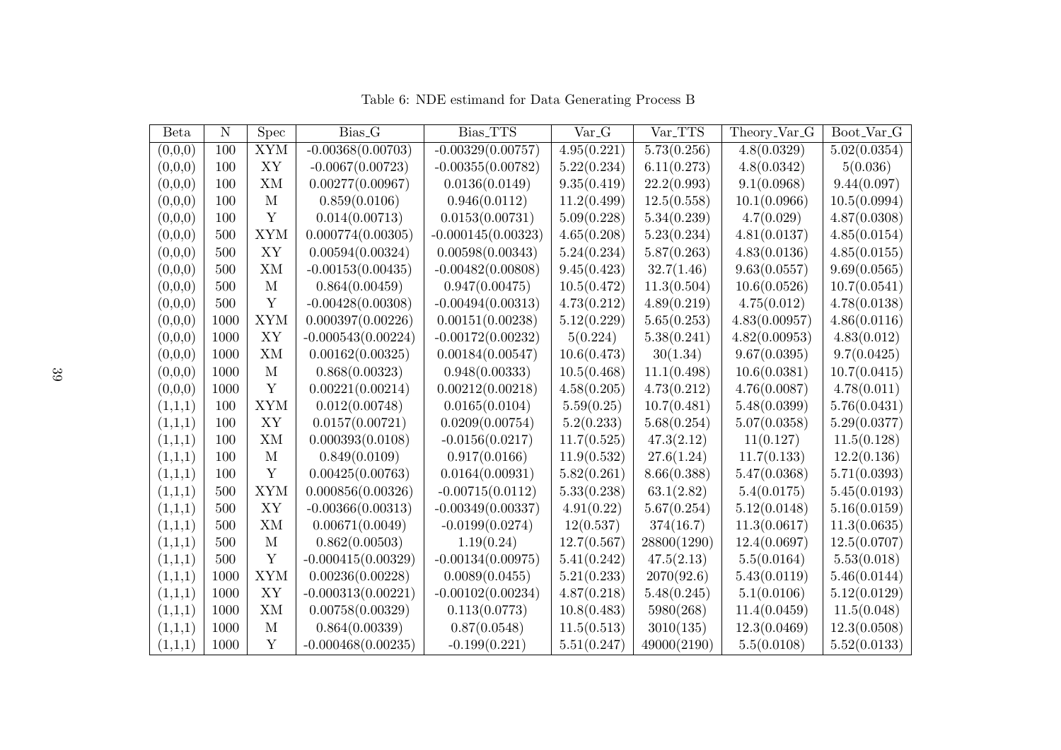Table 6: NDE estimand for Data Generating Process B

| Beta | N | Spec | Bias_G | Bias_TTS | Var_G | Var_TTS | Theory_Var_G | Boot_Var_G |
|---|---|---|---|---|---|---|---|---|
| (0,0,0) | 100 | XYM | -0.00368(0.00703) | -0.00329(0.00757) | 4.95(0.221) | 5.73(0.256) | 4.8(0.0329) | 5.02(0.0354) |
| (0,0,0) | 100 | XY | -0.0067(0.00723) | -0.00355(0.00782) | 5.22(0.234) | 6.11(0.273) | 4.8(0.0342) | 5(0.036) |
| (0,0,0) | 100 | XM | 0.00277(0.00967) | 0.0136(0.0149) | 9.35(0.419) | 22.2(0.993) | 9.1(0.0968) | 9.44(0.097) |
| (0,0,0) | 100 | M | 0.859(0.0106) | 0.946(0.0112) | 11.2(0.499) | 12.5(0.558) | 10.1(0.0966) | 10.5(0.0994) |
| (0,0,0) | 100 | Y | 0.014(0.00713) | 0.0153(0.00731) | 5.09(0.228) | 5.34(0.239) | 4.7(0.029) | 4.87(0.0308) |
| (0,0,0) | 500 | XYM | 0.000774(0.00305) | -0.000145(0.00323) | 4.65(0.208) | 5.23(0.234) | 4.81(0.0137) | 4.85(0.0154) |
| (0,0,0) | 500 | XY | 0.00594(0.00324) | 0.00598(0.00343) | 5.24(0.234) | 5.87(0.263) | 4.83(0.0136) | 4.85(0.0155) |
| (0,0,0) | 500 | XM | -0.00153(0.00435) | -0.00482(0.00808) | 9.45(0.423) | 32.7(1.46) | 9.63(0.0557) | 9.69(0.0565) |
| (0,0,0) | 500 | M | 0.864(0.00459) | 0.947(0.00475) | 10.5(0.472) | 11.3(0.504) | 10.6(0.0526) | 10.7(0.0541) |
| (0,0,0) | 500 | Y | -0.00428(0.00308) | -0.00494(0.00313) | 4.73(0.212) | 4.89(0.219) | 4.75(0.012) | 4.78(0.0138) |
| (0,0,0) | 1000 | XYM | 0.000397(0.00226) | 0.00151(0.00238) | 5.12(0.229) | 5.65(0.253) | 4.83(0.00957) | 4.86(0.0116) |
| (0,0,0) | 1000 | XY | -0.000543(0.00224) | -0.00172(0.00232) | 5(0.224) | 5.38(0.241) | 4.82(0.00953) | 4.83(0.012) |
| (0,0,0) | 1000 | XM | 0.00162(0.00325) | 0.00184(0.00547) | 10.6(0.473) | 30(1.34) | 9.67(0.0395) | 9.7(0.0425) |
| (0,0,0) | 1000 | M | 0.868(0.00323) | 0.948(0.00333) | 10.5(0.468) | 11.1(0.498) | 10.6(0.0381) | 10.7(0.0415) |
| (0,0,0) | 1000 | Y | 0.00221(0.00214) | 0.00212(0.00218) | 4.58(0.205) | 4.73(0.212) | 4.76(0.0087) | 4.78(0.011) |
| (1,1,1) | 100 | XYM | 0.012(0.00748) | 0.0165(0.0104) | 5.59(0.25) | 10.7(0.481) | 5.48(0.0399) | 5.76(0.0431) |
| (1,1,1) | 100 | XY | 0.0157(0.00721) | 0.0209(0.00754) | 5.2(0.233) | 5.68(0.254) | 5.07(0.0358) | 5.29(0.0377) |
| (1,1,1) | 100 | XM | 0.000393(0.0108) | -0.0156(0.0217) | 11.7(0.525) | 47.3(2.12) | 11(0.127) | 11.5(0.128) |
| (1,1,1) | 100 | M | 0.849(0.0109) | 0.917(0.0166) | 11.9(0.532) | 27.6(1.24) | 11.7(0.133) | 12.2(0.136) |
| (1,1,1) | 100 | Y | 0.00425(0.00763) | 0.0164(0.00931) | 5.82(0.261) | 8.66(0.388) | 5.47(0.0368) | 5.71(0.0393) |
| (1,1,1) | 500 | XYM | 0.000856(0.00326) | -0.00715(0.0112) | 5.33(0.238) | 63.1(2.82) | 5.4(0.0175) | 5.45(0.0193) |
| (1,1,1) | 500 | XY | -0.00366(0.00313) | -0.00349(0.00337) | 4.91(0.22) | 5.67(0.254) | 5.12(0.0148) | 5.16(0.0159) |
| (1,1,1) | 500 | XM | 0.00671(0.0049) | -0.0199(0.0274) | 12(0.537) | 374(16.7) | 11.3(0.0617) | 11.3(0.0635) |
| (1,1,1) | 500 | M | 0.862(0.00503) | 1.19(0.24) | 12.7(0.567) | 28800(1290) | 12.4(0.0697) | 12.5(0.0707) |
| (1,1,1) | 500 | Y | -0.000415(0.00329) | -0.00134(0.00975) | 5.41(0.242) | 47.5(2.13) | 5.5(0.0164) | 5.53(0.018) |
| (1,1,1) | 1000 | XYM | 0.00236(0.00228) | 0.0089(0.0455) | 5.21(0.233) | 2070(92.6) | 5.43(0.0119) | 5.46(0.0144) |
| (1,1,1) | 1000 | XY | -0.000313(0.00221) | -0.00102(0.00234) | 4.87(0.218) | 5.48(0.245) | 5.1(0.0106) | 5.12(0.0129) |
| (1,1,1) | 1000 | XM | 0.00758(0.00329) | 0.113(0.0773) | 10.8(0.483) | 5980(268) | 11.4(0.0459) | 11.5(0.048) |
| (1,1,1) | 1000 | M | 0.864(0.00339) | 0.87(0.0548) | 11.5(0.513) | 3010(135) | 12.3(0.0469) | 12.3(0.0508) |
| (1,1,1) | 1000 | Y | -0.000468(0.00235) | -0.199(0.221) | 5.51(0.247) | 49000(2190) | 5.5(0.0108) | 5.52(0.0133) |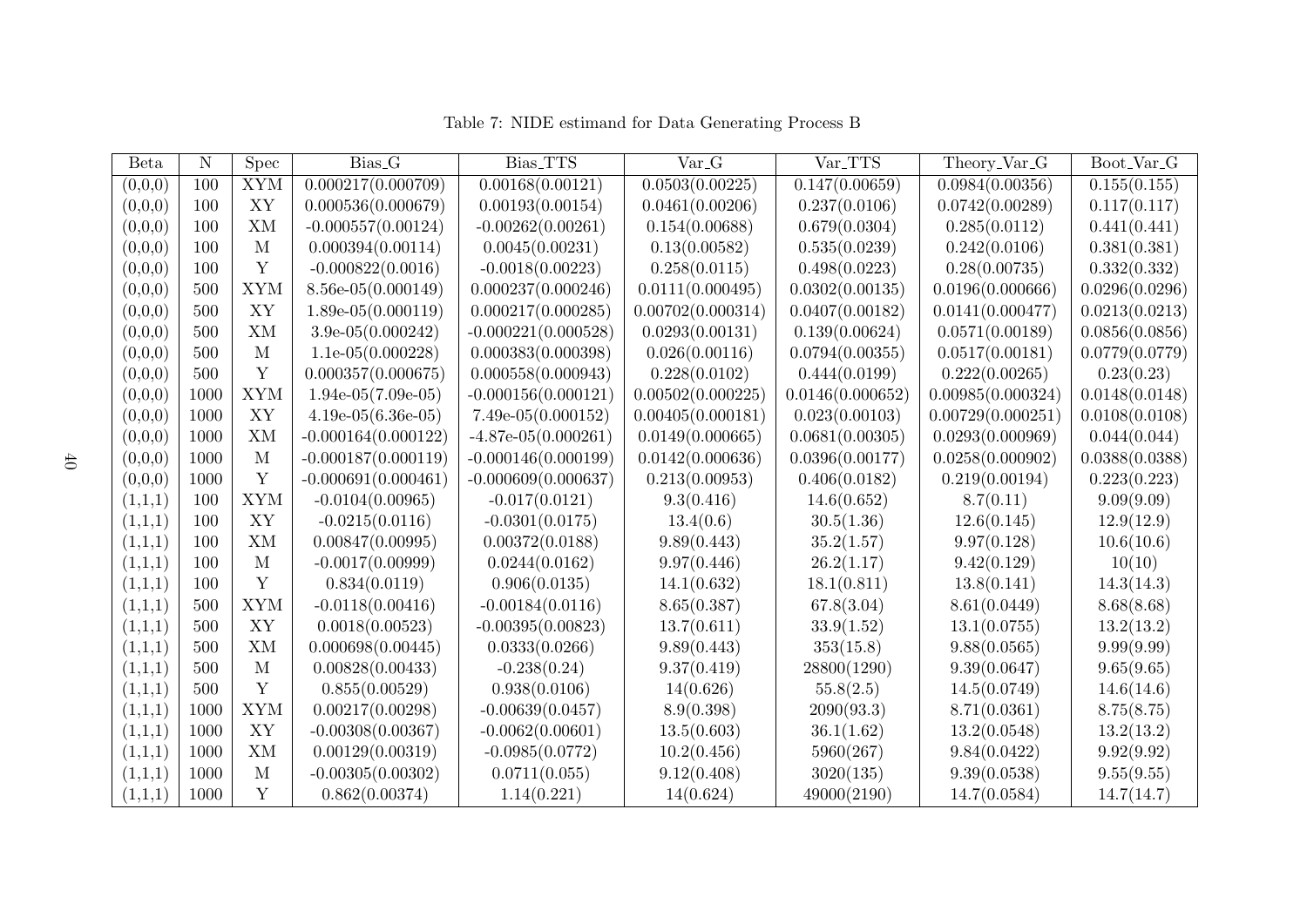Table 7: NIDE estimand for Data Generating Process B

| Beta | N | Spec | Bias_G | Bias_TTS | Var_G | Var_TTS | Theory_Var_G | Boot_Var_G |
|---|---|---|---|---|---|---|---|---|
| (0,0,0) | 100 | XYM | 0.000217(0.000709) | 0.00168(0.00121) | 0.0503(0.00225) | 0.147(0.00659) | 0.0984(0.00356) | 0.155(0.155) |
| (0,0,0) | 100 | XY | 0.000536(0.000679) | 0.00193(0.00154) | 0.0461(0.00206) | 0.237(0.0106) | 0.0742(0.00289) | 0.117(0.117) |
| (0,0,0) | 100 | XM | -0.000557(0.00124) | -0.00262(0.00261) | 0.154(0.00688) | 0.679(0.0304) | 0.285(0.0112) | 0.441(0.441) |
| (0,0,0) | 100 | M | 0.000394(0.00114) | 0.0045(0.00231) | 0.13(0.00582) | 0.535(0.0239) | 0.242(0.0106) | 0.381(0.381) |
| (0,0,0) | 100 | Y | -0.000822(0.0016) | -0.0018(0.00223) | 0.258(0.0115) | 0.498(0.0223) | 0.28(0.00735) | 0.332(0.332) |
| (0,0,0) | 500 | XYM | 8.56e-05(0.000149) | 0.000237(0.000246) | 0.0111(0.000495) | 0.0302(0.00135) | 0.0196(0.000666) | 0.0296(0.0296) |
| (0,0,0) | 500 | XY | 1.89e-05(0.000119) | 0.000217(0.000285) | 0.00702(0.000314) | 0.0407(0.00182) | 0.0141(0.000477) | 0.0213(0.0213) |
| (0,0,0) | 500 | XM | 3.9e-05(0.000242) | -0.000221(0.000528) | 0.0293(0.00131) | 0.139(0.00624) | 0.0571(0.00189) | 0.0856(0.0856) |
| (0,0,0) | 500 | M | 1.1e-05(0.000228) | 0.000383(0.000398) | 0.026(0.00116) | 0.0794(0.00355) | 0.0517(0.00181) | 0.0779(0.0779) |
| (0,0,0) | 500 | Y | 0.000357(0.000675) | 0.000558(0.000943) | 0.228(0.0102) | 0.444(0.0199) | 0.222(0.00265) | 0.23(0.23) |
| (0,0,0) | 1000 | XYM | 1.94e-05(7.09e-05) | -0.000156(0.000121) | 0.00502(0.000225) | 0.0146(0.000652) | 0.00985(0.000324) | 0.0148(0.0148) |
| (0,0,0) | 1000 | XY | 4.19e-05(6.36e-05) | 7.49e-05(0.000152) | 0.00405(0.000181) | 0.023(0.00103) | 0.00729(0.000251) | 0.0108(0.0108) |
| (0,0,0) | 1000 | XM | -0.000164(0.000122) | -4.87e-05(0.000261) | 0.0149(0.000665) | 0.0681(0.00305) | 0.0293(0.000969) | 0.044(0.044) |
| (0,0,0) | 1000 | M | -0.000187(0.000119) | -0.000146(0.000199) | 0.0142(0.000636) | 0.0396(0.00177) | 0.0258(0.000902) | 0.0388(0.0388) |
| (0,0,0) | 1000 | Y | -0.000691(0.000461) | -0.000609(0.000637) | 0.213(0.00953) | 0.406(0.0182) | 0.219(0.00194) | 0.223(0.223) |
| (1,1,1) | 100 | XYM | -0.0104(0.00965) | -0.017(0.0121) | 9.3(0.416) | 14.6(0.652) | 8.7(0.11) | 9.09(9.09) |
| (1,1,1) | 100 | XY | -0.0215(0.0116) | -0.0301(0.0175) | 13.4(0.6) | 30.5(1.36) | 12.6(0.145) | 12.9(12.9) |
| (1,1,1) | 100 | XM | 0.00847(0.00995) | 0.00372(0.0188) | 9.89(0.443) | 35.2(1.57) | 9.97(0.128) | 10.6(10.6) |
| (1,1,1) | 100 | M | -0.0017(0.00999) | 0.0244(0.0162) | 9.97(0.446) | 26.2(1.17) | 9.42(0.129) | 10(10) |
| (1,1,1) | 100 | Y | 0.834(0.0119) | 0.906(0.0135) | 14.1(0.632) | 18.1(0.811) | 13.8(0.141) | 14.3(14.3) |
| (1,1,1) | 500 | XYM | -0.0118(0.00416) | -0.00184(0.0116) | 8.65(0.387) | 67.8(3.04) | 8.61(0.0449) | 8.68(8.68) |
| (1,1,1) | 500 | XY | 0.0018(0.00523) | -0.00395(0.00823) | 13.7(0.611) | 33.9(1.52) | 13.1(0.0755) | 13.2(13.2) |
| (1,1,1) | 500 | XM | 0.000698(0.00445) | 0.0333(0.0266) | 9.89(0.443) | 353(15.8) | 9.88(0.0565) | 9.99(9.99) |
| (1,1,1) | 500 | M | 0.00828(0.00433) | -0.238(0.24) | 9.37(0.419) | 28800(1290) | 9.39(0.0647) | 9.65(9.65) |
| (1,1,1) | 500 | Y | 0.855(0.00529) | 0.938(0.0106) | 14(0.626) | 55.8(2.5) | 14.5(0.0749) | 14.6(14.6) |
| (1,1,1) | 1000 | XYM | 0.00217(0.00298) | -0.00639(0.0457) | 8.9(0.398) | 2090(93.3) | 8.71(0.0361) | 8.75(8.75) |
| (1,1,1) | 1000 | XY | -0.00308(0.00367) | -0.0062(0.00601) | 13.5(0.603) | 36.1(1.62) | 13.2(0.0548) | 13.2(13.2) |
| (1,1,1) | 1000 | XM | 0.00129(0.00319) | -0.0985(0.0772) | 10.2(0.456) | 5960(267) | 9.84(0.0422) | 9.92(9.92) |
| (1,1,1) | 1000 | M | -0.00305(0.00302) | 0.0711(0.055) | 9.12(0.408) | 3020(135) | 9.39(0.0538) | 9.55(9.55) |
| (1,1,1) | 1000 | Y | 0.862(0.00374) | 1.14(0.221) | 14(0.624) | 49000(2190) | 14.7(0.0584) | 14.7(14.7) |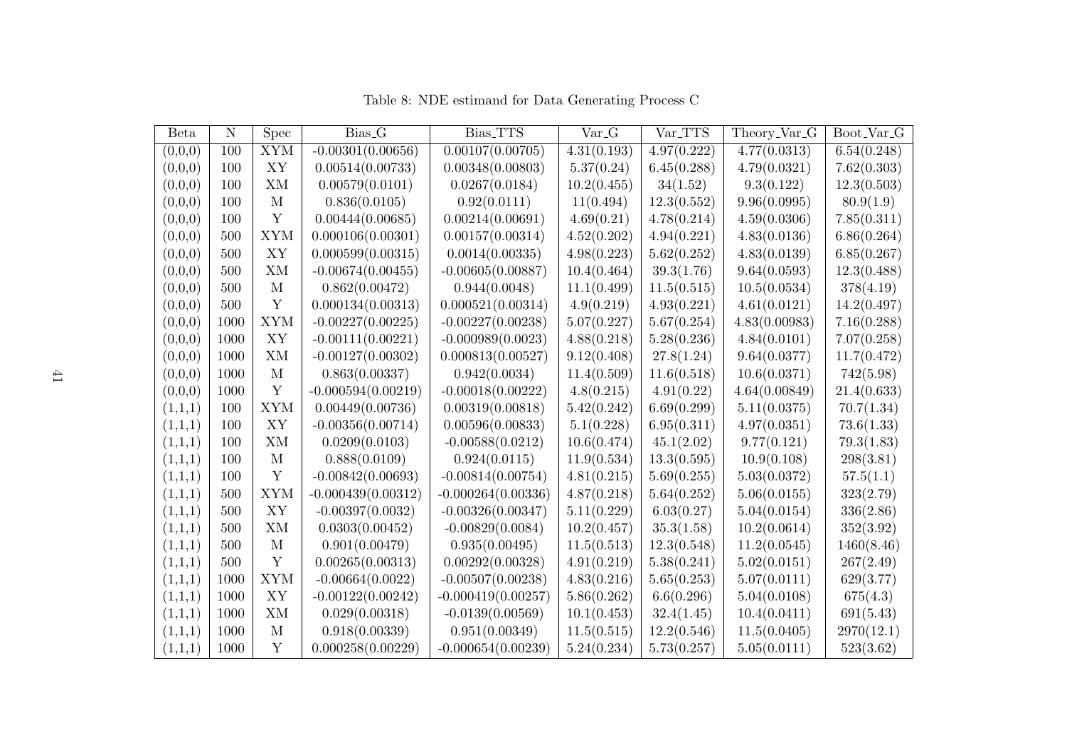Table 8: NDE estimand for Data Generating Process C

| Beta | N | Spec | Bias_G | Bias_TTS | Var_G | Var_TTS | Theory_Var_G | Boot_Var_G |
|---|---|---|---|---|---|---|---|---|
| (0,0,0) | 100 | XYM | -0.00301(0.00656) | 0.00107(0.00705) | 4.31(0.193) | 4.97(0.222) | 4.77(0.0313) | 6.54(0.248) |
| (0,0,0) | 100 | XY | 0.00514(0.00733) | 0.00348(0.00803) | 5.37(0.24) | 6.45(0.288) | 4.79(0.0321) | 7.62(0.303) |
| (0,0,0) | 100 | XM | 0.00579(0.0101) | 0.0267(0.0184) | 10.2(0.455) | 34(1.52) | 9.3(0.122) | 12.3(0.503) |
| (0,0,0) | 100 | M | 0.836(0.0105) | 0.92(0.0111) | 11(0.494) | 12.3(0.552) | 9.96(0.0995) | 80.9(1.9) |
| (0,0,0) | 100 | Y | 0.00444(0.00685) | 0.00214(0.00691) | 4.69(0.21) | 4.78(0.214) | 4.59(0.0306) | 7.85(0.311) |
| (0,0,0) | 500 | XYM | 0.000106(0.00301) | 0.00157(0.00314) | 4.52(0.202) | 4.94(0.221) | 4.83(0.0136) | 6.86(0.264) |
| (0,0,0) | 500 | XY | 0.000599(0.00315) | 0.0014(0.00335) | 4.98(0.223) | 5.62(0.252) | 4.83(0.0139) | 6.85(0.267) |
| (0,0,0) | 500 | XM | -0.00674(0.00455) | -0.00605(0.00887) | 10.4(0.464) | 39.3(1.76) | 9.64(0.0593) | 12.3(0.488) |
| (0,0,0) | 500 | M | 0.862(0.00472) | 0.944(0.0048) | 11.1(0.499) | 11.5(0.515) | 10.5(0.0534) | 378(4.19) |
| (0,0,0) | 500 | Y | 0.000134(0.00313) | 0.000521(0.00314) | 4.9(0.219) | 4.93(0.221) | 4.61(0.0121) | 14.2(0.497) |
| (0,0,0) | 1000 | XYM | -0.00227(0.00225) | -0.00227(0.00238) | 5.07(0.227) | 5.67(0.254) | 4.83(0.00983) | 7.16(0.288) |
| (0,0,0) | 1000 | XY | -0.00111(0.00221) | -0.000989(0.0023) | 4.88(0.218) | 5.28(0.236) | 4.84(0.0101) | 7.07(0.258) |
| (0,0,0) | 1000 | XM | -0.00127(0.00302) | 0.000813(0.00527) | 9.12(0.408) | 27.8(1.24) | 9.64(0.0377) | 11.7(0.472) |
| (0,0,0) | 1000 | M | 0.863(0.00337) | 0.942(0.0034) | 11.4(0.509) | 11.6(0.518) | 10.6(0.0371) | 742(5.98) |
| (0,0,0) | 1000 | Y | -0.000594(0.00219) | -0.00018(0.00222) | 4.8(0.215) | 4.91(0.22) | 4.64(0.00849) | 21.4(0.633) |
| (1,1,1) | 100 | XYM | 0.00449(0.00736) | 0.00319(0.00818) | 5.42(0.242) | 6.69(0.299) | 5.11(0.0375) | 70.7(1.34) |
| (1,1,1) | 100 | XY | -0.00356(0.00714) | 0.00596(0.00833) | 5.1(0.228) | 6.95(0.311) | 4.97(0.0351) | 73.6(1.33) |
| (1,1,1) | 100 | XM | 0.0209(0.0103) | -0.00588(0.0212) | 10.6(0.474) | 45.1(2.02) | 9.77(0.121) | 79.3(1.83) |
| (1,1,1) | 100 | M | 0.888(0.0109) | 0.924(0.0115) | 11.9(0.534) | 13.3(0.595) | 10.9(0.108) | 298(3.81) |
| (1,1,1) | 100 | Y | -0.00842(0.00693) | -0.00814(0.00754) | 4.81(0.215) | 5.69(0.255) | 5.03(0.0372) | 57.5(1.1) |
| (1,1,1) | 500 | XYM | -0.000439(0.00312) | -0.000264(0.00336) | 4.87(0.218) | 5.64(0.252) | 5.06(0.0155) | 323(2.79) |
| (1,1,1) | 500 | XY | -0.00397(0.0032) | -0.00326(0.00347) | 5.11(0.229) | 6.03(0.27) | 5.04(0.0154) | 336(2.86) |
| (1,1,1) | 500 | XM | 0.0303(0.00452) | -0.00829(0.0084) | 10.2(0.457) | 35.3(1.58) | 10.2(0.0614) | 352(3.92) |
| (1,1,1) | 500 | M | 0.901(0.00479) | 0.935(0.00495) | 11.5(0.513) | 12.3(0.548) | 11.2(0.0545) | 1460(8.46) |
| (1,1,1) | 500 | Y | 0.00265(0.00313) | 0.00292(0.00328) | 4.91(0.219) | 5.38(0.241) | 5.02(0.0151) | 267(2.49) |
| (1,1,1) | 1000 | XYM | -0.00664(0.0022) | -0.00507(0.00238) | 4.83(0.216) | 5.65(0.253) | 5.07(0.0111) | 629(3.77) |
| (1,1,1) | 1000 | XY | -0.00122(0.00242) | -0.000419(0.00257) | 5.86(0.262) | 6.6(0.296) | 5.04(0.0108) | 675(4.3) |
| (1,1,1) | 1000 | XM | 0.029(0.00318) | -0.0139(0.00569) | 10.1(0.453) | 32.4(1.45) | 10.4(0.0411) | 691(5.43) |
| (1,1,1) | 1000 | M | 0.918(0.00339) | 0.951(0.00349) | 11.5(0.515) | 12.2(0.546) | 11.5(0.0405) | 2970(12.1) |
| (1,1,1) | 1000 | Y | 0.000258(0.00229) | -0.000654(0.00239) | 5.24(0.234) | 5.73(0.257) | 5.05(0.0111) | 523(3.62) |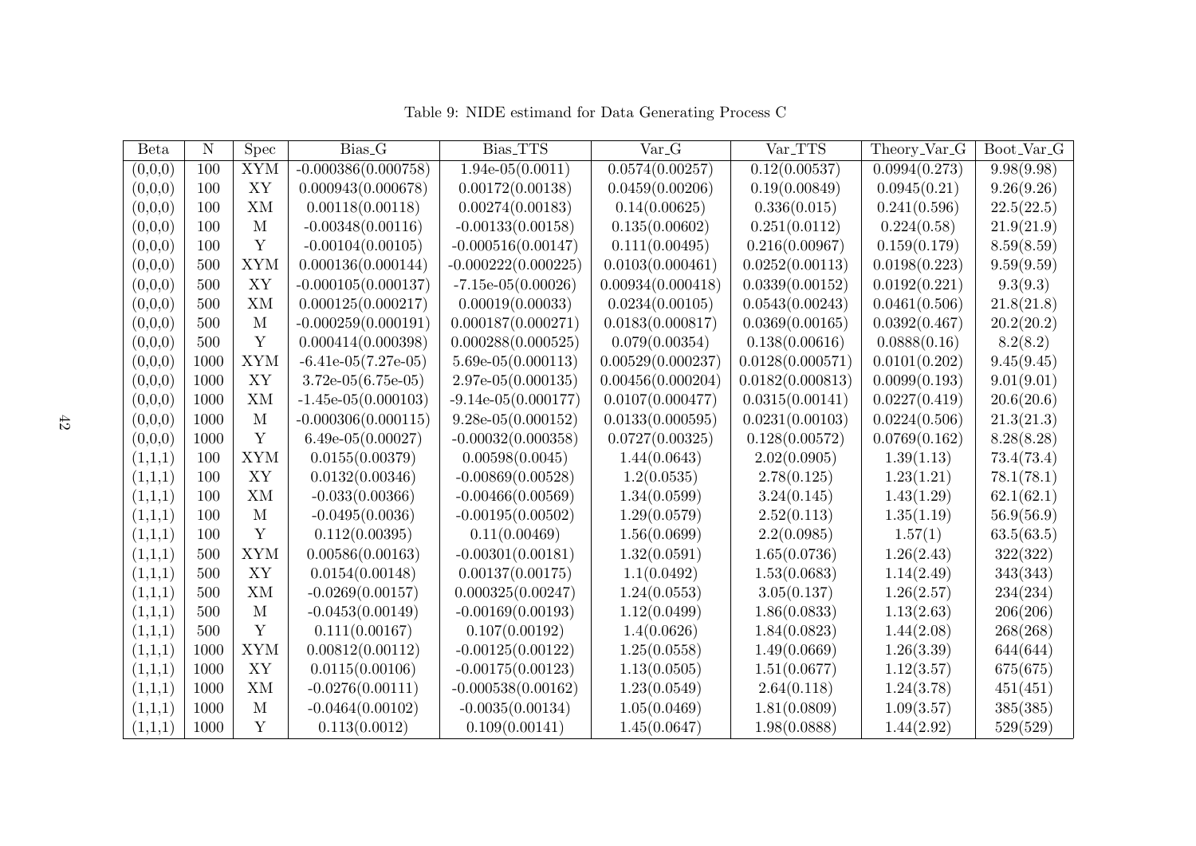Table 9: NIDE estimand for Data Generating Process C

| Beta | N | Spec | Bias_G | Bias_TTS | Var_G | Var_TTS | Theory_Var_G | Boot_Var_G |
|---|---|---|---|---|---|---|---|---|
| (0,0,0) | 100 | XYM | -0.000386(0.000758) | 1.94e-05(0.0011) | 0.0574(0.00257) | 0.12(0.00537) | 0.0994(0.273) | 9.98(9.98) |
| (0,0,0) | 100 | XY | 0.000943(0.000678) | 0.00172(0.00138) | 0.0459(0.00206) | 0.19(0.00849) | 0.0945(0.21) | 9.26(9.26) |
| (0,0,0) | 100 | XM | 0.00118(0.00118) | 0.00274(0.00183) | 0.14(0.00625) | 0.336(0.015) | 0.241(0.596) | 22.5(22.5) |
| (0,0,0) | 100 | M | -0.00348(0.00116) | -0.00133(0.00158) | 0.135(0.00602) | 0.251(0.0112) | 0.224(0.58) | 21.9(21.9) |
| (0,0,0) | 100 | Y | -0.00104(0.00105) | -0.000516(0.00147) | 0.111(0.00495) | 0.216(0.00967) | 0.159(0.179) | 8.59(8.59) |
| (0,0,0) | 500 | XYM | 0.000136(0.000144) | -0.000222(0.000225) | 0.0103(0.000461) | 0.0252(0.00113) | 0.0198(0.223) | 9.59(9.59) |
| (0,0,0) | 500 | XY | -0.000105(0.000137) | -7.15e-05(0.00026) | 0.00934(0.000418) | 0.0339(0.00152) | 0.0192(0.221) | 9.3(9.3) |
| (0,0,0) | 500 | XM | 0.000125(0.000217) | 0.00019(0.00033) | 0.0234(0.00105) | 0.0543(0.00243) | 0.0461(0.506) | 21.8(21.8) |
| (0,0,0) | 500 | M | -0.000259(0.000191) | 0.000187(0.000271) | 0.0183(0.000817) | 0.0369(0.00165) | 0.0392(0.467) | 20.2(20.2) |
| (0,0,0) | 500 | Y | 0.000414(0.000398) | 0.000288(0.000525) | 0.079(0.00354) | 0.138(0.00616) | 0.0888(0.16) | 8.2(8.2) |
| (0,0,0) | 1000 | XYM | -6.41e-05(7.27e-05) | 5.69e-05(0.000113) | 0.00529(0.000237) | 0.0128(0.000571) | 0.0101(0.202) | 9.45(9.45) |
| (0,0,0) | 1000 | XY | 3.72e-05(6.75e-05) | 2.97e-05(0.000135) | 0.00456(0.000204) | 0.0182(0.000813) | 0.0099(0.193) | 9.01(9.01) |
| (0,0,0) | 1000 | XM | -1.45e-05(0.000103) | -9.14e-05(0.000177) | 0.0107(0.000477) | 0.0315(0.00141) | 0.0227(0.419) | 20.6(20.6) |
| (0,0,0) | 1000 | M | -0.000306(0.000115) | 9.28e-05(0.000152) | 0.0133(0.000595) | 0.0231(0.00103) | 0.0224(0.506) | 21.3(21.3) |
| (0,0,0) | 1000 | Y | 6.49e-05(0.00027) | -0.00032(0.000358) | 0.0727(0.00325) | 0.128(0.00572) | 0.0769(0.162) | 8.28(8.28) |
| (1,1,1) | 100 | XYM | 0.0155(0.00379) | 0.00598(0.0045) | 1.44(0.0643) | 2.02(0.0905) | 1.39(1.13) | 73.4(73.4) |
| (1,1,1) | 100 | XY | 0.0132(0.00346) | -0.00869(0.00528) | 1.2(0.0535) | 2.78(0.125) | 1.23(1.21) | 78.1(78.1) |
| (1,1,1) | 100 | XM | -0.033(0.00366) | -0.00466(0.00569) | 1.34(0.0599) | 3.24(0.145) | 1.43(1.29) | 62.1(62.1) |
| (1,1,1) | 100 | M | -0.0495(0.0036) | -0.00195(0.00502) | 1.29(0.0579) | 2.52(0.113) | 1.35(1.19) | 56.9(56.9) |
| (1,1,1) | 100 | Y | 0.112(0.00395) | 0.11(0.00469) | 1.56(0.0699) | 2.2(0.0985) | 1.57(1) | 63.5(63.5) |
| (1,1,1) | 500 | XYM | 0.00586(0.00163) | -0.00301(0.00181) | 1.32(0.0591) | 1.65(0.0736) | 1.26(2.43) | 322(322) |
| (1,1,1) | 500 | XY | 0.0154(0.00148) | 0.00137(0.00175) | 1.1(0.0492) | 1.53(0.0683) | 1.14(2.49) | 343(343) |
| (1,1,1) | 500 | XM | -0.0269(0.00157) | 0.000325(0.00247) | 1.24(0.0553) | 3.05(0.137) | 1.26(2.57) | 234(234) |
| (1,1,1) | 500 | M | -0.0453(0.00149) | -0.00169(0.00193) | 1.12(0.0499) | 1.86(0.0833) | 1.13(2.63) | 206(206) |
| (1,1,1) | 500 | Y | 0.111(0.00167) | 0.107(0.00192) | 1.4(0.0626) | 1.84(0.0823) | 1.44(2.08) | 268(268) |
| (1,1,1) | 1000 | XYM | 0.00812(0.00112) | -0.00125(0.00122) | 1.25(0.0558) | 1.49(0.0669) | 1.26(3.39) | 644(644) |
| (1,1,1) | 1000 | XY | 0.0115(0.00106) | -0.00175(0.00123) | 1.13(0.0505) | 1.51(0.0677) | 1.12(3.57) | 675(675) |
| (1,1,1) | 1000 | XM | -0.0276(0.00111) | -0.000538(0.00162) | 1.23(0.0549) | 2.64(0.118) | 1.24(3.78) | 451(451) |
| (1,1,1) | 1000 | M | -0.0464(0.00102) | -0.0035(0.00134) | 1.05(0.0469) | 1.81(0.0809) | 1.09(3.57) | 385(385) |
| (1,1,1) | 1000 | Y | 0.113(0.0012) | 0.109(0.00141) | 1.45(0.0647) | 1.98(0.0888) | 1.44(2.92) | 529(529) |